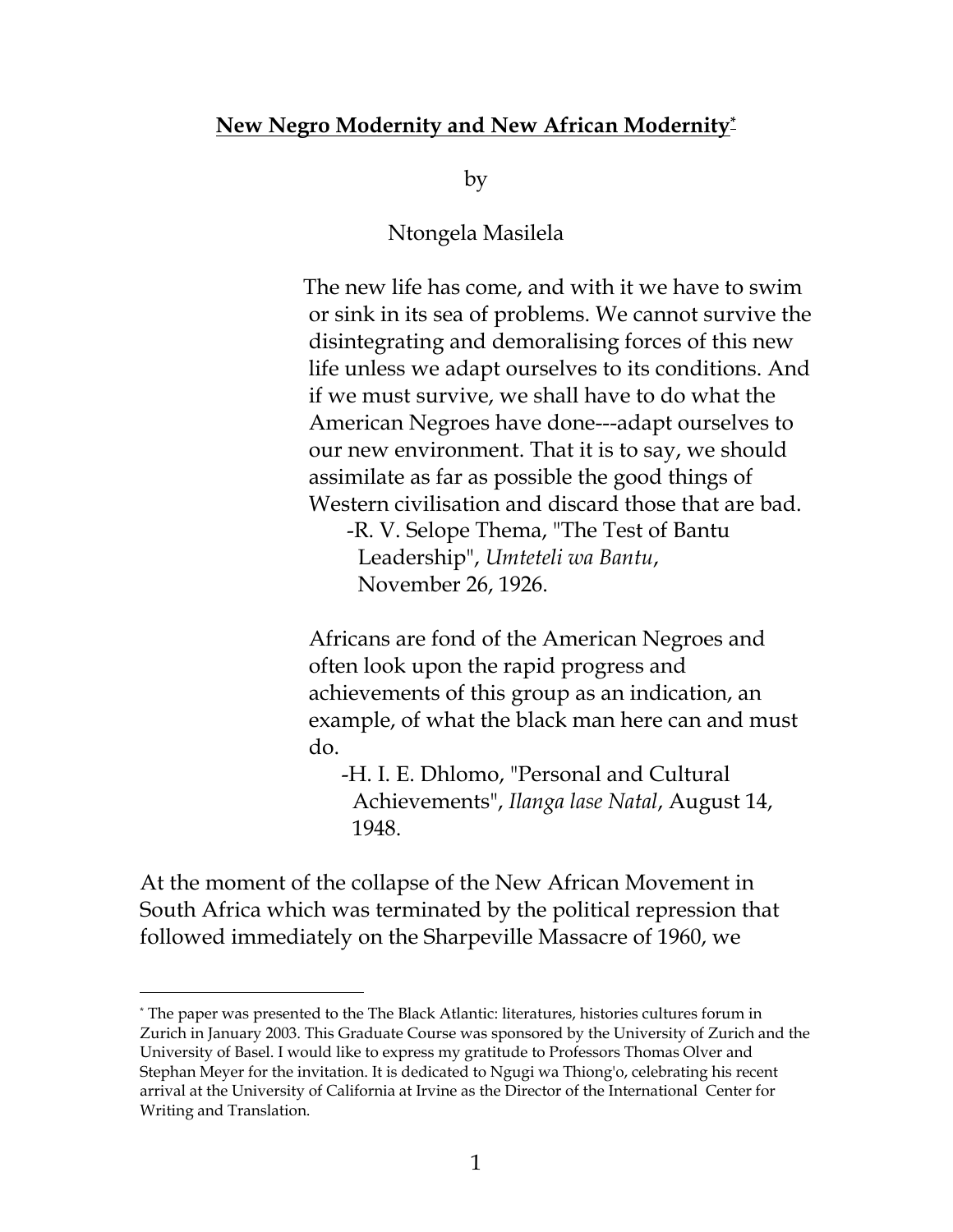# **New Negro Modernity and New African Modernity**[*]

by

Ntongela Masilela

> The new life has come, and with it we have to swim or sink in its sea of problems. We cannot survive the disintegrating and demoralising forces of this new life unless we adapt ourselves to its conditions. And if we must survive, we shall have to do what the American Negroes have done---adapt ourselves to our new environment. That it is to say, we should assimilate as far as possible the good things of Western civilisation and discard those that are bad.
>
> -R. V. Selope Thema, "The Test of Bantu Leadership", *Umteteli wa Bantu*, November 26, 1926.

> Africans are fond of the American Negroes and often look upon the rapid progress and achievements of this group as an indication, an example, of what the black man here can and must do.
>
> -H. I. E. Dhlomo, "Personal and Cultural Achievements", *Ilanga lase Natal*, August 14, 1948.

At the moment of the collapse of the New African Movement in South Africa which was terminated by the political repression that followed immediately on the Sharpeville Massacre of 1960, we

---

[*] The paper was presented to the The Black Atlantic: literatures, histories cultures forum in Zurich in January 2003. This Graduate Course was sponsored by the University of Zurich and the University of Basel. I would like to express my gratitude to Professors Thomas Olver and Stephan Meyer for the invitation. It is dedicated to Ngugi wa Thiong'o, celebrating his recent arrival at the University of California at Irvine as the Director of the International Center for Writing and Translation.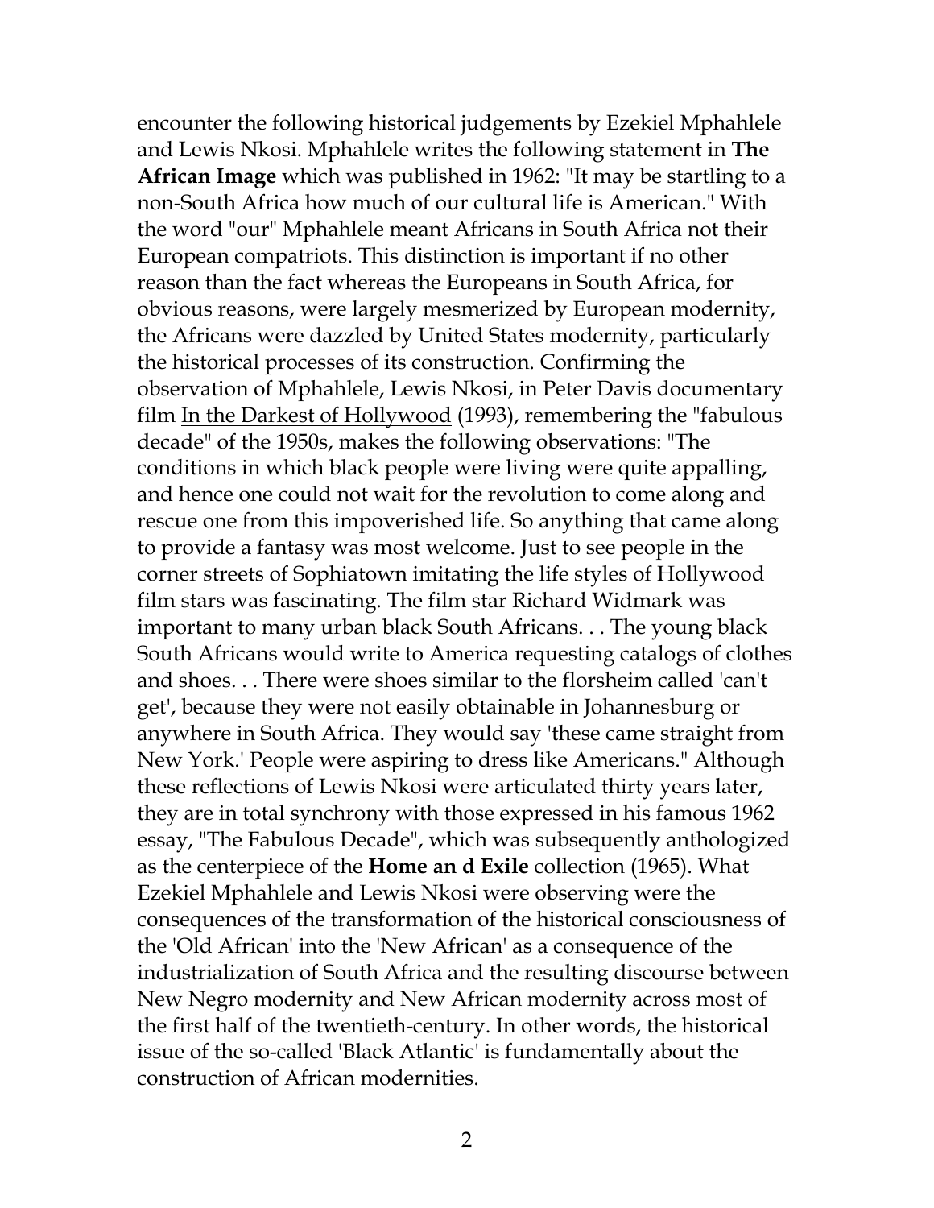encounter the following historical judgements by Ezekiel Mphahlele and Lewis Nkosi. Mphahlele writes the following statement in **The African Image** which was published in 1962: "It may be startling to a non-South Africa how much of our cultural life is American." With the word "our" Mphahlele meant Africans in South Africa not their European compatriots. This distinction is important if no other reason than the fact whereas the Europeans in South Africa, for obvious reasons, were largely mesmerized by European modernity, the Africans were dazzled by United States modernity, particularly the historical processes of its construction. Confirming the observation of Mphahlele, Lewis Nkosi, in Peter Davis documentary film <u>In the Darkest of Hollywood</u> (1993), remembering the "fabulous decade" of the 1950s, makes the following observations: "The conditions in which black people were living were quite appalling, and hence one could not wait for the revolution to come along and rescue one from this impoverished life. So anything that came along to provide a fantasy was most welcome. Just to see people in the corner streets of Sophiatown imitating the life styles of Hollywood film stars was fascinating. The film star Richard Widmark was important to many urban black South Africans. . . The young black South Africans would write to America requesting catalogs of clothes and shoes. . . There were shoes similar to the florsheim called 'can't get', because they were not easily obtainable in Johannesburg or anywhere in South Africa. They would say 'these came straight from New York.' People were aspiring to dress like Americans." Although these reflections of Lewis Nkosi were articulated thirty years later, they are in total synchrony with those expressed in his famous 1962 essay, "The Fabulous Decade", which was subsequently anthologized as the centerpiece of the **Home an d Exile** collection (1965). What Ezekiel Mphahlele and Lewis Nkosi were observing were the consequences of the transformation of the historical consciousness of the 'Old African' into the 'New African' as a consequence of the industrialization of South Africa and the resulting discourse between New Negro modernity and New African modernity across most of the first half of the twentieth-century. In other words, the historical issue of the so-called 'Black Atlantic' is fundamentally about the construction of African modernities.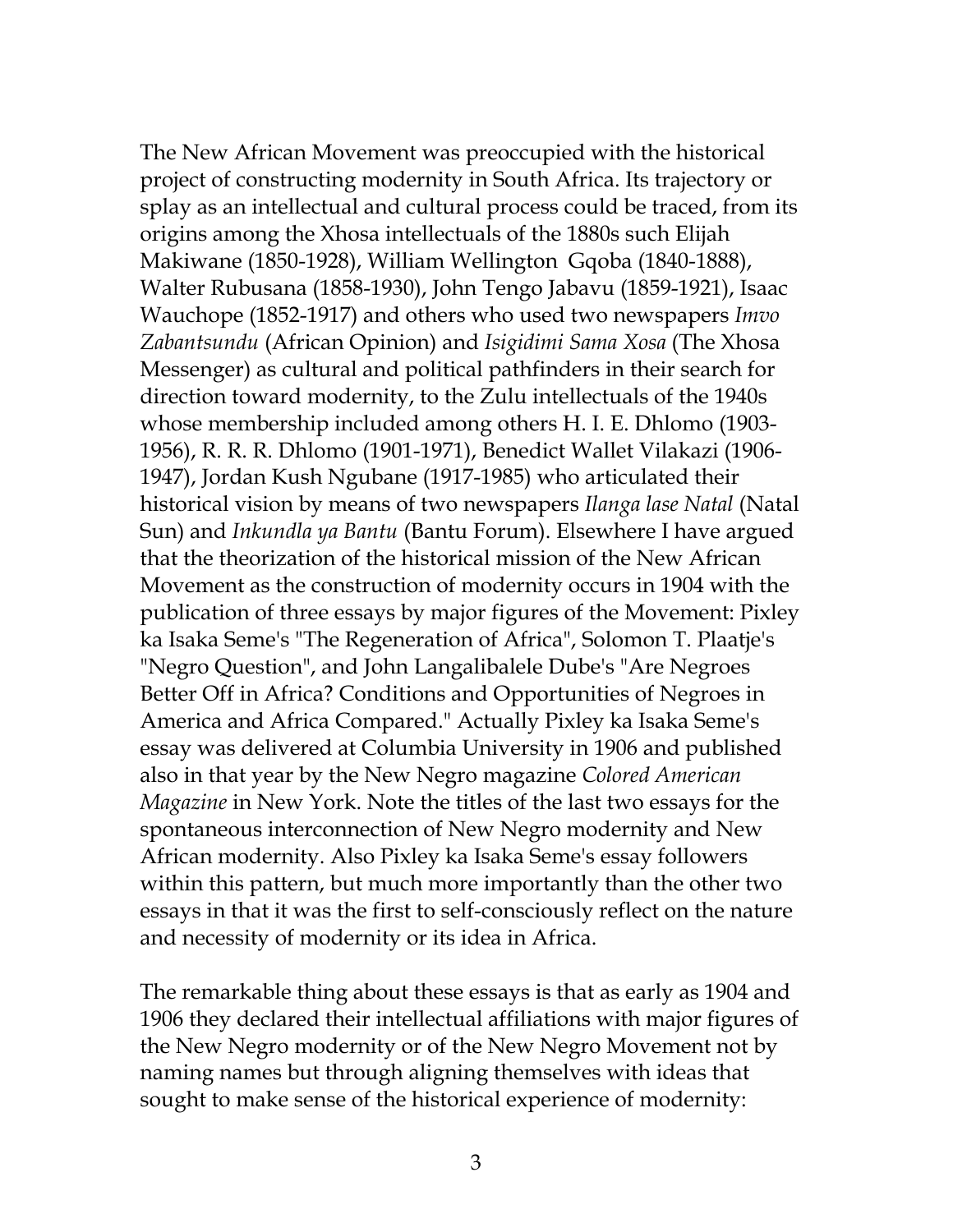The New African Movement was preoccupied with the historical project of constructing modernity in South Africa. Its trajectory or splay as an intellectual and cultural process could be traced, from its origins among the Xhosa intellectuals of the 1880s such Elijah Makiwane (1850-1928), William Wellington Gqoba (1840-1888), Walter Rubusana (1858-1930), John Tengo Jabavu (1859-1921), Isaac Wauchope (1852-1917) and others who used two newspapers *Imvo Zabantsundu* (African Opinion) and *Isigidimi Sama Xosa* (The Xhosa Messenger) as cultural and political pathfinders in their search for direction toward modernity, to the Zulu intellectuals of the 1940s whose membership included among others H. I. E. Dhlomo (1903-1956), R. R. R. Dhlomo (1901-1971), Benedict Wallet Vilakazi (1906-1947), Jordan Kush Ngubane (1917-1985) who articulated their historical vision by means of two newspapers *Ilanga lase Natal* (Natal Sun) and *Inkundla ya Bantu* (Bantu Forum). Elsewhere I have argued that the theorization of the historical mission of the New African Movement as the construction of modernity occurs in 1904 with the publication of three essays by major figures of the Movement: Pixley ka Isaka Seme's "The Regeneration of Africa", Solomon T. Plaatje's "Negro Question", and John Langalibalele Dube's "Are Negroes Better Off in Africa? Conditions and Opportunities of Negroes in America and Africa Compared." Actually Pixley ka Isaka Seme's essay was delivered at Columbia University in 1906 and published also in that year by the New Negro magazine *Colored American Magazine* in New York. Note the titles of the last two essays for the spontaneous interconnection of New Negro modernity and New African modernity. Also Pixley ka Isaka Seme's essay followers within this pattern, but much more importantly than the other two essays in that it was the first to self-consciously reflect on the nature and necessity of modernity or its idea in Africa.

The remarkable thing about these essays is that as early as 1904 and 1906 they declared their intellectual affiliations with major figures of the New Negro modernity or of the New Negro Movement not by naming names but through aligning themselves with ideas that sought to make sense of the historical experience of modernity: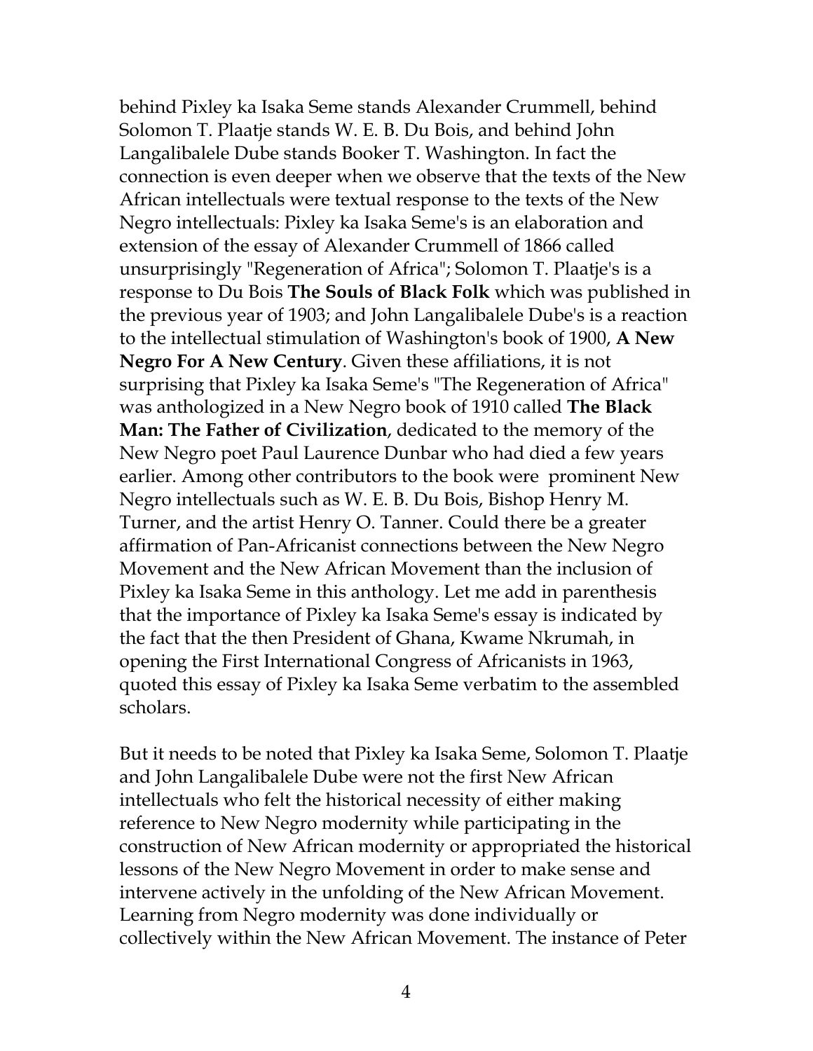behind Pixley ka Isaka Seme stands Alexander Crummell, behind Solomon T. Plaatje stands W. E. B. Du Bois, and behind John Langalibalele Dube stands Booker T. Washington. In fact the connection is even deeper when we observe that the texts of the New African intellectuals were textual response to the texts of the New Negro intellectuals: Pixley ka Isaka Seme's is an elaboration and extension of the essay of Alexander Crummell of 1866 called unsurprisingly "Regeneration of Africa"; Solomon T. Plaatje's is a response to Du Bois **The Souls of Black Folk** which was published in the previous year of 1903; and John Langalibalele Dube's is a reaction to the intellectual stimulation of Washington's book of 1900, **A New Negro For A New Century**. Given these affiliations, it is not surprising that Pixley ka Isaka Seme's "The Regeneration of Africa" was anthologized in a New Negro book of 1910 called **The Black Man: The Father of Civilization**, dedicated to the memory of the New Negro poet Paul Laurence Dunbar who had died a few years earlier. Among other contributors to the book were prominent New Negro intellectuals such as W. E. B. Du Bois, Bishop Henry M. Turner, and the artist Henry O. Tanner. Could there be a greater affirmation of Pan-Africanist connections between the New Negro Movement and the New African Movement than the inclusion of Pixley ka Isaka Seme in this anthology. Let me add in parenthesis that the importance of Pixley ka Isaka Seme's essay is indicated by the fact that the then President of Ghana, Kwame Nkrumah, in opening the First International Congress of Africanists in 1963, quoted this essay of Pixley ka Isaka Seme verbatim to the assembled scholars.

But it needs to be noted that Pixley ka Isaka Seme, Solomon T. Plaatje and John Langalibalele Dube were not the first New African intellectuals who felt the historical necessity of either making reference to New Negro modernity while participating in the construction of New African modernity or appropriated the historical lessons of the New Negro Movement in order to make sense and intervene actively in the unfolding of the New African Movement. Learning from Negro modernity was done individually or collectively within the New African Movement. The instance of Peter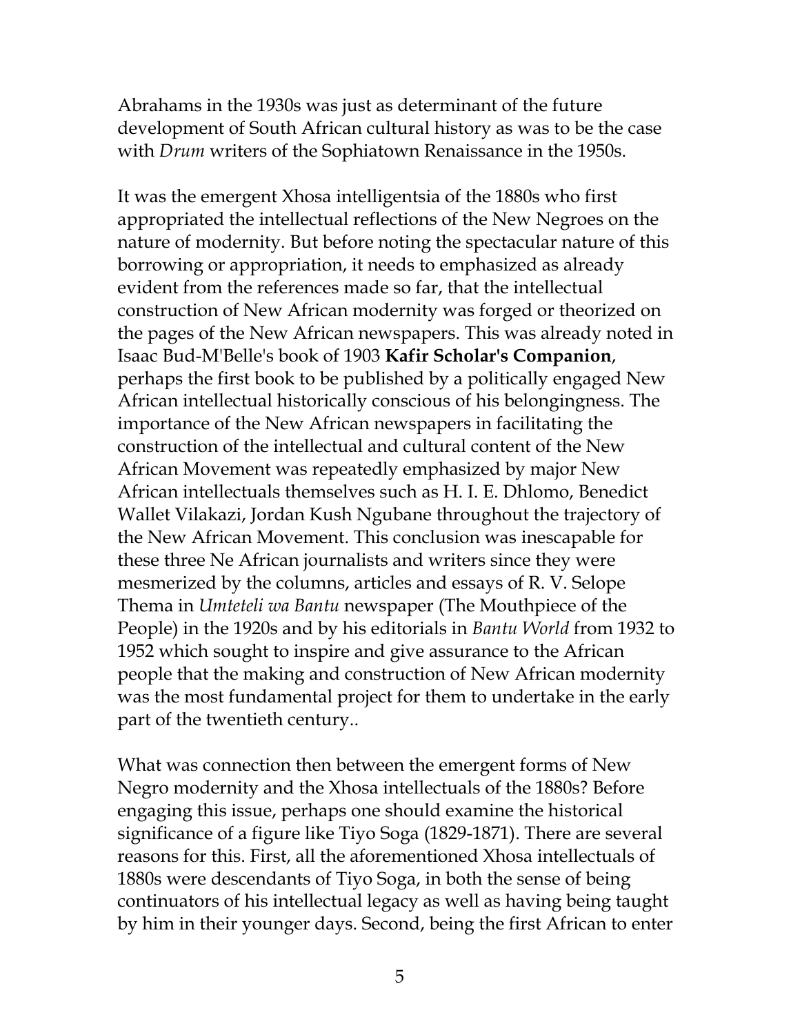Abrahams in the 1930s was just as determinant of the future development of South African cultural history as was to be the case with *Drum* writers of the Sophiatown Renaissance in the 1950s.

It was the emergent Xhosa intelligentsia of the 1880s who first appropriated the intellectual reflections of the New Negroes on the nature of modernity. But before noting the spectacular nature of this borrowing or appropriation, it needs to emphasized as already evident from the references made so far, that the intellectual construction of New African modernity was forged or theorized on the pages of the New African newspapers. This was already noted in Isaac Bud-M'Belle's book of 1903 **Kafir Scholar's Companion**, perhaps the first book to be published by a politically engaged New African intellectual historically conscious of his belongingness. The importance of the New African newspapers in facilitating the construction of the intellectual and cultural content of the New African Movement was repeatedly emphasized by major New African intellectuals themselves such as H. I. E. Dhlomo, Benedict Wallet Vilakazi, Jordan Kush Ngubane throughout the trajectory of the New African Movement. This conclusion was inescapable for these three Ne African journalists and writers since they were mesmerized by the columns, articles and essays of R. V. Selope Thema in *Umteteli wa Bantu* newspaper (The Mouthpiece of the People) in the 1920s and by his editorials in *Bantu World* from 1932 to 1952 which sought to inspire and give assurance to the African people that the making and construction of New African modernity was the most fundamental project for them to undertake in the early part of the twentieth century..

What was connection then between the emergent forms of New Negro modernity and the Xhosa intellectuals of the 1880s? Before engaging this issue, perhaps one should examine the historical significance of a figure like Tiyo Soga (1829-1871). There are several reasons for this. First, all the aforementioned Xhosa intellectuals of 1880s were descendants of Tiyo Soga, in both the sense of being continuators of his intellectual legacy as well as having being taught by him in their younger days. Second, being the first African to enter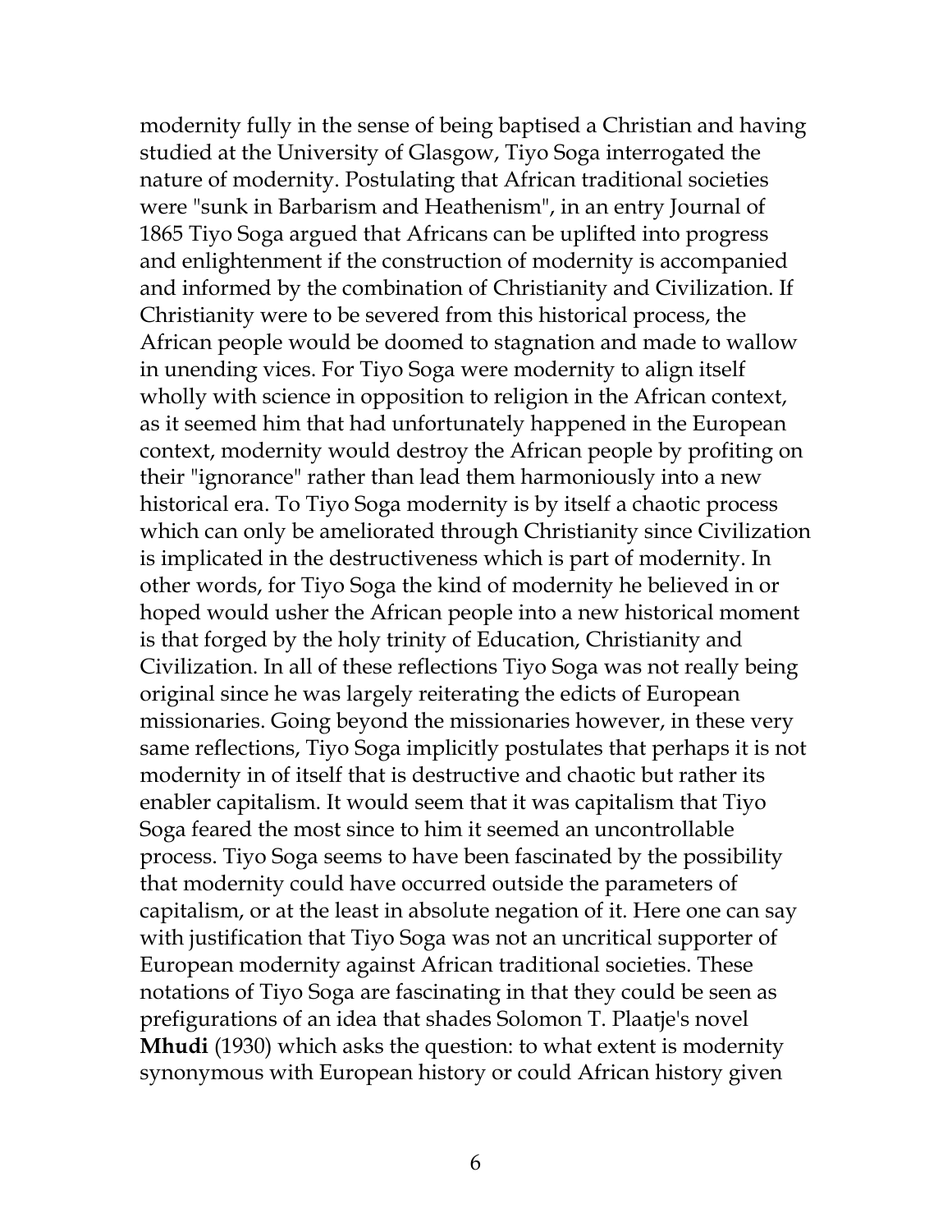modernity fully in the sense of being baptised a Christian and having studied at the University of Glasgow, Tiyo Soga interrogated the nature of modernity. Postulating that African traditional societies were "sunk in Barbarism and Heathenism", in an entry Journal of 1865 Tiyo Soga argued that Africans can be uplifted into progress and enlightenment if the construction of modernity is accompanied and informed by the combination of Christianity and Civilization. If Christianity were to be severed from this historical process, the African people would be doomed to stagnation and made to wallow in unending vices. For Tiyo Soga were modernity to align itself wholly with science in opposition to religion in the African context, as it seemed him that had unfortunately happened in the European context, modernity would destroy the African people by profiting on their "ignorance" rather than lead them harmoniously into a new historical era. To Tiyo Soga modernity is by itself a chaotic process which can only be ameliorated through Christianity since Civilization is implicated in the destructiveness which is part of modernity. In other words, for Tiyo Soga the kind of modernity he believed in or hoped would usher the African people into a new historical moment is that forged by the holy trinity of Education, Christianity and Civilization. In all of these reflections Tiyo Soga was not really being original since he was largely reiterating the edicts of European missionaries. Going beyond the missionaries however, in these very same reflections, Tiyo Soga implicitly postulates that perhaps it is not modernity in of itself that is destructive and chaotic but rather its enabler capitalism. It would seem that it was capitalism that Tiyo Soga feared the most since to him it seemed an uncontrollable process. Tiyo Soga seems to have been fascinated by the possibility that modernity could have occurred outside the parameters of capitalism, or at the least in absolute negation of it. Here one can say with justification that Tiyo Soga was not an uncritical supporter of European modernity against African traditional societies. These notations of Tiyo Soga are fascinating in that they could be seen as prefigurations of an idea that shades Solomon T. Plaatje's novel **Mhudi** (1930) which asks the question: to what extent is modernity synonymous with European history or could African history given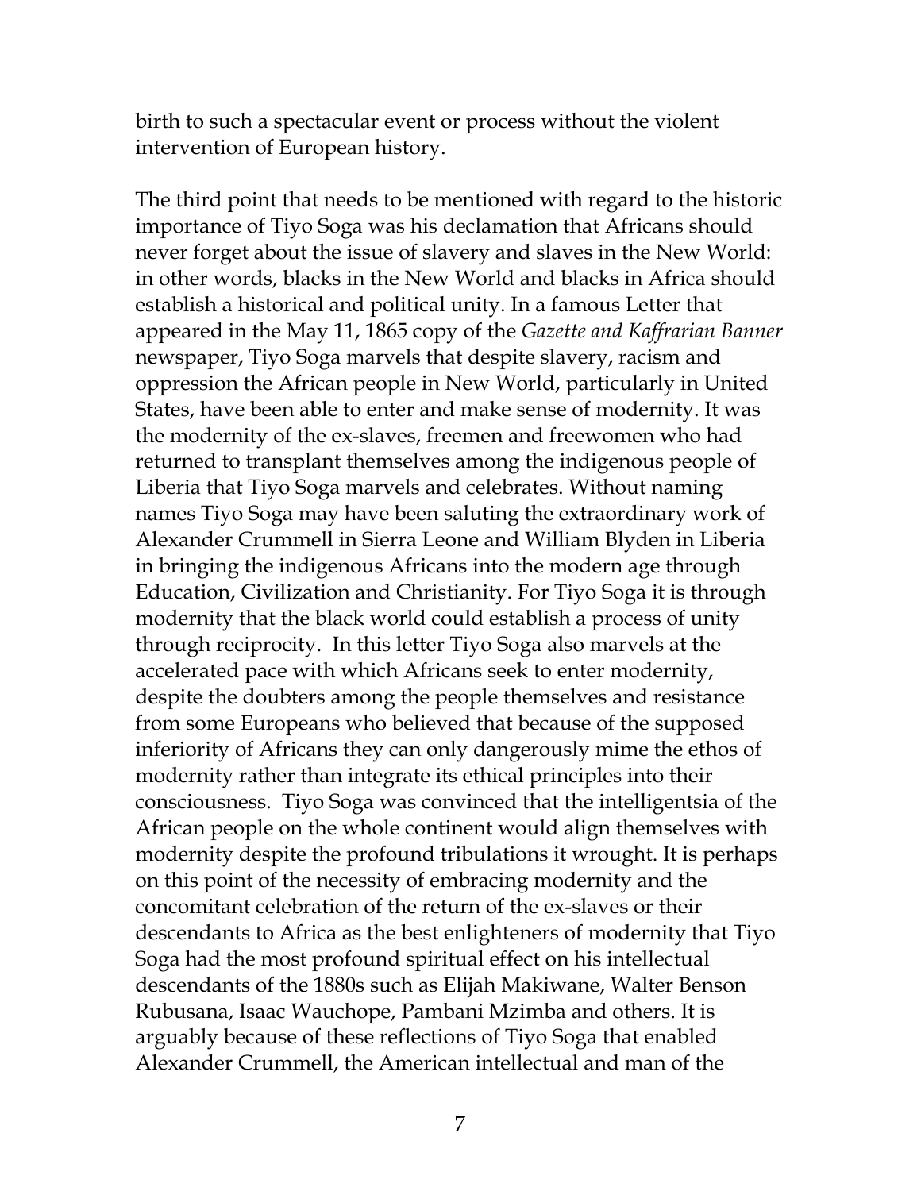birth to such a spectacular event or process without the violent intervention of European history.

The third point that needs to be mentioned with regard to the historic importance of Tiyo Soga was his declamation that Africans should never forget about the issue of slavery and slaves in the New World: in other words, blacks in the New World and blacks in Africa should establish a historical and political unity. In a famous Letter that appeared in the May 11, 1865 copy of the *Gazette and Kaffrarian Banner* newspaper, Tiyo Soga marvels that despite slavery, racism and oppression the African people in New World, particularly in United States, have been able to enter and make sense of modernity. It was the modernity of the ex-slaves, freemen and freewomen who had returned to transplant themselves among the indigenous people of Liberia that Tiyo Soga marvels and celebrates. Without naming names Tiyo Soga may have been saluting the extraordinary work of Alexander Crummell in Sierra Leone and William Blyden in Liberia in bringing the indigenous Africans into the modern age through Education, Civilization and Christianity. For Tiyo Soga it is through modernity that the black world could establish a process of unity through reciprocity. In this letter Tiyo Soga also marvels at the accelerated pace with which Africans seek to enter modernity, despite the doubters among the people themselves and resistance from some Europeans who believed that because of the supposed inferiority of Africans they can only dangerously mime the ethos of modernity rather than integrate its ethical principles into their consciousness. Tiyo Soga was convinced that the intelligentsia of the African people on the whole continent would align themselves with modernity despite the profound tribulations it wrought. It is perhaps on this point of the necessity of embracing modernity and the concomitant celebration of the return of the ex-slaves or their descendants to Africa as the best enlighteners of modernity that Tiyo Soga had the most profound spiritual effect on his intellectual descendants of the 1880s such as Elijah Makiwane, Walter Benson Rubusana, Isaac Wauchope, Pambani Mzimba and others. It is arguably because of these reflections of Tiyo Soga that enabled Alexander Crummell, the American intellectual and man of the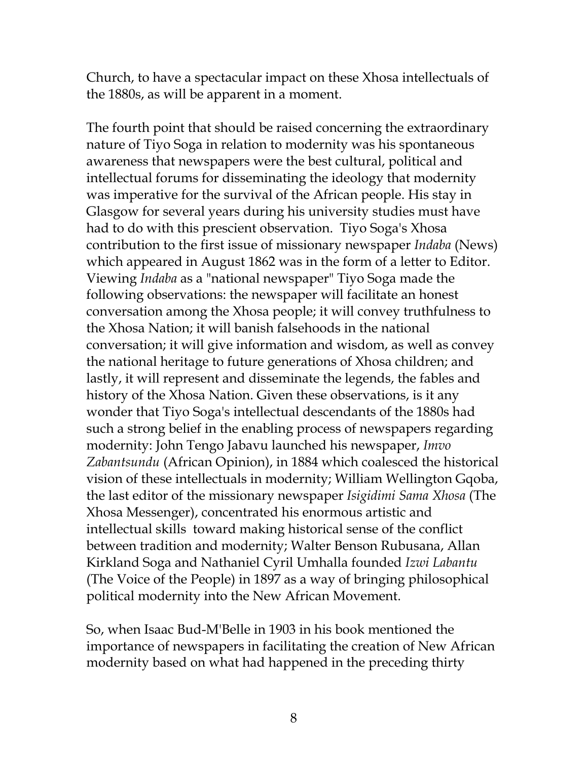Church, to have a spectacular impact on these Xhosa intellectuals of the 1880s, as will be apparent in a moment.

The fourth point that should be raised concerning the extraordinary nature of Tiyo Soga in relation to modernity was his spontaneous awareness that newspapers were the best cultural, political and intellectual forums for disseminating the ideology that modernity was imperative for the survival of the African people. His stay in Glasgow for several years during his university studies must have had to do with this prescient observation. Tiyo Soga's Xhosa contribution to the first issue of missionary newspaper *Indaba* (News) which appeared in August 1862 was in the form of a letter to Editor. Viewing *Indaba* as a "national newspaper" Tiyo Soga made the following observations: the newspaper will facilitate an honest conversation among the Xhosa people; it will convey truthfulness to the Xhosa Nation; it will banish falsehoods in the national conversation; it will give information and wisdom, as well as convey the national heritage to future generations of Xhosa children; and lastly, it will represent and disseminate the legends, the fables and history of the Xhosa Nation. Given these observations, is it any wonder that Tiyo Soga's intellectual descendants of the 1880s had such a strong belief in the enabling process of newspapers regarding modernity: John Tengo Jabavu launched his newspaper, *Imvo Zabantsundu* (African Opinion), in 1884 which coalesced the historical vision of these intellectuals in modernity; William Wellington Gqoba, the last editor of the missionary newspaper *Isigidimi Sama Xhosa* (The Xhosa Messenger), concentrated his enormous artistic and intellectual skills toward making historical sense of the conflict between tradition and modernity; Walter Benson Rubusana, Allan Kirkland Soga and Nathaniel Cyril Umhalla founded *Izwi Labantu* (The Voice of the People) in 1897 as a way of bringing philosophical political modernity into the New African Movement.

So, when Isaac Bud-M'Belle in 1903 in his book mentioned the importance of newspapers in facilitating the creation of New African modernity based on what had happened in the preceding thirty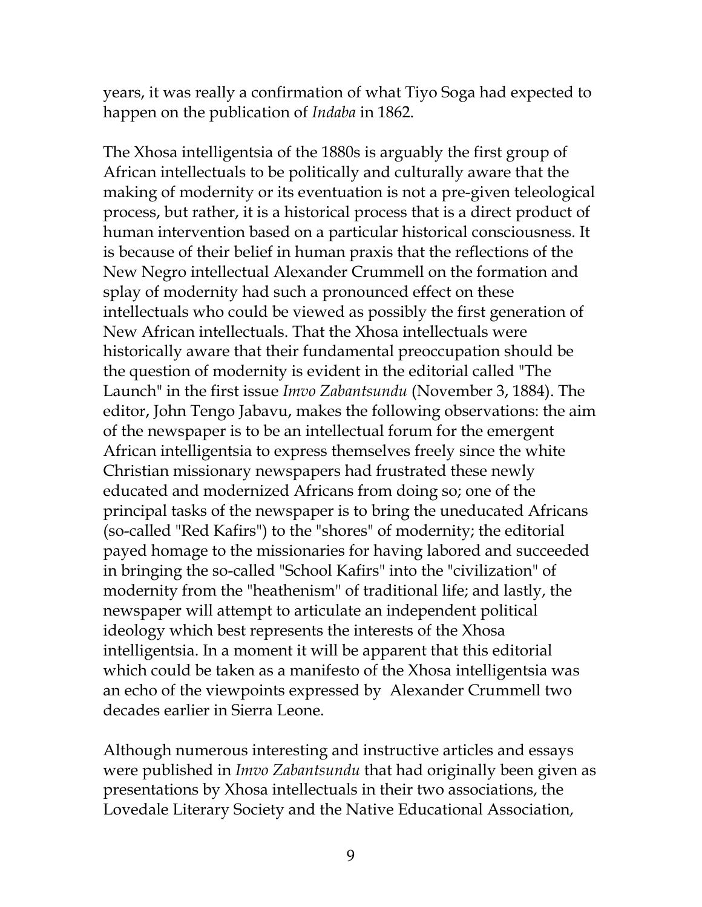years, it was really a confirmation of what Tiyo Soga had expected to happen on the publication of *Indaba* in 1862.

The Xhosa intelligentsia of the 1880s is arguably the first group of African intellectuals to be politically and culturally aware that the making of modernity or its eventuation is not a pre-given teleological process, but rather, it is a historical process that is a direct product of human intervention based on a particular historical consciousness. It is because of their belief in human praxis that the reflections of the New Negro intellectual Alexander Crummell on the formation and splay of modernity had such a pronounced effect on these intellectuals who could be viewed as possibly the first generation of New African intellectuals. That the Xhosa intellectuals were historically aware that their fundamental preoccupation should be the question of modernity is evident in the editorial called "The Launch" in the first issue *Imvo Zabantsundu* (November 3, 1884). The editor, John Tengo Jabavu, makes the following observations: the aim of the newspaper is to be an intellectual forum for the emergent African intelligentsia to express themselves freely since the white Christian missionary newspapers had frustrated these newly educated and modernized Africans from doing so; one of the principal tasks of the newspaper is to bring the uneducated Africans (so-called "Red Kafirs") to the "shores" of modernity; the editorial payed homage to the missionaries for having labored and succeeded in bringing the so-called "School Kafirs" into the "civilization" of modernity from the "heathenism" of traditional life; and lastly, the newspaper will attempt to articulate an independent political ideology which best represents the interests of the Xhosa intelligentsia. In a moment it will be apparent that this editorial which could be taken as a manifesto of the Xhosa intelligentsia was an echo of the viewpoints expressed by Alexander Crummell two decades earlier in Sierra Leone.

Although numerous interesting and instructive articles and essays were published in *Imvo Zabantsundu* that had originally been given as presentations by Xhosa intellectuals in their two associations, the Lovedale Literary Society and the Native Educational Association,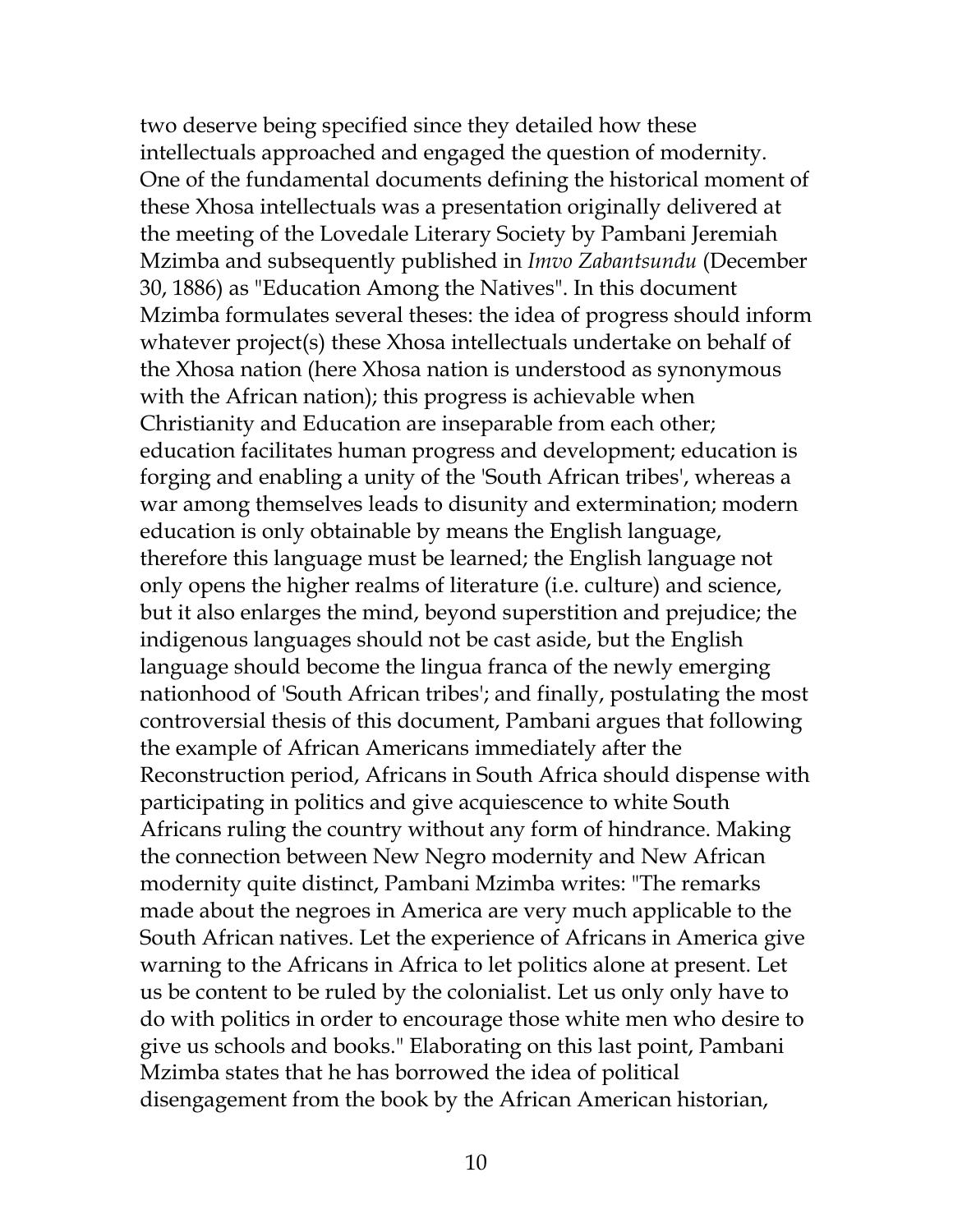two deserve being specified since they detailed how these intellectuals approached and engaged the question of modernity. One of the fundamental documents defining the historical moment of these Xhosa intellectuals was a presentation originally delivered at the meeting of the Lovedale Literary Society by Pambani Jeremiah Mzimba and subsequently published in *Imvo Zabantsundu* (December 30, 1886) as "Education Among the Natives". In this document Mzimba formulates several theses: the idea of progress should inform whatever project(s) these Xhosa intellectuals undertake on behalf of the Xhosa nation (here Xhosa nation is understood as synonymous with the African nation); this progress is achievable when Christianity and Education are inseparable from each other; education facilitates human progress and development; education is forging and enabling a unity of the 'South African tribes', whereas a war among themselves leads to disunity and extermination; modern education is only obtainable by means the English language, therefore this language must be learned; the English language not only opens the higher realms of literature (i.e. culture) and science, but it also enlarges the mind, beyond superstition and prejudice; the indigenous languages should not be cast aside, but the English language should become the lingua franca of the newly emerging nationhood of 'South African tribes'; and finally, postulating the most controversial thesis of this document, Pambani argues that following the example of African Americans immediately after the Reconstruction period, Africans in South Africa should dispense with participating in politics and give acquiescence to white South Africans ruling the country without any form of hindrance. Making the connection between New Negro modernity and New African modernity quite distinct, Pambani Mzimba writes: "The remarks made about the negroes in America are very much applicable to the South African natives. Let the experience of Africans in America give warning to the Africans in Africa to let politics alone at present. Let us be content to be ruled by the colonialist. Let us only only have to do with politics in order to encourage those white men who desire to give us schools and books." Elaborating on this last point, Pambani Mzimba states that he has borrowed the idea of political disengagement from the book by the African American historian,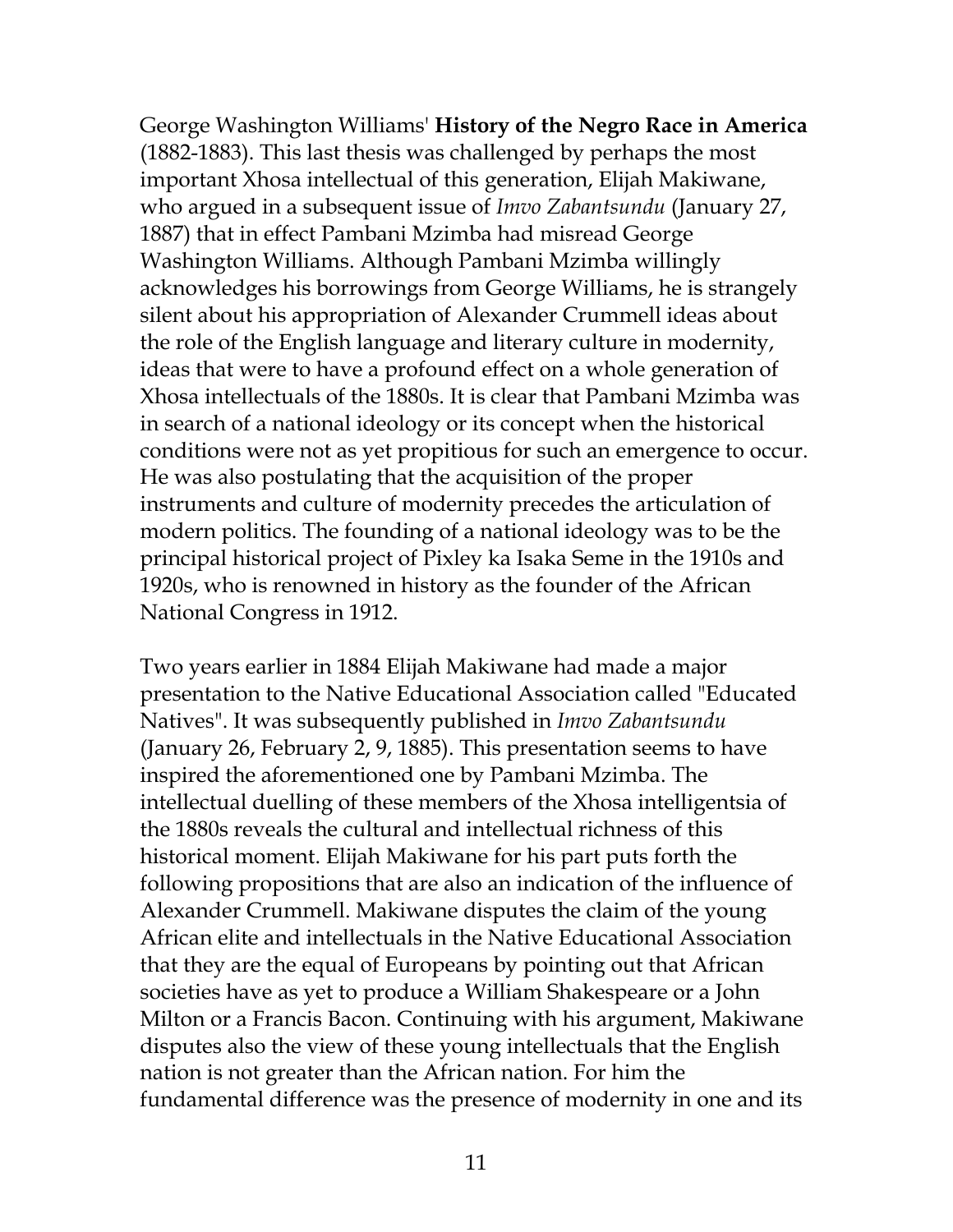George Washington Williams' **History of the Negro Race in America** (1882-1883). This last thesis was challenged by perhaps the most important Xhosa intellectual of this generation, Elijah Makiwane, who argued in a subsequent issue of *Imvo Zabantsundu* (January 27, 1887) that in effect Pambani Mzimba had misread George Washington Williams. Although Pambani Mzimba willingly acknowledges his borrowings from George Williams, he is strangely silent about his appropriation of Alexander Crummell ideas about the role of the English language and literary culture in modernity, ideas that were to have a profound effect on a whole generation of Xhosa intellectuals of the 1880s. It is clear that Pambani Mzimba was in search of a national ideology or its concept when the historical conditions were not as yet propitious for such an emergence to occur. He was also postulating that the acquisition of the proper instruments and culture of modernity precedes the articulation of modern politics. The founding of a national ideology was to be the principal historical project of Pixley ka Isaka Seme in the 1910s and 1920s, who is renowned in history as the founder of the African National Congress in 1912.

Two years earlier in 1884 Elijah Makiwane had made a major presentation to the Native Educational Association called "Educated Natives". It was subsequently published in *Imvo Zabantsundu* (January 26, February 2, 9, 1885). This presentation seems to have inspired the aforementioned one by Pambani Mzimba. The intellectual duelling of these members of the Xhosa intelligentsia of the 1880s reveals the cultural and intellectual richness of this historical moment. Elijah Makiwane for his part puts forth the following propositions that are also an indication of the influence of Alexander Crummell. Makiwane disputes the claim of the young African elite and intellectuals in the Native Educational Association that they are the equal of Europeans by pointing out that African societies have as yet to produce a William Shakespeare or a John Milton or a Francis Bacon. Continuing with his argument, Makiwane disputes also the view of these young intellectuals that the English nation is not greater than the African nation. For him the fundamental difference was the presence of modernity in one and its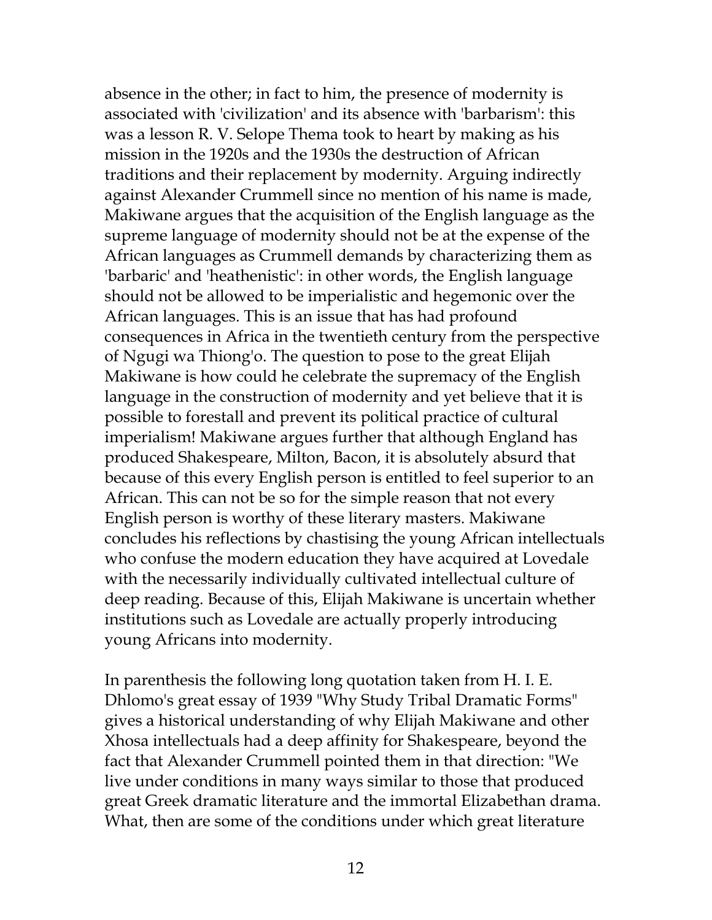absence in the other; in fact to him, the presence of modernity is associated with 'civilization' and its absence with 'barbarism': this was a lesson R. V. Selope Thema took to heart by making as his mission in the 1920s and the 1930s the destruction of African traditions and their replacement by modernity. Arguing indirectly against Alexander Crummell since no mention of his name is made, Makiwane argues that the acquisition of the English language as the supreme language of modernity should not be at the expense of the African languages as Crummell demands by characterizing them as 'barbaric' and 'heathenistic': in other words, the English language should not be allowed to be imperialistic and hegemonic over the African languages. This is an issue that has had profound consequences in Africa in the twentieth century from the perspective of Ngugi wa Thiong'o. The question to pose to the great Elijah Makiwane is how could he celebrate the supremacy of the English language in the construction of modernity and yet believe that it is possible to forestall and prevent its political practice of cultural imperialism! Makiwane argues further that although England has produced Shakespeare, Milton, Bacon, it is absolutely absurd that because of this every English person is entitled to feel superior to an African. This can not be so for the simple reason that not every English person is worthy of these literary masters. Makiwane concludes his reflections by chastising the young African intellectuals who confuse the modern education they have acquired at Lovedale with the necessarily individually cultivated intellectual culture of deep reading. Because of this, Elijah Makiwane is uncertain whether institutions such as Lovedale are actually properly introducing young Africans into modernity.

In parenthesis the following long quotation taken from H. I. E. Dhlomo's great essay of 1939 "Why Study Tribal Dramatic Forms" gives a historical understanding of why Elijah Makiwane and other Xhosa intellectuals had a deep affinity for Shakespeare, beyond the fact that Alexander Crummell pointed them in that direction: "We live under conditions in many ways similar to those that produced great Greek dramatic literature and the immortal Elizabethan drama. What, then are some of the conditions under which great literature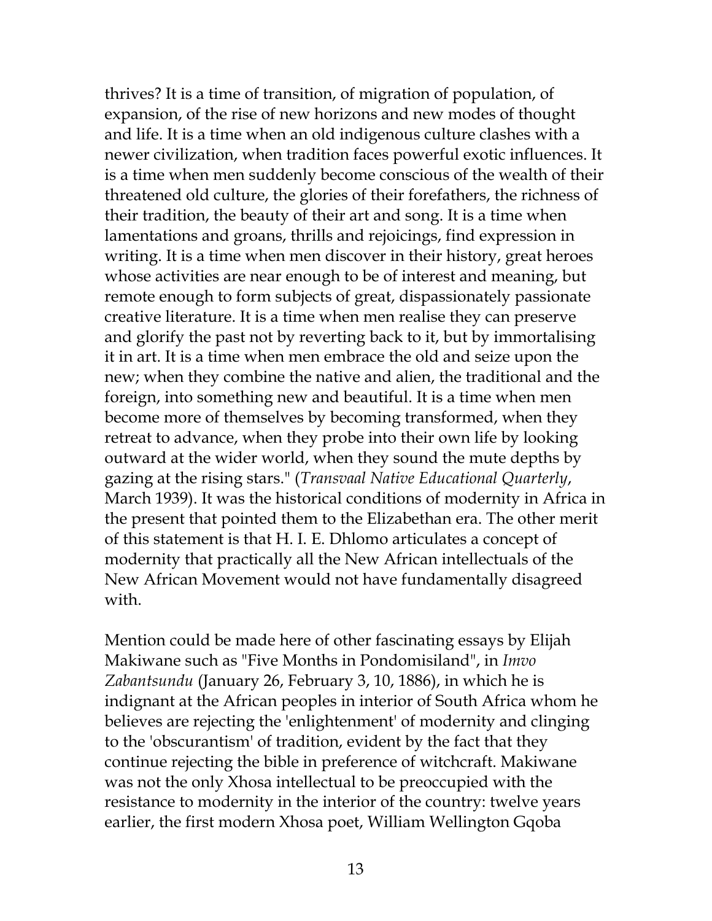thrives? It is a time of transition, of migration of population, of expansion, of the rise of new horizons and new modes of thought and life. It is a time when an old indigenous culture clashes with a newer civilization, when tradition faces powerful exotic influences. It is a time when men suddenly become conscious of the wealth of their threatened old culture, the glories of their forefathers, the richness of their tradition, the beauty of their art and song. It is a time when lamentations and groans, thrills and rejoicings, find expression in writing. It is a time when men discover in their history, great heroes whose activities are near enough to be of interest and meaning, but remote enough to form subjects of great, dispassionately passionate creative literature. It is a time when men realise they can preserve and glorify the past not by reverting back to it, but by immortalising it in art. It is a time when men embrace the old and seize upon the new; when they combine the native and alien, the traditional and the foreign, into something new and beautiful. It is a time when men become more of themselves by becoming transformed, when they retreat to advance, when they probe into their own life by looking outward at the wider world, when they sound the mute depths by gazing at the rising stars." (*Transvaal Native Educational Quarterly*, March 1939). It was the historical conditions of modernity in Africa in the present that pointed them to the Elizabethan era. The other merit of this statement is that H. I. E. Dhlomo articulates a concept of modernity that practically all the New African intellectuals of the New African Movement would not have fundamentally disagreed with.

Mention could be made here of other fascinating essays by Elijah Makiwane such as "Five Months in Pondomisiland", in *Imvo Zabantsundu* (January 26, February 3, 10, 1886), in which he is indignant at the African peoples in interior of South Africa whom he believes are rejecting the 'enlightenment' of modernity and clinging to the 'obscurantism' of tradition, evident by the fact that they continue rejecting the bible in preference of witchcraft. Makiwane was not the only Xhosa intellectual to be preoccupied with the resistance to modernity in the interior of the country: twelve years earlier, the first modern Xhosa poet, William Wellington Gqoba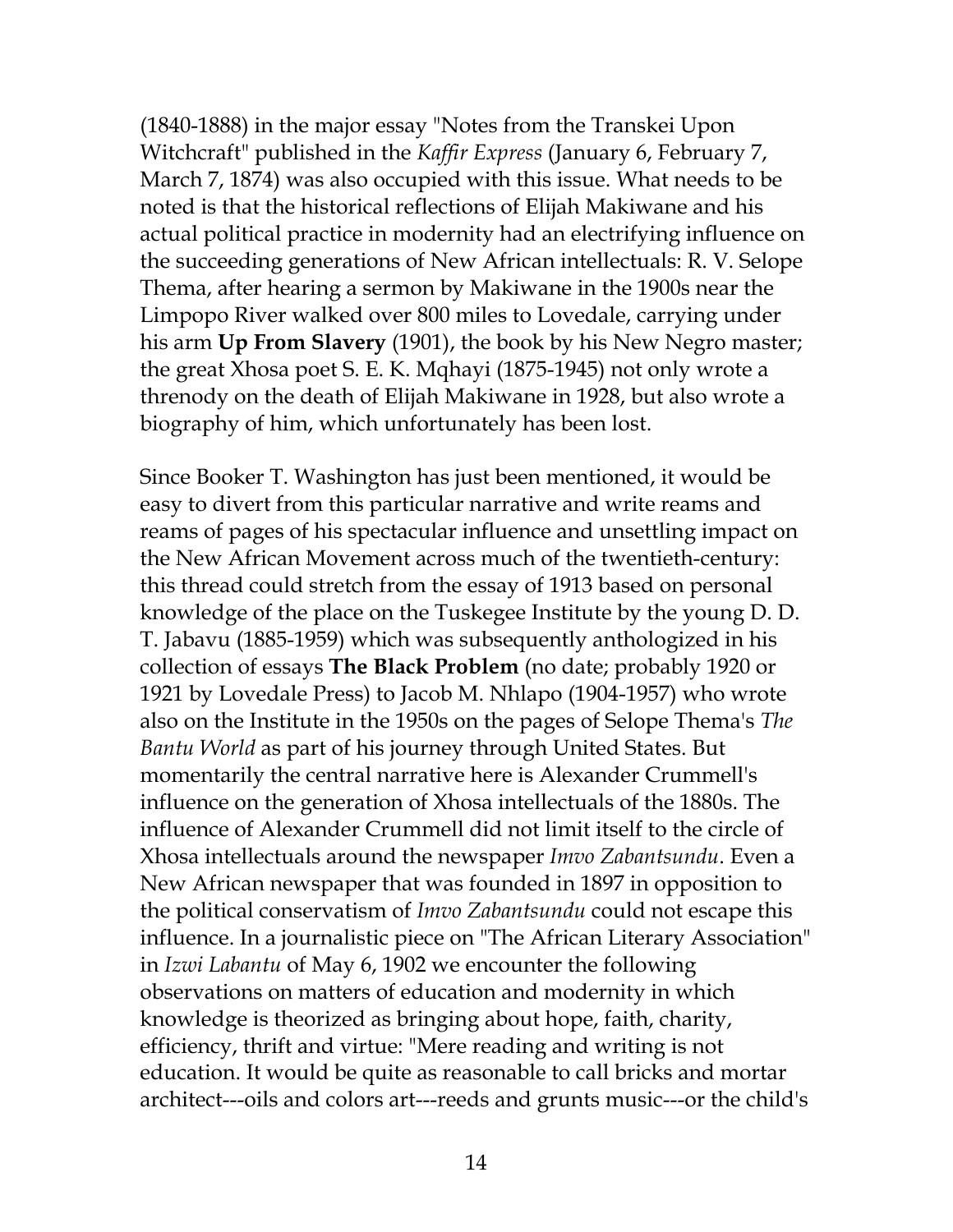(1840-1888) in the major essay "Notes from the Transkei Upon Witchcraft" published in the *Kaffir Express* (January 6, February 7, March 7, 1874) was also occupied with this issue. What needs to be noted is that the historical reflections of Elijah Makiwane and his actual political practice in modernity had an electrifying influence on the succeeding generations of New African intellectuals: R. V. Selope Thema, after hearing a sermon by Makiwane in the 1900s near the Limpopo River walked over 800 miles to Lovedale, carrying under his arm **Up From Slavery** (1901), the book by his New Negro master; the great Xhosa poet S. E. K. Mqhayi (1875-1945) not only wrote a threnody on the death of Elijah Makiwane in 1928, but also wrote a biography of him, which unfortunately has been lost.

Since Booker T. Washington has just been mentioned, it would be easy to divert from this particular narrative and write reams and reams of pages of his spectacular influence and unsettling impact on the New African Movement across much of the twentieth-century: this thread could stretch from the essay of 1913 based on personal knowledge of the place on the Tuskegee Institute by the young D. D. T. Jabavu (1885-1959) which was subsequently anthologized in his collection of essays **The Black Problem** (no date; probably 1920 or 1921 by Lovedale Press) to Jacob M. Nhlapo (1904-1957) who wrote also on the Institute in the 1950s on the pages of Selope Thema's *The Bantu World* as part of his journey through United States. But momentarily the central narrative here is Alexander Crummell's influence on the generation of Xhosa intellectuals of the 1880s. The influence of Alexander Crummell did not limit itself to the circle of Xhosa intellectuals around the newspaper *Imvo Zabantsundu*. Even a New African newspaper that was founded in 1897 in opposition to the political conservatism of *Imvo Zabantsundu* could not escape this influence. In a journalistic piece on "The African Literary Association" in *Izwi Labantu* of May 6, 1902 we encounter the following observations on matters of education and modernity in which knowledge is theorized as bringing about hope, faith, charity, efficiency, thrift and virtue: "Mere reading and writing is not education. It would be quite as reasonable to call bricks and mortar architect---oils and colors art---reeds and grunts music---or the child's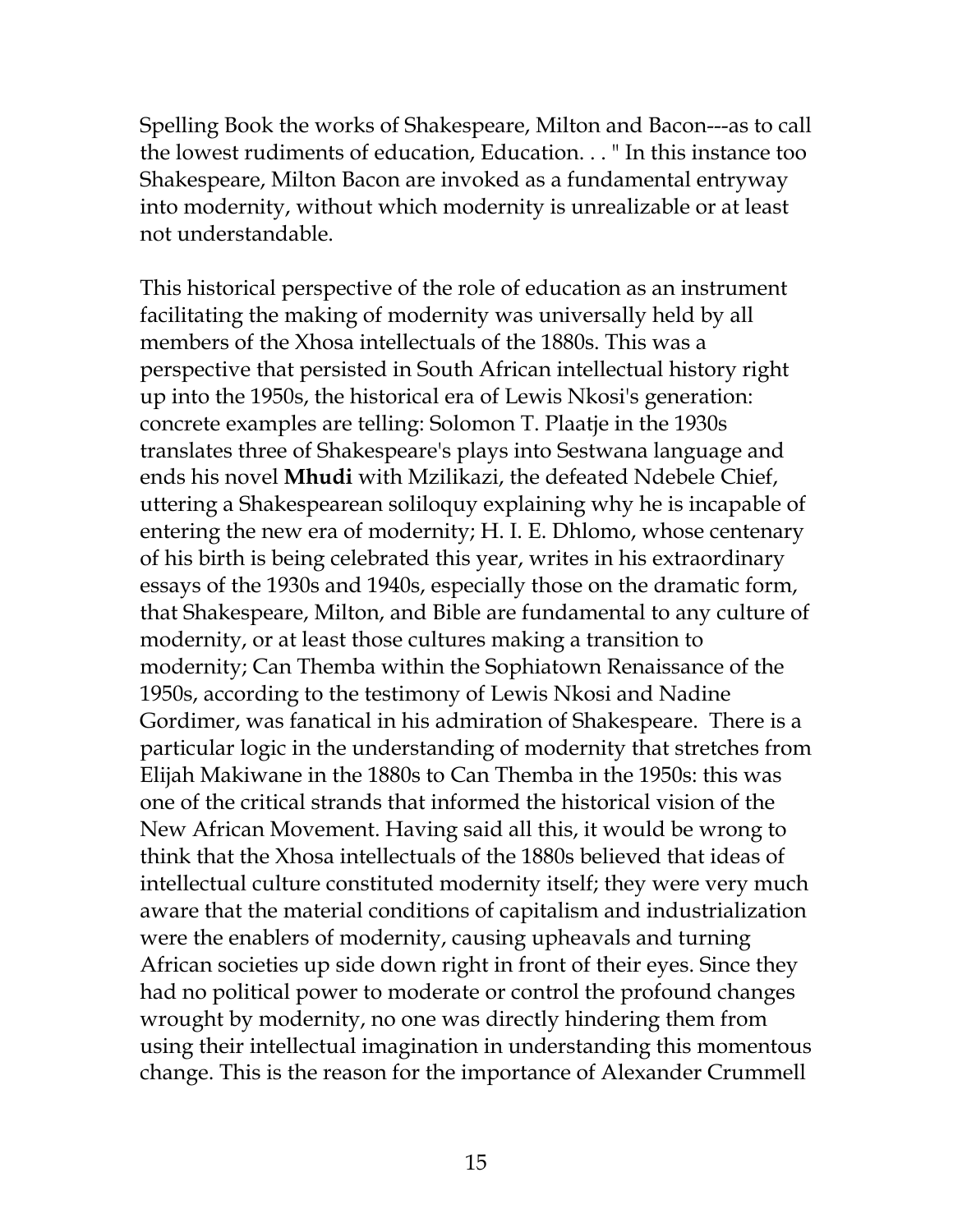Spelling Book the works of Shakespeare, Milton and Bacon---as to call the lowest rudiments of education, Education. . . " In this instance too Shakespeare, Milton Bacon are invoked as a fundamental entryway into modernity, without which modernity is unrealizable or at least not understandable.

This historical perspective of the role of education as an instrument facilitating the making of modernity was universally held by all members of the Xhosa intellectuals of the 1880s. This was a perspective that persisted in South African intellectual history right up into the 1950s, the historical era of Lewis Nkosi's generation: concrete examples are telling: Solomon T. Plaatje in the 1930s translates three of Shakespeare's plays into Sestwana language and ends his novel **Mhudi** with Mzilikazi, the defeated Ndebele Chief, uttering a Shakespearean soliloquy explaining why he is incapable of entering the new era of modernity; H. I. E. Dhlomo, whose centenary of his birth is being celebrated this year, writes in his extraordinary essays of the 1930s and 1940s, especially those on the dramatic form, that Shakespeare, Milton, and Bible are fundamental to any culture of modernity, or at least those cultures making a transition to modernity; Can Themba within the Sophiatown Renaissance of the 1950s, according to the testimony of Lewis Nkosi and Nadine Gordimer, was fanatical in his admiration of Shakespeare. There is a particular logic in the understanding of modernity that stretches from Elijah Makiwane in the 1880s to Can Themba in the 1950s: this was one of the critical strands that informed the historical vision of the New African Movement. Having said all this, it would be wrong to think that the Xhosa intellectuals of the 1880s believed that ideas of intellectual culture constituted modernity itself; they were very much aware that the material conditions of capitalism and industrialization were the enablers of modernity, causing upheavals and turning African societies up side down right in front of their eyes. Since they had no political power to moderate or control the profound changes wrought by modernity, no one was directly hindering them from using their intellectual imagination in understanding this momentous change. This is the reason for the importance of Alexander Crummell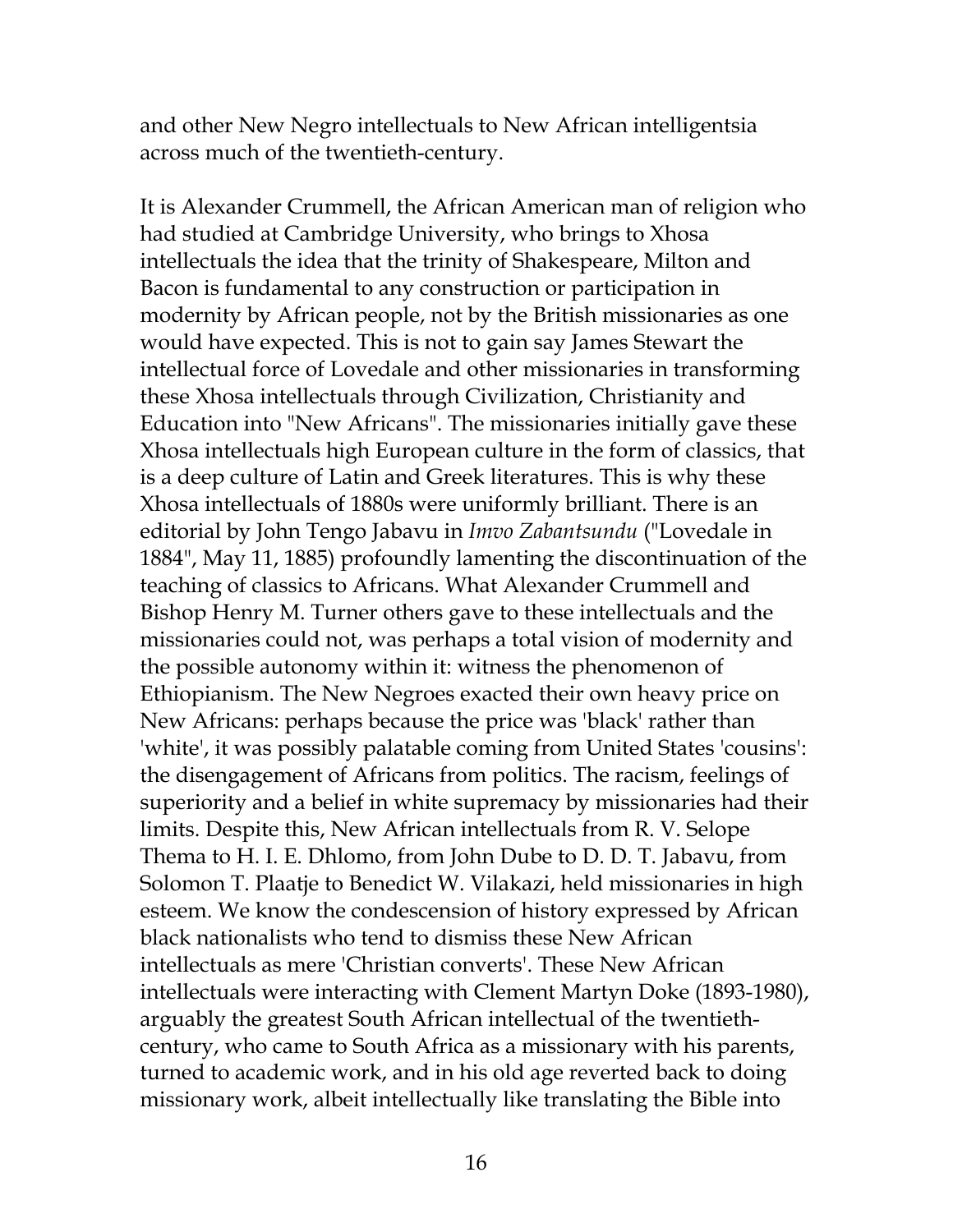and other New Negro intellectuals to New African intelligentsia across much of the twentieth-century.

It is Alexander Crummell, the African American man of religion who had studied at Cambridge University, who brings to Xhosa intellectuals the idea that the trinity of Shakespeare, Milton and Bacon is fundamental to any construction or participation in modernity by African people, not by the British missionaries as one would have expected. This is not to gain say James Stewart the intellectual force of Lovedale and other missionaries in transforming these Xhosa intellectuals through Civilization, Christianity and Education into "New Africans". The missionaries initially gave these Xhosa intellectuals high European culture in the form of classics, that is a deep culture of Latin and Greek literatures. This is why these Xhosa intellectuals of 1880s were uniformly brilliant. There is an editorial by John Tengo Jabavu in *Imvo Zabantsundu* ("Lovedale in 1884", May 11, 1885) profoundly lamenting the discontinuation of the teaching of classics to Africans. What Alexander Crummell and Bishop Henry M. Turner others gave to these intellectuals and the missionaries could not, was perhaps a total vision of modernity and the possible autonomy within it: witness the phenomenon of Ethiopianism. The New Negroes exacted their own heavy price on New Africans: perhaps because the price was 'black' rather than 'white', it was possibly palatable coming from United States 'cousins': the disengagement of Africans from politics. The racism, feelings of superiority and a belief in white supremacy by missionaries had their limits. Despite this, New African intellectuals from R. V. Selope Thema to H. I. E. Dhlomo, from John Dube to D. D. T. Jabavu, from Solomon T. Plaatje to Benedict W. Vilakazi, held missionaries in high esteem. We know the condescension of history expressed by African black nationalists who tend to dismiss these New African intellectuals as mere 'Christian converts'. These New African intellectuals were interacting with Clement Martyn Doke (1893-1980), arguably the greatest South African intellectual of the twentieth-century, who came to South Africa as a missionary with his parents, turned to academic work, and in his old age reverted back to doing missionary work, albeit intellectually like translating the Bible into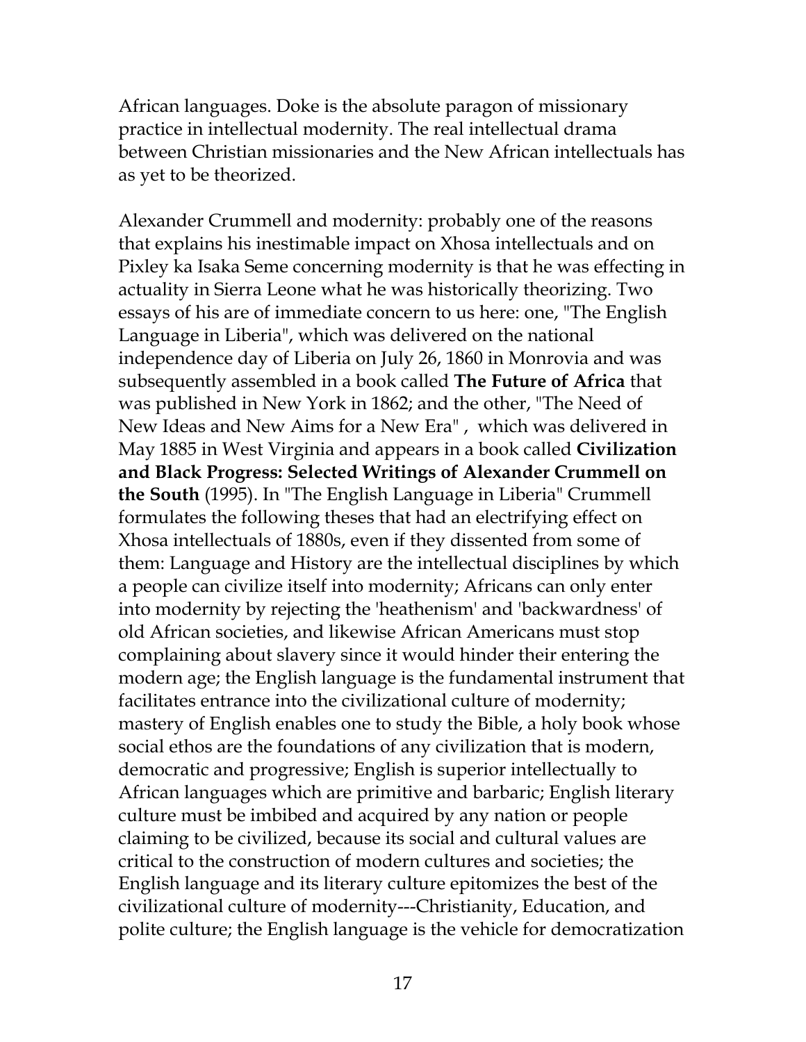African languages. Doke is the absolute paragon of missionary practice in intellectual modernity. The real intellectual drama between Christian missionaries and the New African intellectuals has as yet to be theorized.

Alexander Crummell and modernity: probably one of the reasons that explains his inestimable impact on Xhosa intellectuals and on Pixley ka Isaka Seme concerning modernity is that he was effecting in actuality in Sierra Leone what he was historically theorizing. Two essays of his are of immediate concern to us here: one, "The English Language in Liberia", which was delivered on the national independence day of Liberia on July 26, 1860 in Monrovia and was subsequently assembled in a book called **The Future of Africa** that was published in New York in 1862; and the other, "The Need of New Ideas and New Aims for a New Era" , which was delivered in May 1885 in West Virginia and appears in a book called **Civilization and Black Progress: Selected Writings of Alexander Crummell on the South** (1995). In "The English Language in Liberia" Crummell formulates the following theses that had an electrifying effect on Xhosa intellectuals of 1880s, even if they dissented from some of them: Language and History are the intellectual disciplines by which a people can civilize itself into modernity; Africans can only enter into modernity by rejecting the 'heathenism' and 'backwardness' of old African societies, and likewise African Americans must stop complaining about slavery since it would hinder their entering the modern age; the English language is the fundamental instrument that facilitates entrance into the civilizational culture of modernity; mastery of English enables one to study the Bible, a holy book whose social ethos are the foundations of any civilization that is modern, democratic and progressive; English is superior intellectually to African languages which are primitive and barbaric; English literary culture must be imbibed and acquired by any nation or people claiming to be civilized, because its social and cultural values are critical to the construction of modern cultures and societies; the English language and its literary culture epitomizes the best of the civilizational culture of modernity---Christianity, Education, and polite culture; the English language is the vehicle for democratization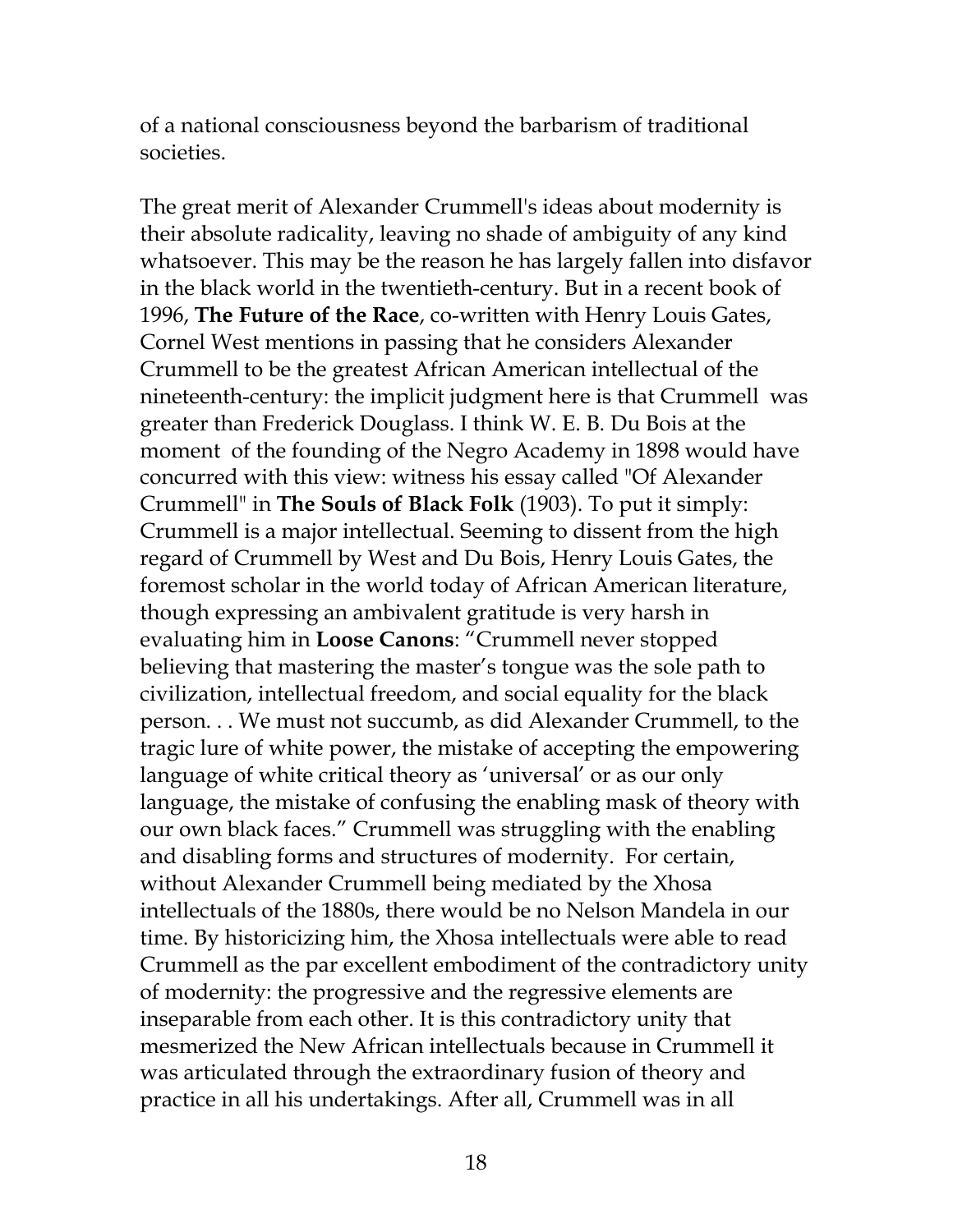of a national consciousness beyond the barbarism of traditional societies.

The great merit of Alexander Crummell's ideas about modernity is their absolute radicality, leaving no shade of ambiguity of any kind whatsoever. This may be the reason he has largely fallen into disfavor in the black world in the twentieth-century. But in a recent book of 1996, **The Future of the Race**, co-written with Henry Louis Gates, Cornel West mentions in passing that he considers Alexander Crummell to be the greatest African American intellectual of the nineteenth-century: the implicit judgment here is that Crummell was greater than Frederick Douglass. I think W. E. B. Du Bois at the moment of the founding of the Negro Academy in 1898 would have concurred with this view: witness his essay called "Of Alexander Crummell" in **The Souls of Black Folk** (1903). To put it simply: Crummell is a major intellectual. Seeming to dissent from the high regard of Crummell by West and Du Bois, Henry Louis Gates, the foremost scholar in the world today of African American literature, though expressing an ambivalent gratitude is very harsh in evaluating him in **Loose Canons**: "Crummell never stopped believing that mastering the master's tongue was the sole path to civilization, intellectual freedom, and social equality for the black person. . . We must not succumb, as did Alexander Crummell, to the tragic lure of white power, the mistake of accepting the empowering language of white critical theory as 'universal' or as our only language, the mistake of confusing the enabling mask of theory with our own black faces." Crummell was struggling with the enabling and disabling forms and structures of modernity. For certain, without Alexander Crummell being mediated by the Xhosa intellectuals of the 1880s, there would be no Nelson Mandela in our time. By historicizing him, the Xhosa intellectuals were able to read Crummell as the par excellent embodiment of the contradictory unity of modernity: the progressive and the regressive elements are inseparable from each other. It is this contradictory unity that mesmerized the New African intellectuals because in Crummell it was articulated through the extraordinary fusion of theory and practice in all his undertakings. After all, Crummell was in all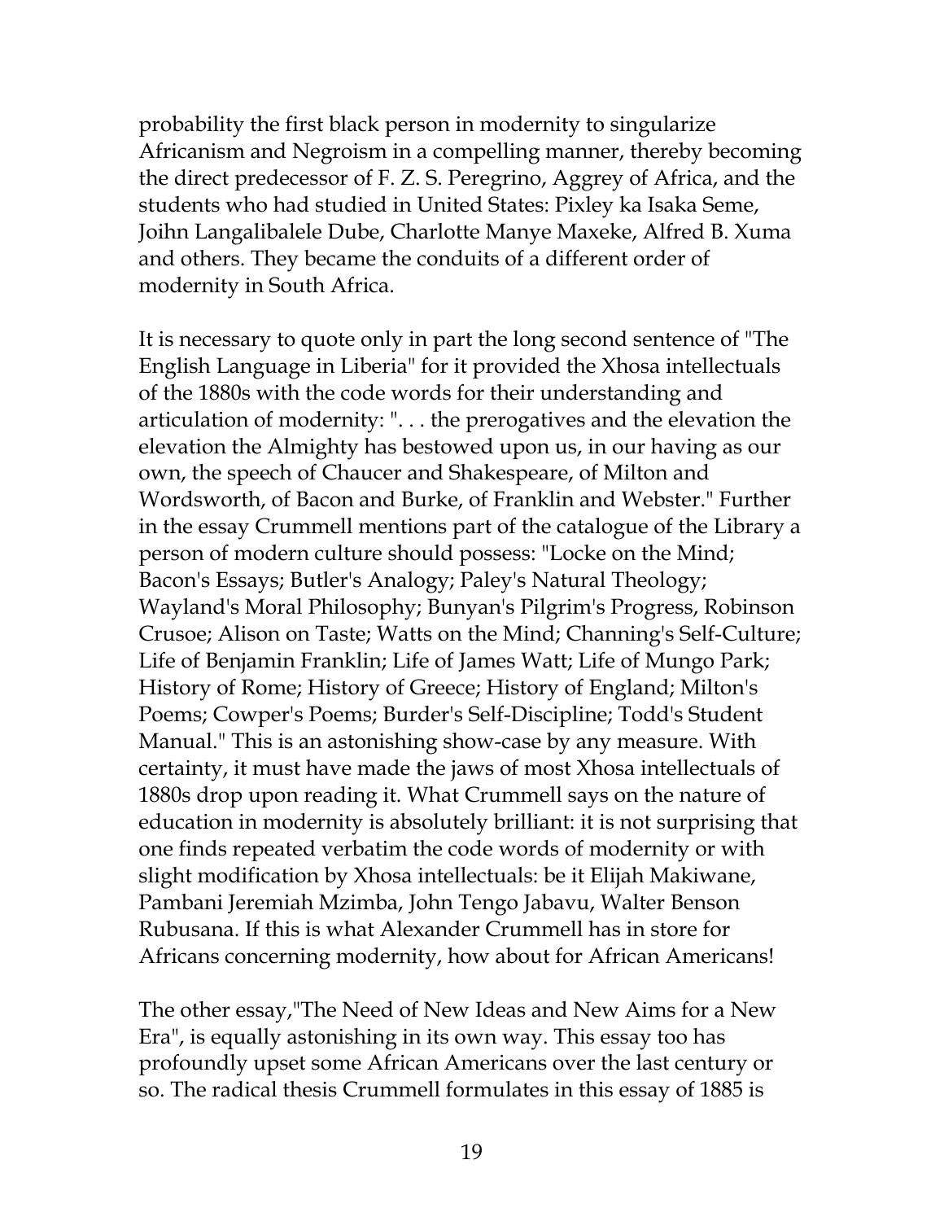probability the first black person in modernity to singularize Africanism and Negroism in a compelling manner, thereby becoming the direct predecessor of F. Z. S. Peregrino, Aggrey of Africa, and the students who had studied in United States: Pixley ka Isaka Seme, Joihn Langalibalele Dube, Charlotte Manye Maxeke, Alfred B. Xuma and others. They became the conduits of a different order of modernity in South Africa.

It is necessary to quote only in part the long second sentence of "The English Language in Liberia" for it provided the Xhosa intellectuals of the 1880s with the code words for their understanding and articulation of modernity: ". . . the prerogatives and the elevation the elevation the Almighty has bestowed upon us, in our having as our own, the speech of Chaucer and Shakespeare, of Milton and Wordsworth, of Bacon and Burke, of Franklin and Webster." Further in the essay Crummell mentions part of the catalogue of the Library a person of modern culture should possess: "Locke on the Mind; Bacon's Essays; Butler's Analogy; Paley's Natural Theology; Wayland's Moral Philosophy; Bunyan's Pilgrim's Progress, Robinson Crusoe; Alison on Taste; Watts on the Mind; Channing's Self-Culture; Life of Benjamin Franklin; Life of James Watt; Life of Mungo Park; History of Rome; History of Greece; History of England; Milton's Poems; Cowper's Poems; Burder's Self-Discipline; Todd's Student Manual." This is an astonishing show-case by any measure. With certainty, it must have made the jaws of most Xhosa intellectuals of 1880s drop upon reading it. What Crummell says on the nature of education in modernity is absolutely brilliant: it is not surprising that one finds repeated verbatim the code words of modernity or with slight modification by Xhosa intellectuals: be it Elijah Makiwane, Pambani Jeremiah Mzimba, John Tengo Jabavu, Walter Benson Rubusana. If this is what Alexander Crummell has in store for Africans concerning modernity, how about for African Americans!

The other essay,"The Need of New Ideas and New Aims for a New Era", is equally astonishing in its own way. This essay too has profoundly upset some African Americans over the last century or so. The radical thesis Crummell formulates in this essay of 1885 is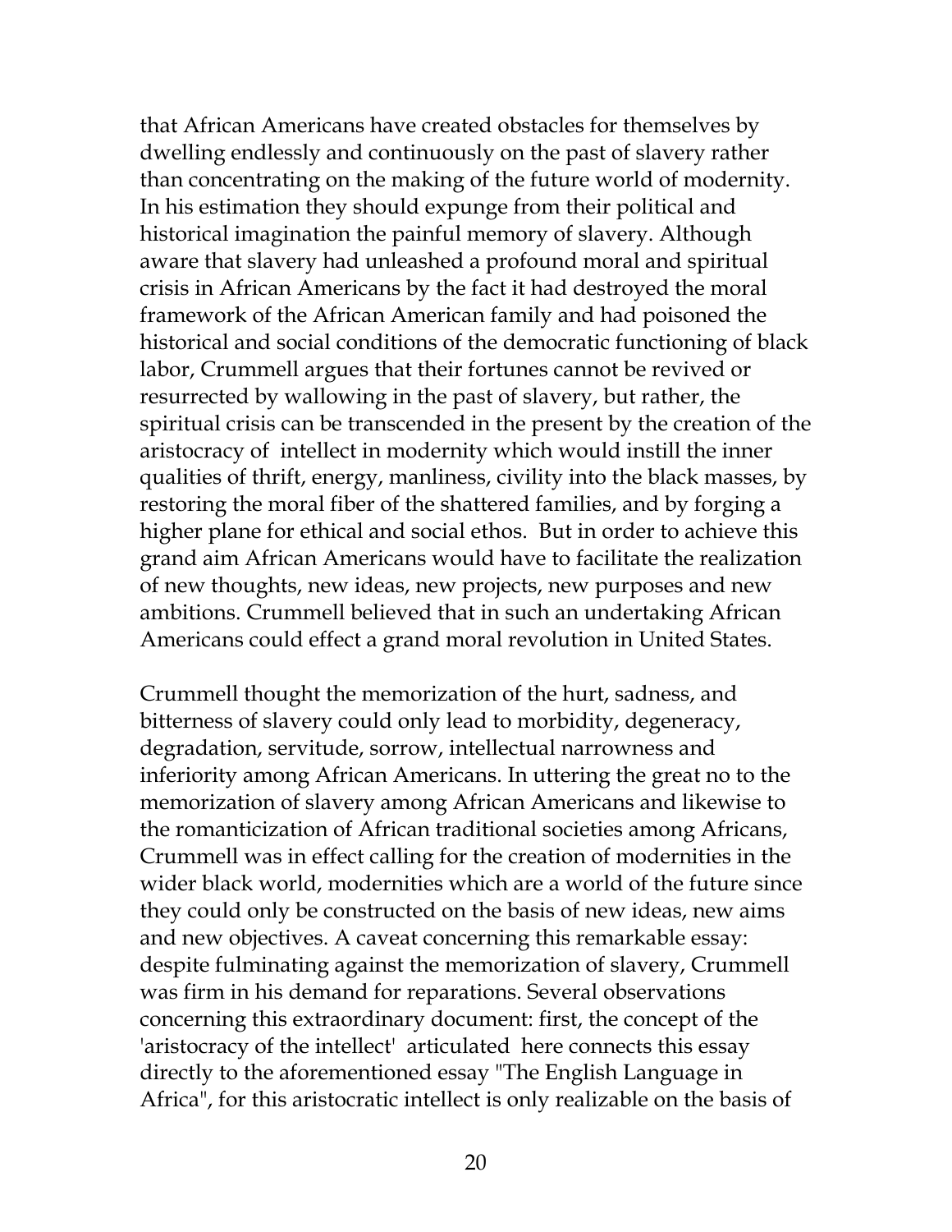that African Americans have created obstacles for themselves by dwelling endlessly and continuously on the past of slavery rather than concentrating on the making of the future world of modernity. In his estimation they should expunge from their political and historical imagination the painful memory of slavery. Although aware that slavery had unleashed a profound moral and spiritual crisis in African Americans by the fact it had destroyed the moral framework of the African American family and had poisoned the historical and social conditions of the democratic functioning of black labor, Crummell argues that their fortunes cannot be revived or resurrected by wallowing in the past of slavery, but rather, the spiritual crisis can be transcended in the present by the creation of the aristocracy of intellect in modernity which would instill the inner qualities of thrift, energy, manliness, civility into the black masses, by restoring the moral fiber of the shattered families, and by forging a higher plane for ethical and social ethos. But in order to achieve this grand aim African Americans would have to facilitate the realization of new thoughts, new ideas, new projects, new purposes and new ambitions. Crummell believed that in such an undertaking African Americans could effect a grand moral revolution in United States.

Crummell thought the memorization of the hurt, sadness, and bitterness of slavery could only lead to morbidity, degeneracy, degradation, servitude, sorrow, intellectual narrowness and inferiority among African Americans. In uttering the great no to the memorization of slavery among African Americans and likewise to the romanticization of African traditional societies among Africans, Crummell was in effect calling for the creation of modernities in the wider black world, modernities which are a world of the future since they could only be constructed on the basis of new ideas, new aims and new objectives. A caveat concerning this remarkable essay: despite fulminating against the memorization of slavery, Crummell was firm in his demand for reparations. Several observations concerning this extraordinary document: first, the concept of the 'aristocracy of the intellect' articulated here connects this essay directly to the aforementioned essay "The English Language in Africa", for this aristocratic intellect is only realizable on the basis of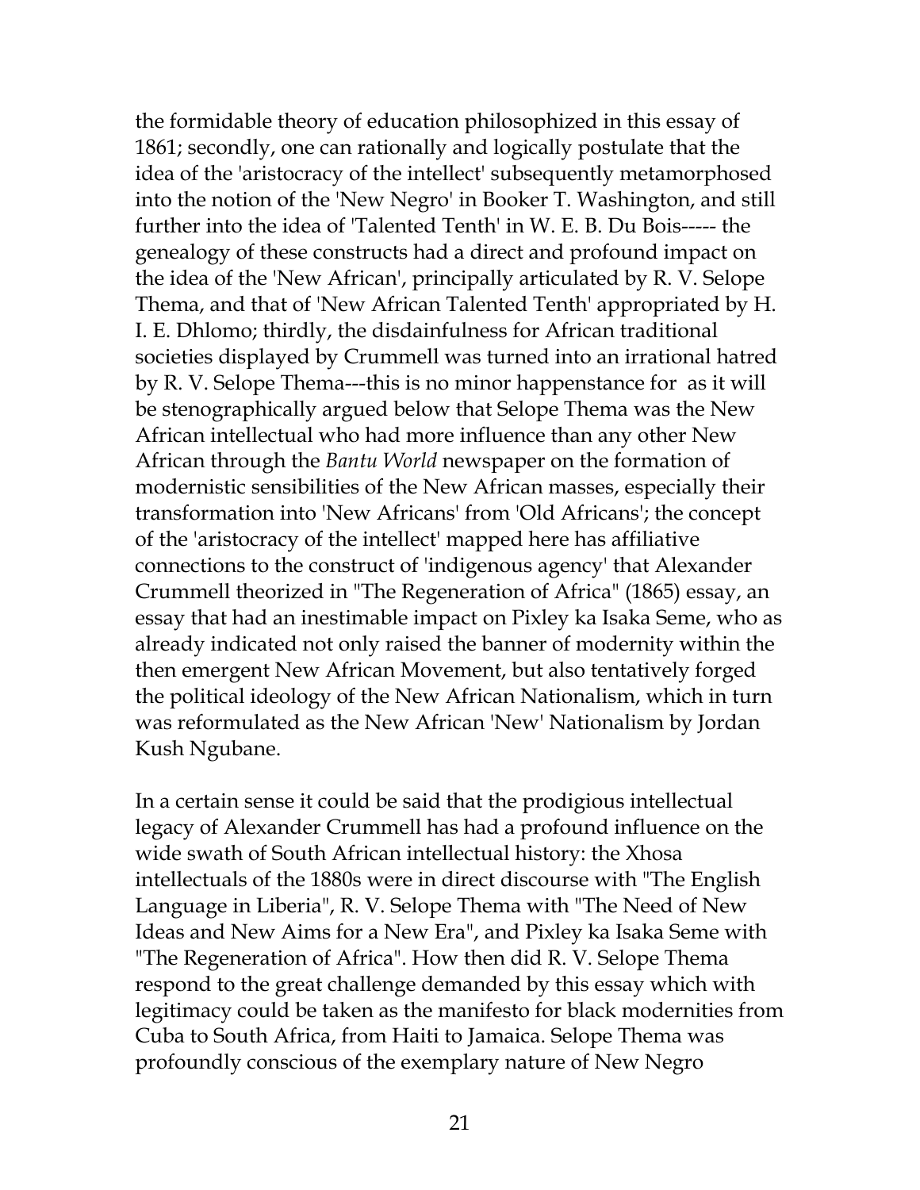the formidable theory of education philosophized in this essay of 1861; secondly, one can rationally and logically postulate that the idea of the 'aristocracy of the intellect' subsequently metamorphosed into the notion of the 'New Negro' in Booker T. Washington, and still further into the idea of 'Talented Tenth' in W. E. B. Du Bois----- the genealogy of these constructs had a direct and profound impact on the idea of the 'New African', principally articulated by R. V. Selope Thema, and that of 'New African Talented Tenth' appropriated by H. I. E. Dhlomo; thirdly, the disdainfulness for African traditional societies displayed by Crummell was turned into an irrational hatred by R. V. Selope Thema---this is no minor happenstance for as it will be stenographically argued below that Selope Thema was the New African intellectual who had more influence than any other New African through the *Bantu World* newspaper on the formation of modernistic sensibilities of the New African masses, especially their transformation into 'New Africans' from 'Old Africans'; the concept of the 'aristocracy of the intellect' mapped here has affiliative connections to the construct of 'indigenous agency' that Alexander Crummell theorized in "The Regeneration of Africa" (1865) essay, an essay that had an inestimable impact on Pixley ka Isaka Seme, who as already indicated not only raised the banner of modernity within the then emergent New African Movement, but also tentatively forged the political ideology of the New African Nationalism, which in turn was reformulated as the New African 'New' Nationalism by Jordan Kush Ngubane.

In a certain sense it could be said that the prodigious intellectual legacy of Alexander Crummell has had a profound influence on the wide swath of South African intellectual history: the Xhosa intellectuals of the 1880s were in direct discourse with "The English Language in Liberia", R. V. Selope Thema with "The Need of New Ideas and New Aims for a New Era", and Pixley ka Isaka Seme with "The Regeneration of Africa". How then did R. V. Selope Thema respond to the great challenge demanded by this essay which with legitimacy could be taken as the manifesto for black modernities from Cuba to South Africa, from Haiti to Jamaica. Selope Thema was profoundly conscious of the exemplary nature of New Negro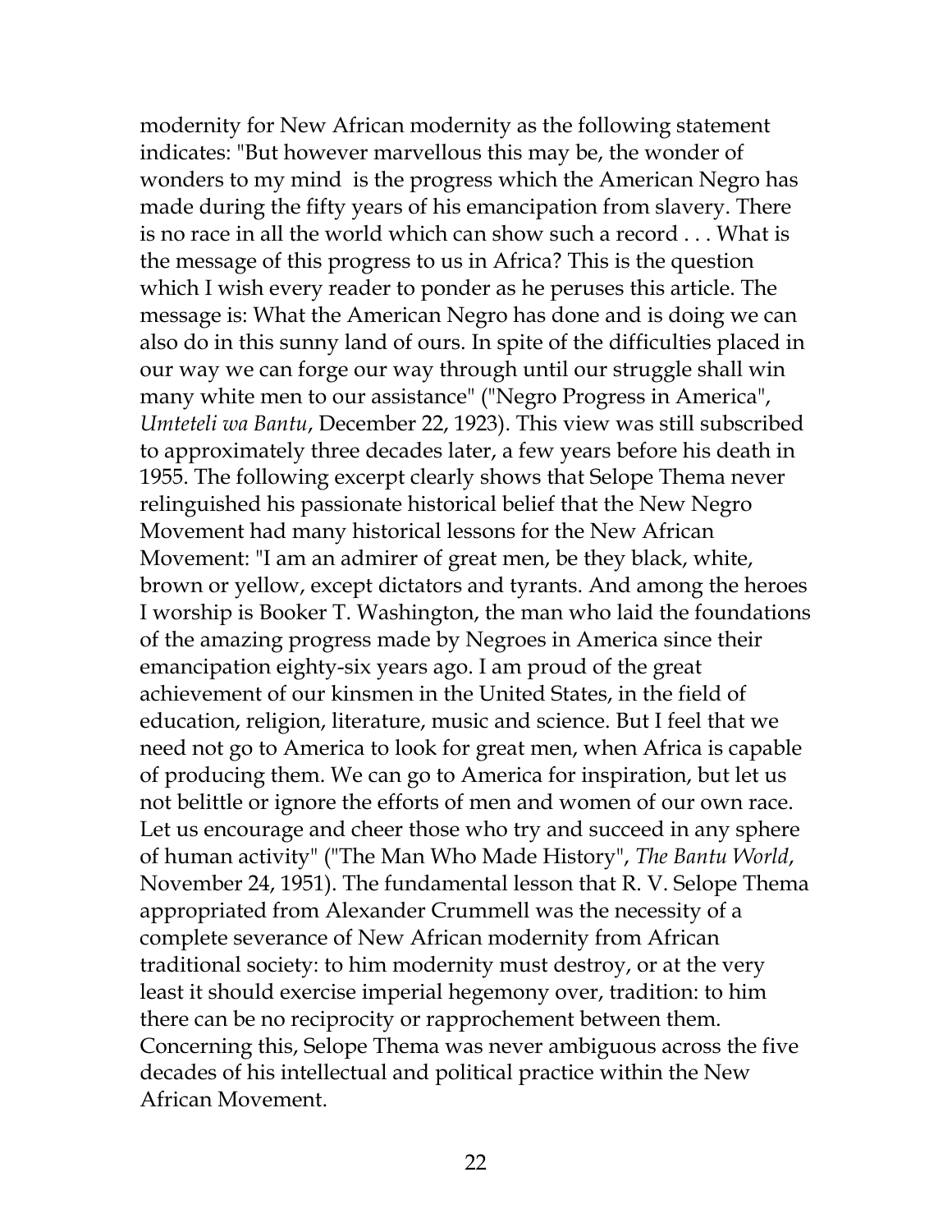modernity for New African modernity as the following statement indicates: "But however marvellous this may be, the wonder of wonders to my mind is the progress which the American Negro has made during the fifty years of his emancipation from slavery. There is no race in all the world which can show such a record . . . What is the message of this progress to us in Africa? This is the question which I wish every reader to ponder as he peruses this article. The message is: What the American Negro has done and is doing we can also do in this sunny land of ours. In spite of the difficulties placed in our way we can forge our way through until our struggle shall win many white men to our assistance" ("Negro Progress in America", *Umteteli wa Bantu*, December 22, 1923). This view was still subscribed to approximately three decades later, a few years before his death in 1955. The following excerpt clearly shows that Selope Thema never relinguished his passionate historical belief that the New Negro Movement had many historical lessons for the New African Movement: "I am an admirer of great men, be they black, white, brown or yellow, except dictators and tyrants. And among the heroes I worship is Booker T. Washington, the man who laid the foundations of the amazing progress made by Negroes in America since their emancipation eighty-six years ago. I am proud of the great achievement of our kinsmen in the United States, in the field of education, religion, literature, music and science. But I feel that we need not go to America to look for great men, when Africa is capable of producing them. We can go to America for inspiration, but let us not belittle or ignore the efforts of men and women of our own race. Let us encourage and cheer those who try and succeed in any sphere of human activity" ("The Man Who Made History", *The Bantu World*, November 24, 1951). The fundamental lesson that R. V. Selope Thema appropriated from Alexander Crummell was the necessity of a complete severance of New African modernity from African traditional society: to him modernity must destroy, or at the very least it should exercise imperial hegemony over, tradition: to him there can be no reciprocity or rapprochement between them. Concerning this, Selope Thema was never ambiguous across the five decades of his intellectual and political practice within the New African Movement.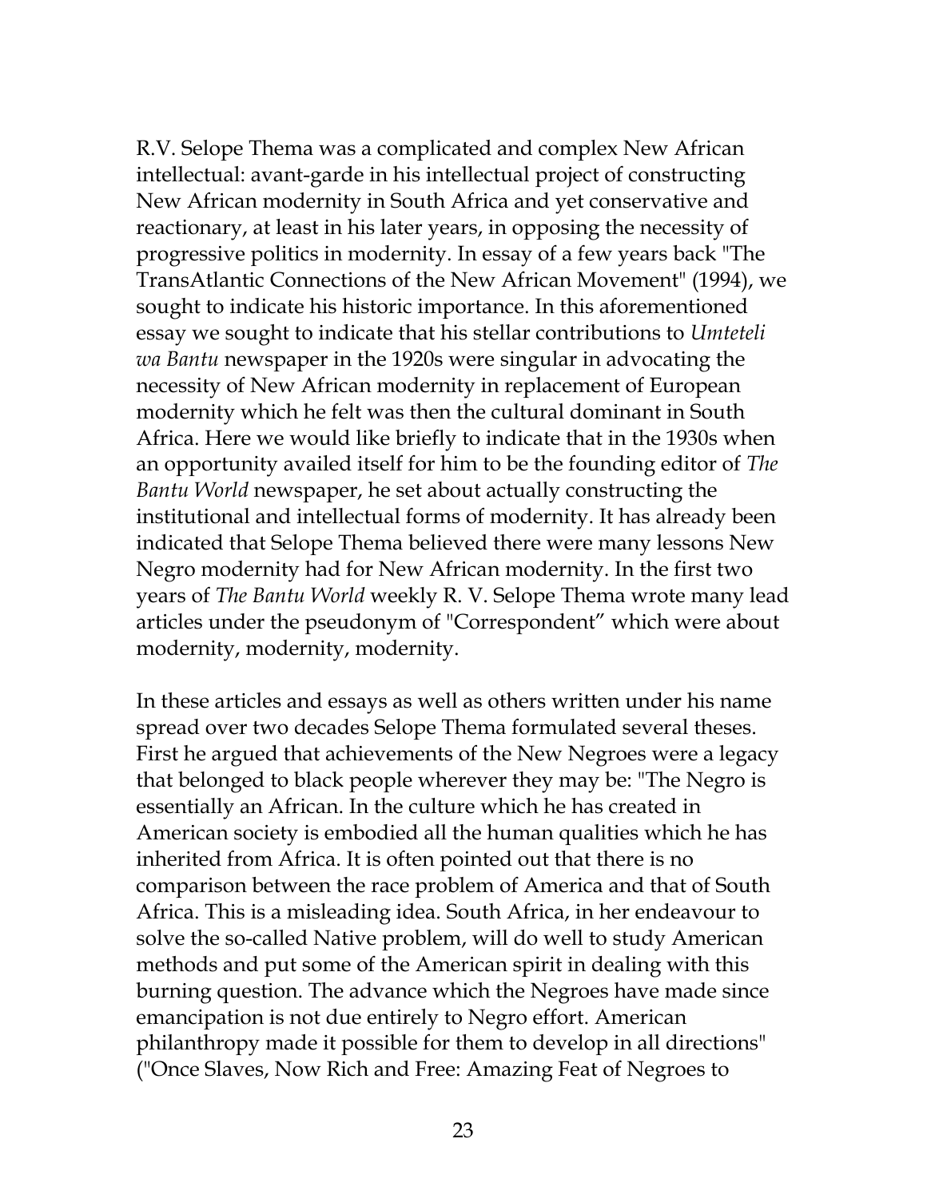R.V. Selope Thema was a complicated and complex New African intellectual: avant-garde in his intellectual project of constructing New African modernity in South Africa and yet conservative and reactionary, at least in his later years, in opposing the necessity of progressive politics in modernity. In essay of a few years back "The TransAtlantic Connections of the New African Movement" (1994), we sought to indicate his historic importance. In this aforementioned essay we sought to indicate that his stellar contributions to *Umteteli wa Bantu* newspaper in the 1920s were singular in advocating the necessity of New African modernity in replacement of European modernity which he felt was then the cultural dominant in South Africa. Here we would like briefly to indicate that in the 1930s when an opportunity availed itself for him to be the founding editor of *The Bantu World* newspaper, he set about actually constructing the institutional and intellectual forms of modernity. It has already been indicated that Selope Thema believed there were many lessons New Negro modernity had for New African modernity. In the first two years of *The Bantu World* weekly R. V. Selope Thema wrote many lead articles under the pseudonym of "Correspondent" which were about modernity, modernity, modernity.

In these articles and essays as well as others written under his name spread over two decades Selope Thema formulated several theses. First he argued that achievements of the New Negroes were a legacy that belonged to black people wherever they may be: "The Negro is essentially an African. In the culture which he has created in American society is embodied all the human qualities which he has inherited from Africa. It is often pointed out that there is no comparison between the race problem of America and that of South Africa. This is a misleading idea. South Africa, in her endeavour to solve the so-called Native problem, will do well to study American methods and put some of the American spirit in dealing with this burning question. The advance which the Negroes have made since emancipation is not due entirely to Negro effort. American philanthropy made it possible for them to develop in all directions" ("Once Slaves, Now Rich and Free: Amazing Feat of Negroes to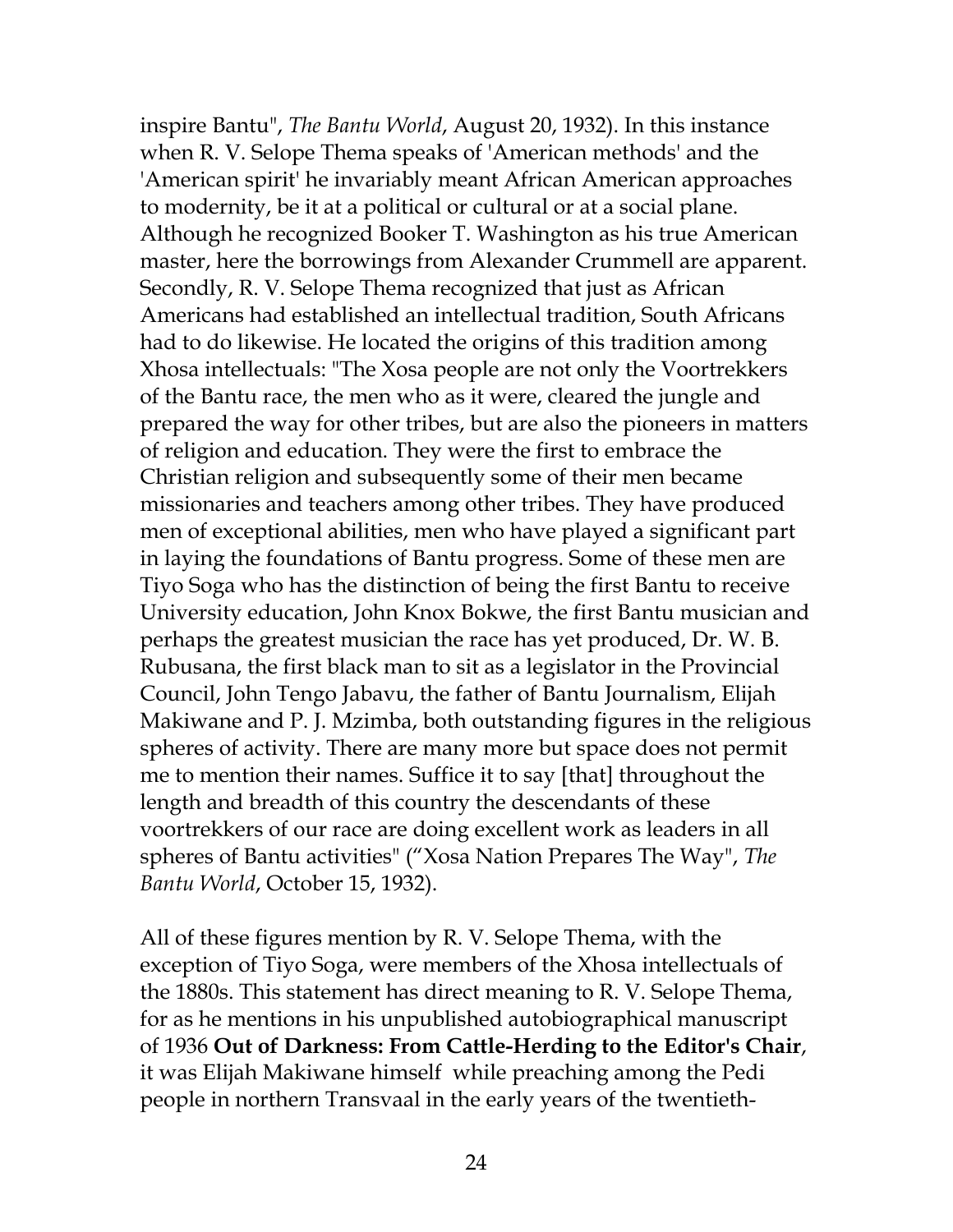inspire Bantu", *The Bantu World*, August 20, 1932). In this instance when R. V. Selope Thema speaks of 'American methods' and the 'American spirit' he invariably meant African American approaches to modernity, be it at a political or cultural or at a social plane. Although he recognized Booker T. Washington as his true American master, here the borrowings from Alexander Crummell are apparent. Secondly, R. V. Selope Thema recognized that just as African Americans had established an intellectual tradition, South Africans had to do likewise. He located the origins of this tradition among Xhosa intellectuals: "The Xosa people are not only the Voortrekkers of the Bantu race, the men who as it were, cleared the jungle and prepared the way for other tribes, but are also the pioneers in matters of religion and education. They were the first to embrace the Christian religion and subsequently some of their men became missionaries and teachers among other tribes. They have produced men of exceptional abilities, men who have played a significant part in laying the foundations of Bantu progress. Some of these men are Tiyo Soga who has the distinction of being the first Bantu to receive University education, John Knox Bokwe, the first Bantu musician and perhaps the greatest musician the race has yet produced, Dr. W. B. Rubusana, the first black man to sit as a legislator in the Provincial Council, John Tengo Jabavu, the father of Bantu Journalism, Elijah Makiwane and P. J. Mzimba, both outstanding figures in the religious spheres of activity. There are many more but space does not permit me to mention their names. Suffice it to say [that] throughout the length and breadth of this country the descendants of these voortrekkers of our race are doing excellent work as leaders in all spheres of Bantu activities" ("Xosa Nation Prepares The Way", *The Bantu World*, October 15, 1932).

All of these figures mention by R. V. Selope Thema, with the exception of Tiyo Soga, were members of the Xhosa intellectuals of the 1880s. This statement has direct meaning to R. V. Selope Thema, for as he mentions in his unpublished autobiographical manuscript of 1936 **Out of Darkness: From Cattle-Herding to the Editor's Chair**, it was Elijah Makiwane himself while preaching among the Pedi people in northern Transvaal in the early years of the twentieth-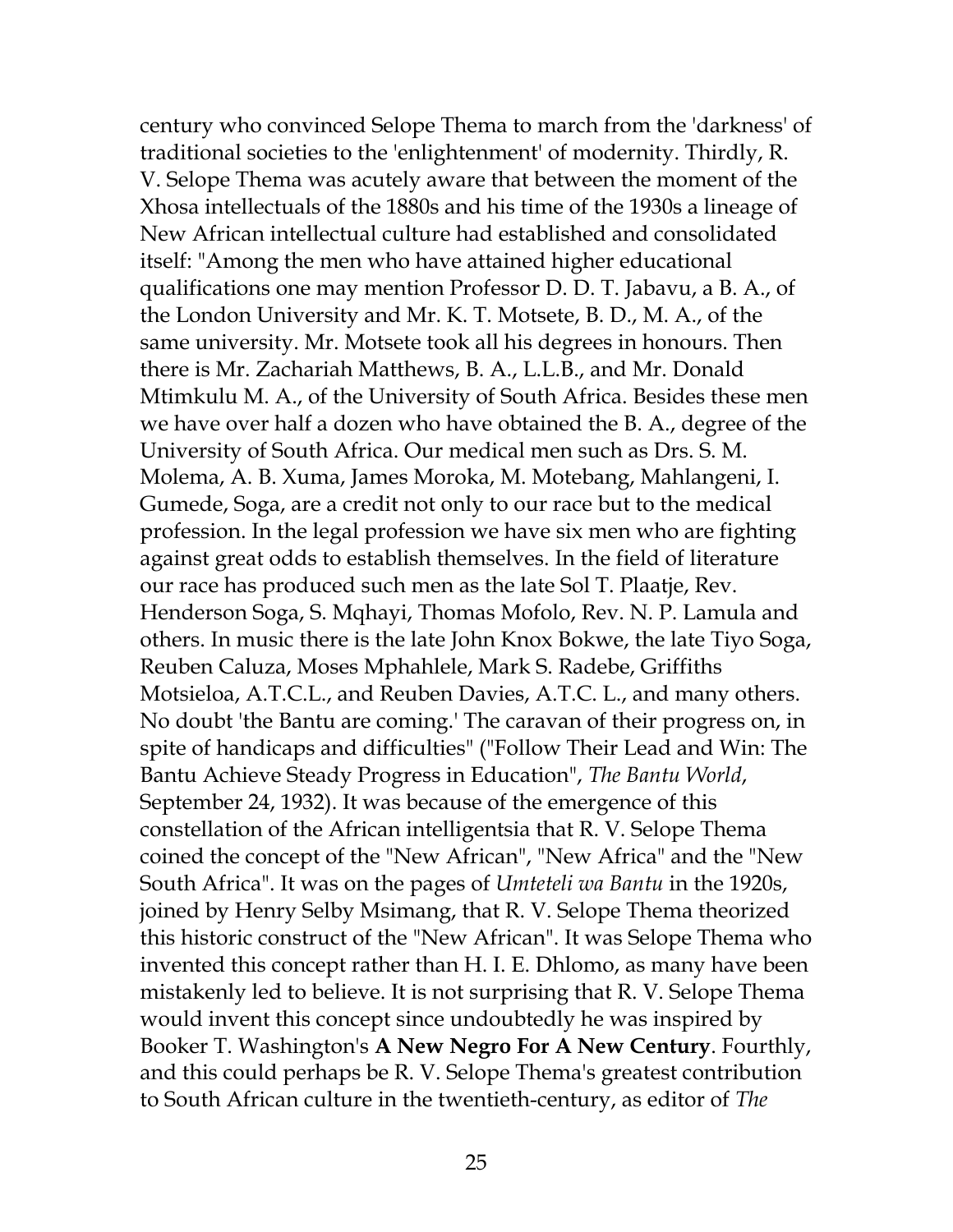century who convinced Selope Thema to march from the 'darkness' of traditional societies to the 'enlightenment' of modernity. Thirdly, R. V. Selope Thema was acutely aware that between the moment of the Xhosa intellectuals of the 1880s and his time of the 1930s a lineage of New African intellectual culture had established and consolidated itself: "Among the men who have attained higher educational qualifications one may mention Professor D. D. T. Jabavu, a B. A., of the London University and Mr. K. T. Motsete, B. D., M. A., of the same university. Mr. Motsete took all his degrees in honours. Then there is Mr. Zachariah Matthews, B. A., L.L.B., and Mr. Donald Mtimkulu M. A., of the University of South Africa. Besides these men we have over half a dozen who have obtained the B. A., degree of the University of South Africa. Our medical men such as Drs. S. M. Molema, A. B. Xuma, James Moroka, M. Motebang, Mahlangeni, I. Gumede, Soga, are a credit not only to our race but to the medical profession. In the legal profession we have six men who are fighting against great odds to establish themselves. In the field of literature our race has produced such men as the late Sol T. Plaatje, Rev. Henderson Soga, S. Mqhayi, Thomas Mofolo, Rev. N. P. Lamula and others. In music there is the late John Knox Bokwe, the late Tiyo Soga, Reuben Caluza, Moses Mphahlele, Mark S. Radebe, Griffiths Motsieloa, A.T.C.L., and Reuben Davies, A.T.C. L., and many others. No doubt 'the Bantu are coming.' The caravan of their progress on, in spite of handicaps and difficulties" ("Follow Their Lead and Win: The Bantu Achieve Steady Progress in Education", *The Bantu World*, September 24, 1932). It was because of the emergence of this constellation of the African intelligentsia that R. V. Selope Thema coined the concept of the "New African", "New Africa" and the "New South Africa". It was on the pages of *Umteteli wa Bantu* in the 1920s, joined by Henry Selby Msimang, that R. V. Selope Thema theorized this historic construct of the "New African". It was Selope Thema who invented this concept rather than H. I. E. Dhlomo, as many have been mistakenly led to believe. It is not surprising that R. V. Selope Thema would invent this concept since undoubtedly he was inspired by Booker T. Washington's **A New Negro For A New Century**. Fourthly, and this could perhaps be R. V. Selope Thema's greatest contribution to South African culture in the twentieth-century, as editor of *The*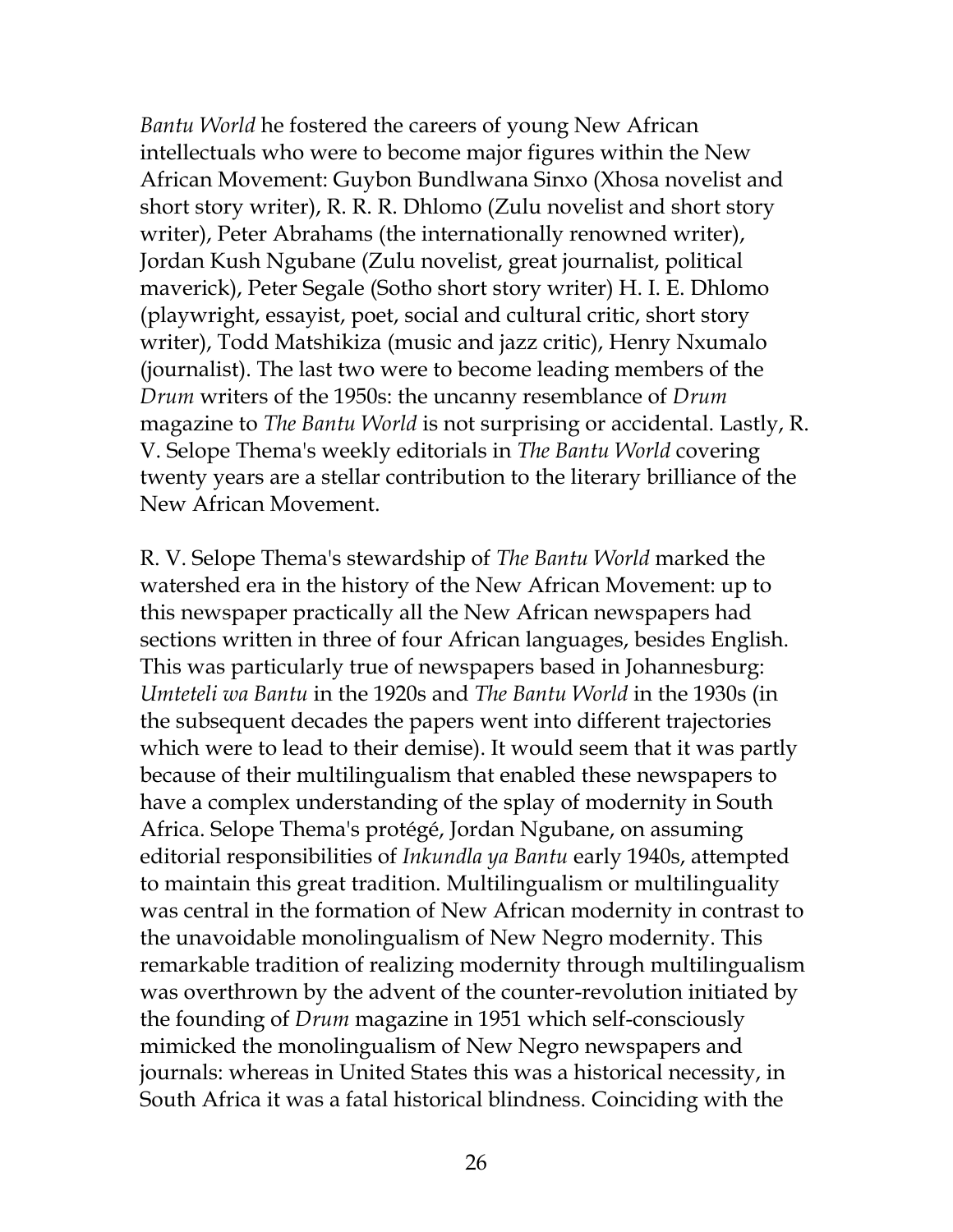*Bantu World* he fostered the careers of young New African intellectuals who were to become major figures within the New African Movement: Guybon Bundlwana Sinxo (Xhosa novelist and short story writer), R. R. R. Dhlomo (Zulu novelist and short story writer), Peter Abrahams (the internationally renowned writer), Jordan Kush Ngubane (Zulu novelist, great journalist, political maverick), Peter Segale (Sotho short story writer) H. I. E. Dhlomo (playwright, essayist, poet, social and cultural critic, short story writer), Todd Matshikiza (music and jazz critic), Henry Nxumalo (journalist). The last two were to become leading members of the *Drum* writers of the 1950s: the uncanny resemblance of *Drum* magazine to *The Bantu World* is not surprising or accidental. Lastly, R. V. Selope Thema's weekly editorials in *The Bantu World* covering twenty years are a stellar contribution to the literary brilliance of the New African Movement.

R. V. Selope Thema's stewardship of *The Bantu World* marked the watershed era in the history of the New African Movement: up to this newspaper practically all the New African newspapers had sections written in three of four African languages, besides English. This was particularly true of newspapers based in Johannesburg: *Umteteli wa Bantu* in the 1920s and *The Bantu World* in the 1930s (in the subsequent decades the papers went into different trajectories which were to lead to their demise). It would seem that it was partly because of their multilingualism that enabled these newspapers to have a complex understanding of the splay of modernity in South Africa. Selope Thema's protégé, Jordan Ngubane, on assuming editorial responsibilities of *Inkundla ya Bantu* early 1940s, attempted to maintain this great tradition. Multilingualism or multilinguality was central in the formation of New African modernity in contrast to the unavoidable monolingualism of New Negro modernity. This remarkable tradition of realizing modernity through multilingualism was overthrown by the advent of the counter-revolution initiated by the founding of *Drum* magazine in 1951 which self-consciously mimicked the monolingualism of New Negro newspapers and journals: whereas in United States this was a historical necessity, in South Africa it was a fatal historical blindness. Coinciding with the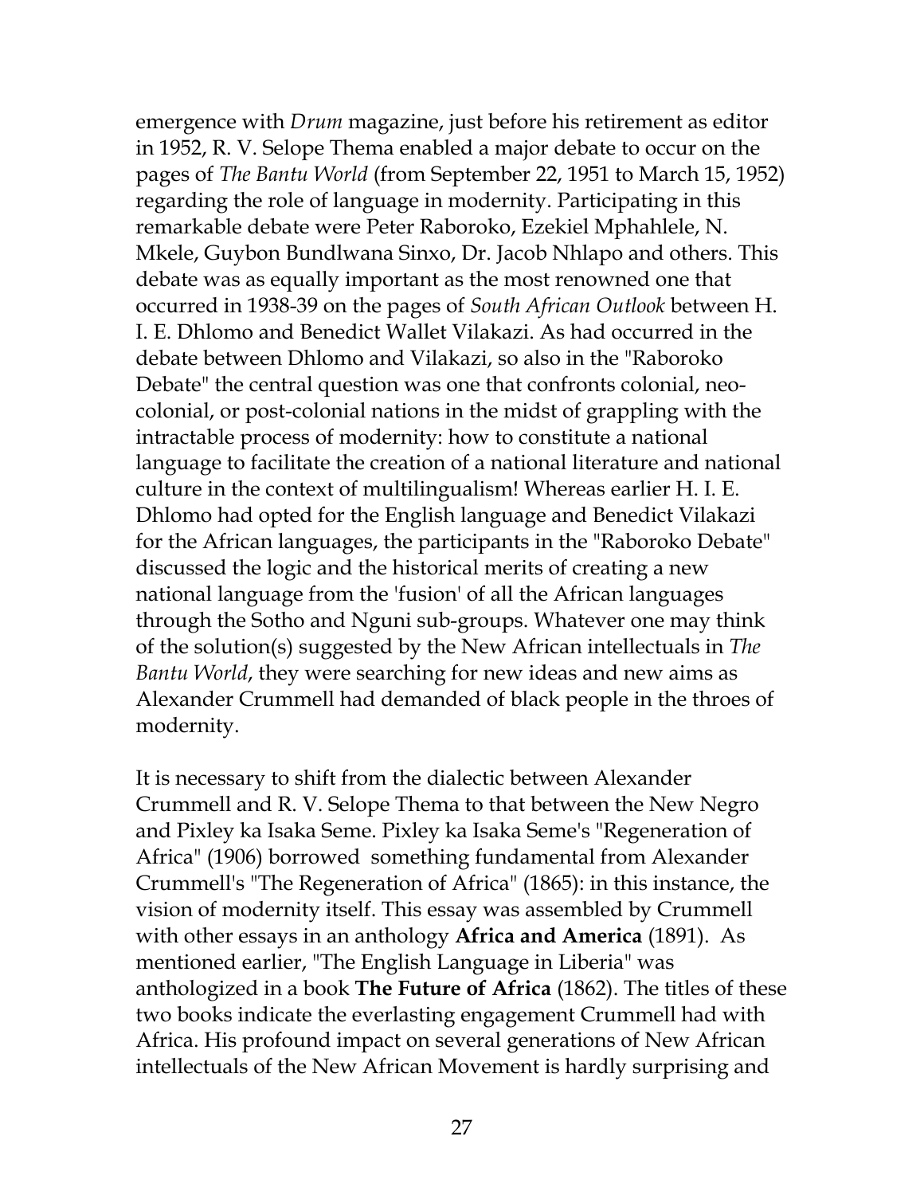emergence with *Drum* magazine, just before his retirement as editor in 1952, R. V. Selope Thema enabled a major debate to occur on the pages of *The Bantu World* (from September 22, 1951 to March 15, 1952) regarding the role of language in modernity. Participating in this remarkable debate were Peter Raboroko, Ezekiel Mphahlele, N. Mkele, Guybon Bundlwana Sinxo, Dr. Jacob Nhlapo and others. This debate was as equally important as the most renowned one that occurred in 1938-39 on the pages of *South African Outlook* between H. I. E. Dhlomo and Benedict Wallet Vilakazi. As had occurred in the debate between Dhlomo and Vilakazi, so also in the "Raboroko Debate" the central question was one that confronts colonial, neo-colonial, or post-colonial nations in the midst of grappling with the intractable process of modernity: how to constitute a national language to facilitate the creation of a national literature and national culture in the context of multilingualism! Whereas earlier H. I. E. Dhlomo had opted for the English language and Benedict Vilakazi for the African languages, the participants in the "Raboroko Debate" discussed the logic and the historical merits of creating a new national language from the 'fusion' of all the African languages through the Sotho and Nguni sub-groups. Whatever one may think of the solution(s) suggested by the New African intellectuals in *The Bantu World*, they were searching for new ideas and new aims as Alexander Crummell had demanded of black people in the throes of modernity.

It is necessary to shift from the dialectic between Alexander Crummell and R. V. Selope Thema to that between the New Negro and Pixley ka Isaka Seme. Pixley ka Isaka Seme's "Regeneration of Africa" (1906) borrowed something fundamental from Alexander Crummell's "The Regeneration of Africa" (1865): in this instance, the vision of modernity itself. This essay was assembled by Crummell with other essays in an anthology **Africa and America** (1891). As mentioned earlier, "The English Language in Liberia" was anthologized in a book **The Future of Africa** (1862). The titles of these two books indicate the everlasting engagement Crummell had with Africa. His profound impact on several generations of New African intellectuals of the New African Movement is hardly surprising and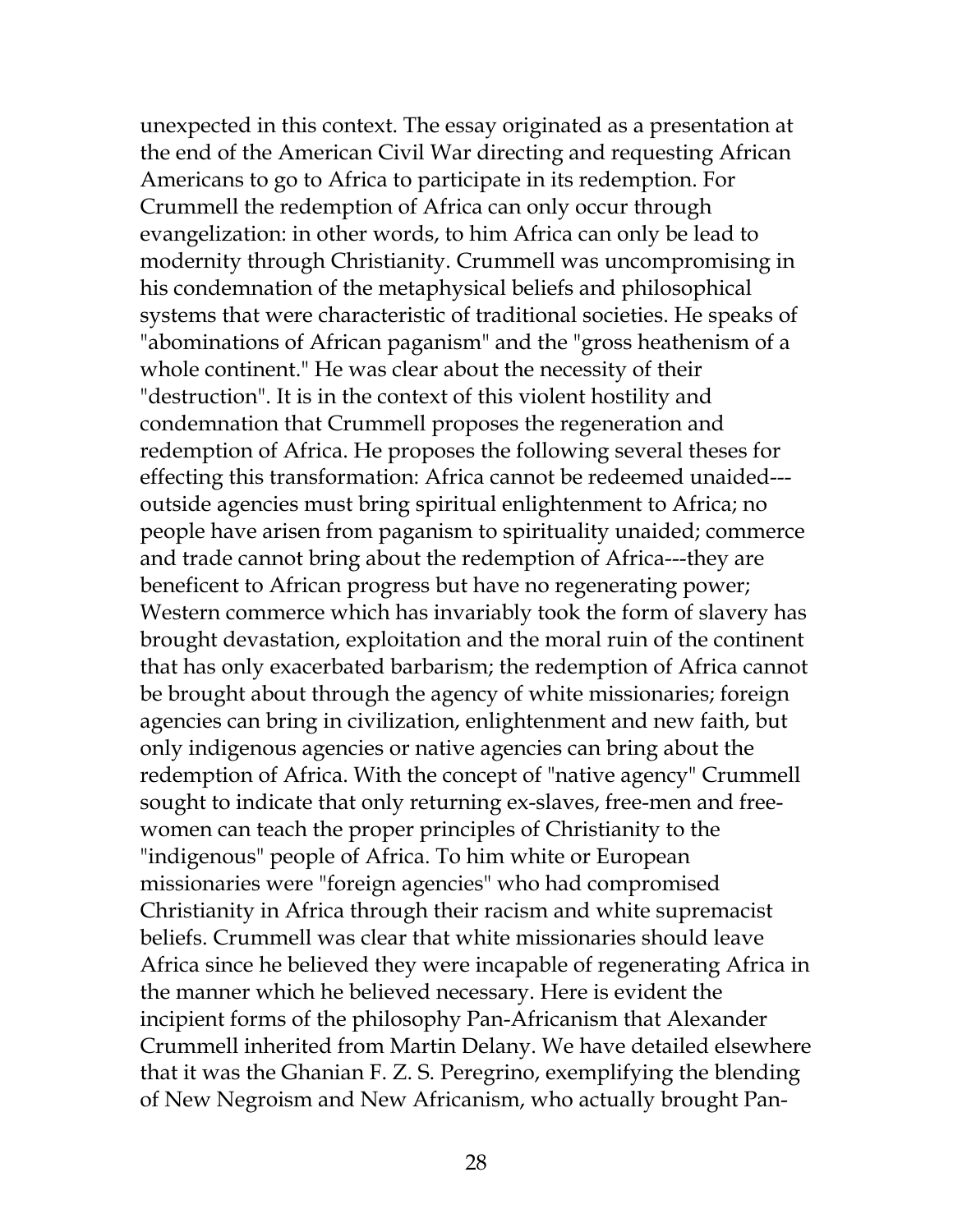unexpected in this context. The essay originated as a presentation at the end of the American Civil War directing and requesting African Americans to go to Africa to participate in its redemption. For Crummell the redemption of Africa can only occur through evangelization: in other words, to him Africa can only be lead to modernity through Christianity. Crummell was uncompromising in his condemnation of the metaphysical beliefs and philosophical systems that were characteristic of traditional societies. He speaks of "abominations of African paganism" and the "gross heathenism of a whole continent." He was clear about the necessity of their "destruction". It is in the context of this violent hostility and condemnation that Crummell proposes the regeneration and redemption of Africa. He proposes the following several theses for effecting this transformation: Africa cannot be redeemed unaided---outside agencies must bring spiritual enlightenment to Africa; no people have arisen from paganism to spirituality unaided; commerce and trade cannot bring about the redemption of Africa---they are beneficent to African progress but have no regenerating power; Western commerce which has invariably took the form of slavery has brought devastation, exploitation and the moral ruin of the continent that has only exacerbated barbarism; the redemption of Africa cannot be brought about through the agency of white missionaries; foreign agencies can bring in civilization, enlightenment and new faith, but only indigenous agencies or native agencies can bring about the redemption of Africa. With the concept of "native agency" Crummell sought to indicate that only returning ex-slaves, free-men and free-women can teach the proper principles of Christianity to the "indigenous" people of Africa. To him white or European missionaries were "foreign agencies" who had compromised Christianity in Africa through their racism and white supremacist beliefs. Crummell was clear that white missionaries should leave Africa since he believed they were incapable of regenerating Africa in the manner which he believed necessary. Here is evident the incipient forms of the philosophy Pan-Africanism that Alexander Crummell inherited from Martin Delany. We have detailed elsewhere that it was the Ghanian F. Z. S. Peregrino, exemplifying the blending of New Negroism and New Africanism, who actually brought Pan-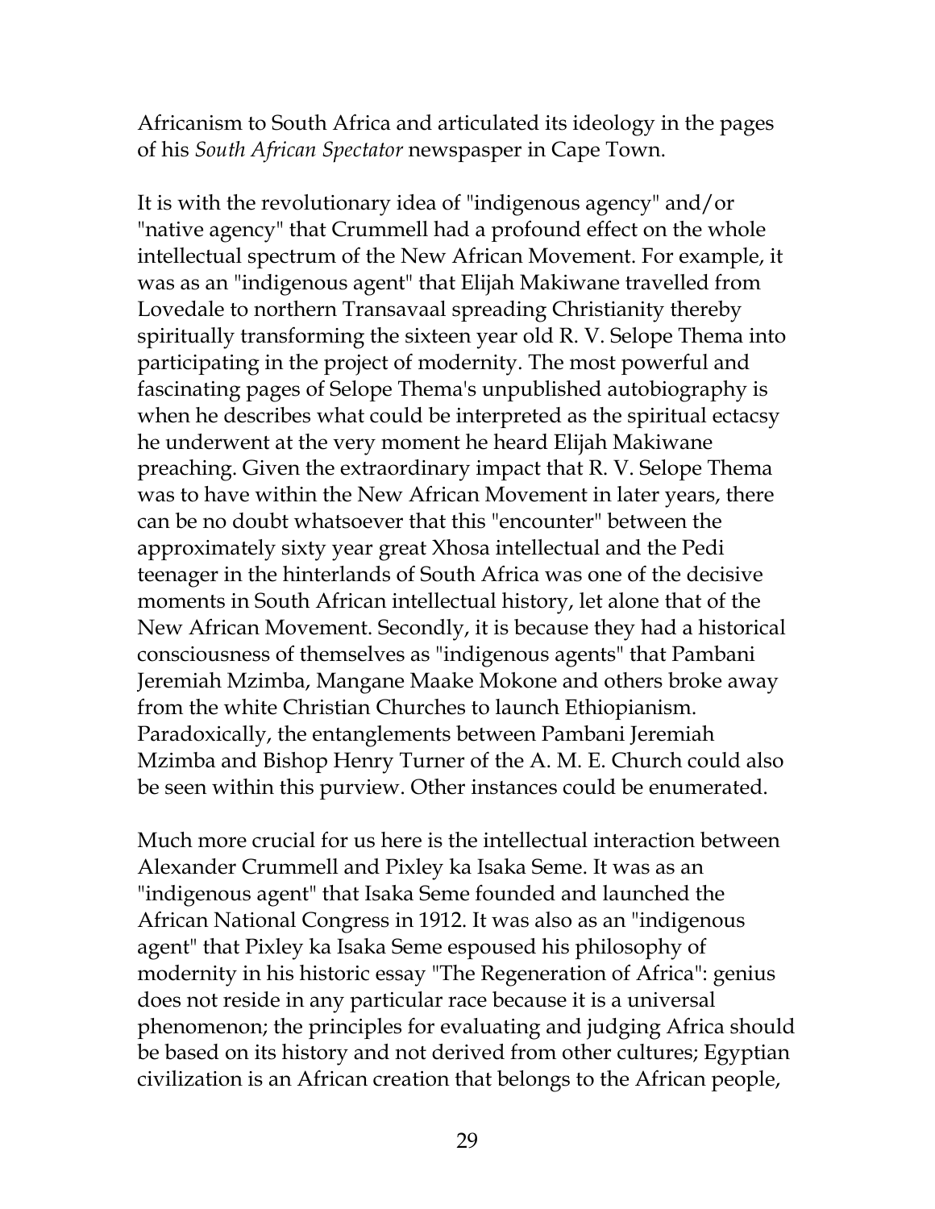Africanism to South Africa and articulated its ideology in the pages of his *South African Spectator* newspasper in Cape Town.

It is with the revolutionary idea of "indigenous agency" and/or "native agency" that Crummell had a profound effect on the whole intellectual spectrum of the New African Movement. For example, it was as an "indigenous agent" that Elijah Makiwane travelled from Lovedale to northern Transavaal spreading Christianity thereby spiritually transforming the sixteen year old R. V. Selope Thema into participating in the project of modernity. The most powerful and fascinating pages of Selope Thema's unpublished autobiography is when he describes what could be interpreted as the spiritual ectacsy he underwent at the very moment he heard Elijah Makiwane preaching. Given the extraordinary impact that R. V. Selope Thema was to have within the New African Movement in later years, there can be no doubt whatsoever that this "encounter" between the approximately sixty year great Xhosa intellectual and the Pedi teenager in the hinterlands of South Africa was one of the decisive moments in South African intellectual history, let alone that of the New African Movement. Secondly, it is because they had a historical consciousness of themselves as "indigenous agents" that Pambani Jeremiah Mzimba, Mangane Maake Mokone and others broke away from the white Christian Churches to launch Ethiopianism. Paradoxically, the entanglements between Pambani Jeremiah Mzimba and Bishop Henry Turner of the A. M. E. Church could also be seen within this purview. Other instances could be enumerated.

Much more crucial for us here is the intellectual interaction between Alexander Crummell and Pixley ka Isaka Seme. It was as an "indigenous agent" that Isaka Seme founded and launched the African National Congress in 1912. It was also as an "indigenous agent" that Pixley ka Isaka Seme espoused his philosophy of modernity in his historic essay "The Regeneration of Africa": genius does not reside in any particular race because it is a universal phenomenon; the principles for evaluating and judging Africa should be based on its history and not derived from other cultures; Egyptian civilization is an African creation that belongs to the African people,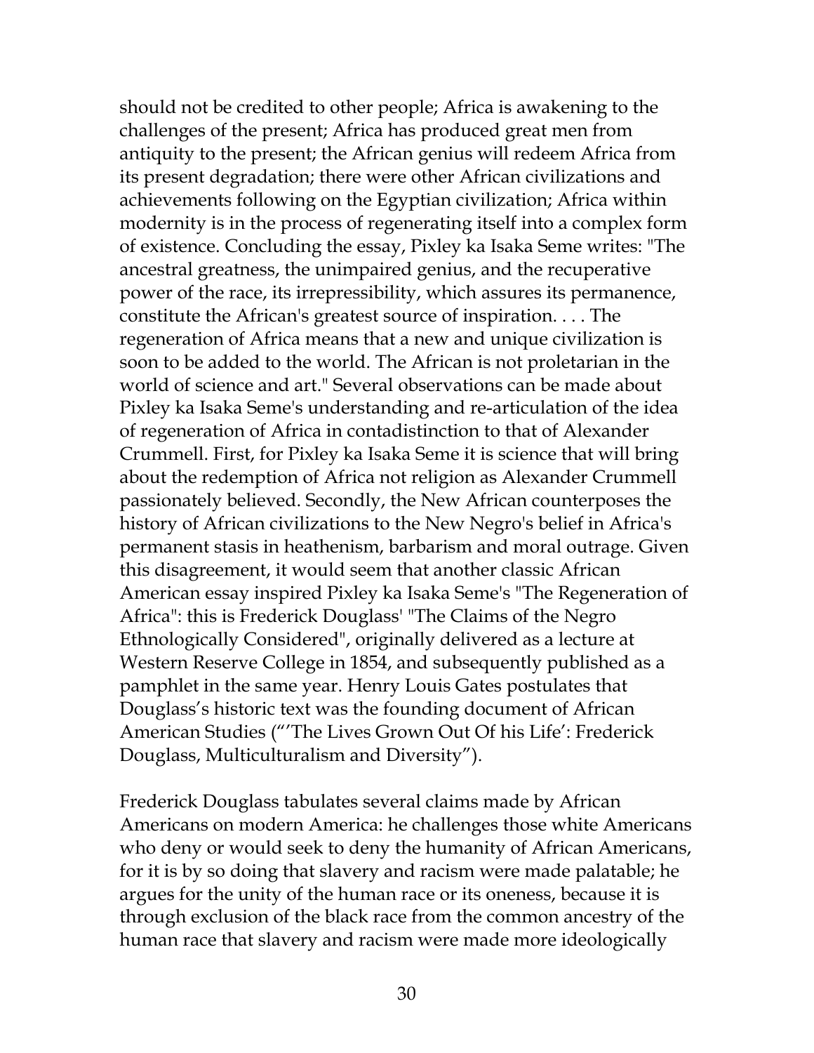should not be credited to other people; Africa is awakening to the challenges of the present; Africa has produced great men from antiquity to the present; the African genius will redeem Africa from its present degradation; there were other African civilizations and achievements following on the Egyptian civilization; Africa within modernity is in the process of regenerating itself into a complex form of existence. Concluding the essay, Pixley ka Isaka Seme writes: "The ancestral greatness, the unimpaired genius, and the recuperative power of the race, its irrepressibility, which assures its permanence, constitute the African's greatest source of inspiration. . . . The regeneration of Africa means that a new and unique civilization is soon to be added to the world. The African is not proletarian in the world of science and art." Several observations can be made about Pixley ka Isaka Seme's understanding and re-articulation of the idea of regeneration of Africa in contadistinction to that of Alexander Crummell. First, for Pixley ka Isaka Seme it is science that will bring about the redemption of Africa not religion as Alexander Crummell passionately believed. Secondly, the New African counterposes the history of African civilizations to the New Negro's belief in Africa's permanent stasis in heathenism, barbarism and moral outrage. Given this disagreement, it would seem that another classic African American essay inspired Pixley ka Isaka Seme's "The Regeneration of Africa": this is Frederick Douglass' "The Claims of the Negro Ethnologically Considered", originally delivered as a lecture at Western Reserve College in 1854, and subsequently published as a pamphlet in the same year. Henry Louis Gates postulates that Douglass's historic text was the founding document of African American Studies ("'The Lives Grown Out Of his Life': Frederick Douglass, Multiculturalism and Diversity").

Frederick Douglass tabulates several claims made by African Americans on modern America: he challenges those white Americans who deny or would seek to deny the humanity of African Americans, for it is by so doing that slavery and racism were made palatable; he argues for the unity of the human race or its oneness, because it is through exclusion of the black race from the common ancestry of the human race that slavery and racism were made more ideologically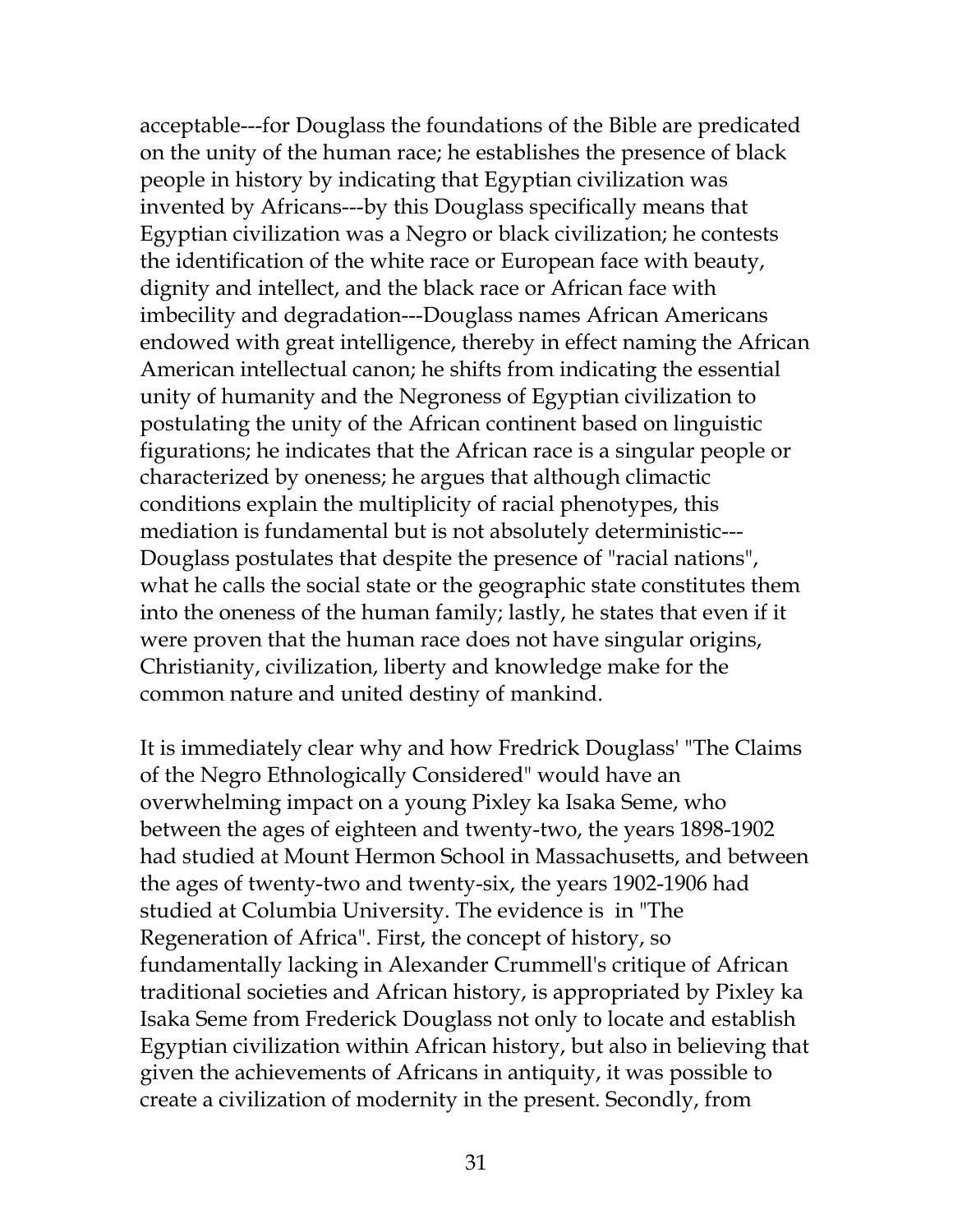acceptable---for Douglass the foundations of the Bible are predicated on the unity of the human race; he establishes the presence of black people in history by indicating that Egyptian civilization was invented by Africans---by this Douglass specifically means that Egyptian civilization was a Negro or black civilization; he contests the identification of the white race or European face with beauty, dignity and intellect, and the black race or African face with imbecility and degradation---Douglass names African Americans endowed with great intelligence, thereby in effect naming the African American intellectual canon; he shifts from indicating the essential unity of humanity and the Negroness of Egyptian civilization to postulating the unity of the African continent based on linguistic figurations; he indicates that the African race is a singular people or characterized by oneness; he argues that although climactic conditions explain the multiplicity of racial phenotypes, this mediation is fundamental but is not absolutely deterministic---Douglass postulates that despite the presence of "racial nations", what he calls the social state or the geographic state constitutes them into the oneness of the human family; lastly, he states that even if it were proven that the human race does not have singular origins, Christianity, civilization, liberty and knowledge make for the common nature and united destiny of mankind.

It is immediately clear why and how Fredrick Douglass' "The Claims of the Negro Ethnologically Considered" would have an overwhelming impact on a young Pixley ka Isaka Seme, who between the ages of eighteen and twenty-two, the years 1898-1902 had studied at Mount Hermon School in Massachusetts, and between the ages of twenty-two and twenty-six, the years 1902-1906 had studied at Columbia University. The evidence is in "The Regeneration of Africa". First, the concept of history, so fundamentally lacking in Alexander Crummell's critique of African traditional societies and African history, is appropriated by Pixley ka Isaka Seme from Frederick Douglass not only to locate and establish Egyptian civilization within African history, but also in believing that given the achievements of Africans in antiquity, it was possible to create a civilization of modernity in the present. Secondly, from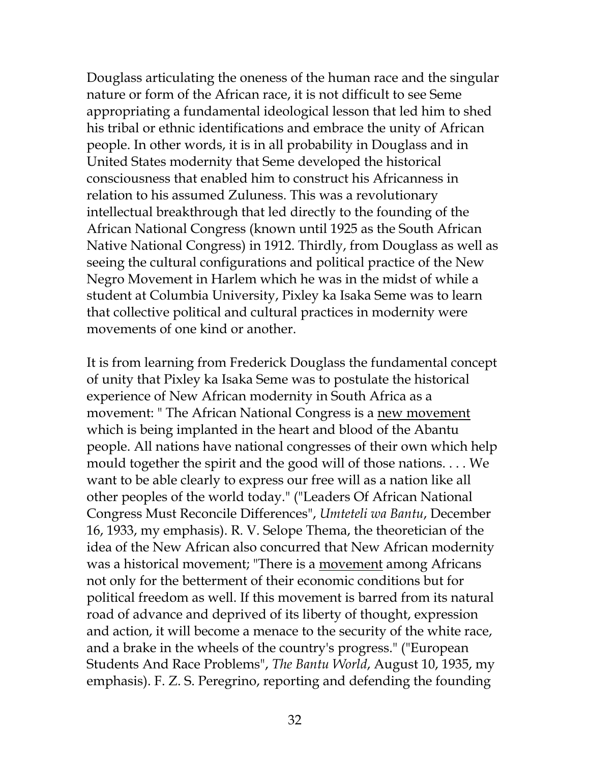Douglass articulating the oneness of the human race and the singular nature or form of the African race, it is not difficult to see Seme appropriating a fundamental ideological lesson that led him to shed his tribal or ethnic identifications and embrace the unity of African people. In other words, it is in all probability in Douglass and in United States modernity that Seme developed the historical consciousness that enabled him to construct his Africanness in relation to his assumed Zuluness. This was a revolutionary intellectual breakthrough that led directly to the founding of the African National Congress (known until 1925 as the South African Native National Congress) in 1912. Thirdly, from Douglass as well as seeing the cultural configurations and political practice of the New Negro Movement in Harlem which he was in the midst of while a student at Columbia University, Pixley ka Isaka Seme was to learn that collective political and cultural practices in modernity were movements of one kind or another.

It is from learning from Frederick Douglass the fundamental concept of unity that Pixley ka Isaka Seme was to postulate the historical experience of New African modernity in South Africa as a movement: " The African National Congress is a <u>new movement</u> which is being implanted in the heart and blood of the Abantu people. All nations have national congresses of their own which help mould together the spirit and the good will of those nations. . . . We want to be able clearly to express our free will as a nation like all other peoples of the world today." ("Leaders Of African National Congress Must Reconcile Differences", *Umteteli wa Bantu*, December 16, 1933, my emphasis). R. V. Selope Thema, the theoretician of the idea of the New African also concurred that New African modernity was a historical movement; "There is a <u>movement</u> among Africans not only for the betterment of their economic conditions but for political freedom as well. If this movement is barred from its natural road of advance and deprived of its liberty of thought, expression and action, it will become a menace to the security of the white race, and a brake in the wheels of the country's progress." ("European Students And Race Problems", *The Bantu World*, August 10, 1935, my emphasis). F. Z. S. Peregrino, reporting and defending the founding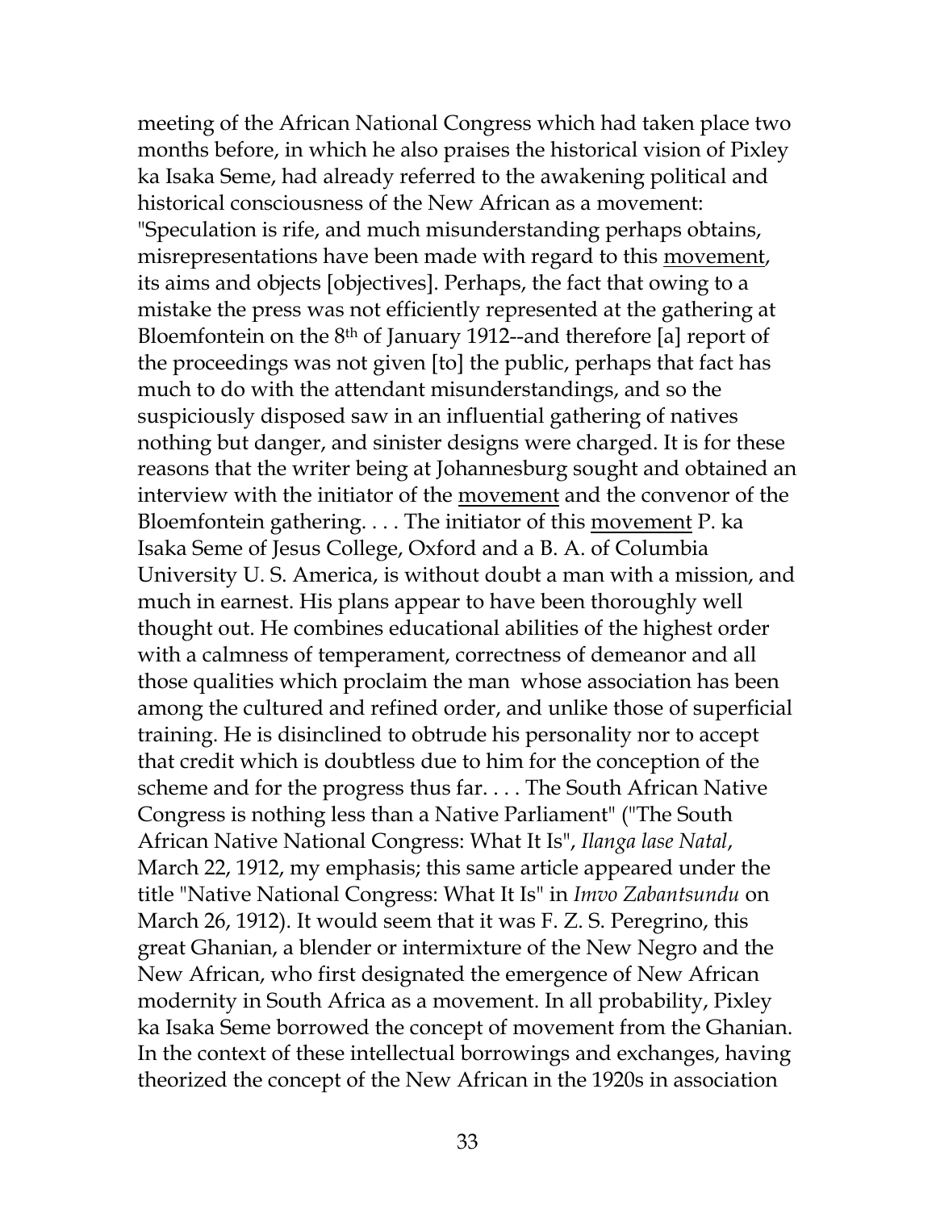meeting of the African National Congress which had taken place two months before, in which he also praises the historical vision of Pixley ka Isaka Seme, had already referred to the awakening political and historical consciousness of the New African as a movement: "Speculation is rife, and much misunderstanding perhaps obtains, misrepresentations have been made with regard to this <u>movement</u>, its aims and objects [objectives]. Perhaps, the fact that owing to a mistake the press was not efficiently represented at the gathering at Bloemfontein on the 8th of January 1912--and therefore [a] report of the proceedings was not given [to] the public, perhaps that fact has much to do with the attendant misunderstandings, and so the suspiciously disposed saw in an influential gathering of natives nothing but danger, and sinister designs were charged. It is for these reasons that the writer being at Johannesburg sought and obtained an interview with the initiator of the <u>movement</u> and the convenor of the Bloemfontein gathering. . . . The initiator of this <u>movement</u> P. ka Isaka Seme of Jesus College, Oxford and a B. A. of Columbia University U. S. America, is without doubt a man with a mission, and much in earnest. His plans appear to have been thoroughly well thought out. He combines educational abilities of the highest order with a calmness of temperament, correctness of demeanor and all those qualities which proclaim the man whose association has been among the cultured and refined order, and unlike those of superficial training. He is disinclined to obtrude his personality nor to accept that credit which is doubtless due to him for the conception of the scheme and for the progress thus far. . . . The South African Native Congress is nothing less than a Native Parliament" ("The South African Native National Congress: What It Is", *Ilanga lase Natal*, March 22, 1912, my emphasis; this same article appeared under the title "Native National Congress: What It Is" in *Imvo Zabantsundu* on March 26, 1912). It would seem that it was F. Z. S. Peregrino, this great Ghanian, a blender or intermixture of the New Negro and the New African, who first designated the emergence of New African modernity in South Africa as a movement. In all probability, Pixley ka Isaka Seme borrowed the concept of movement from the Ghanian. In the context of these intellectual borrowings and exchanges, having theorized the concept of the New African in the 1920s in association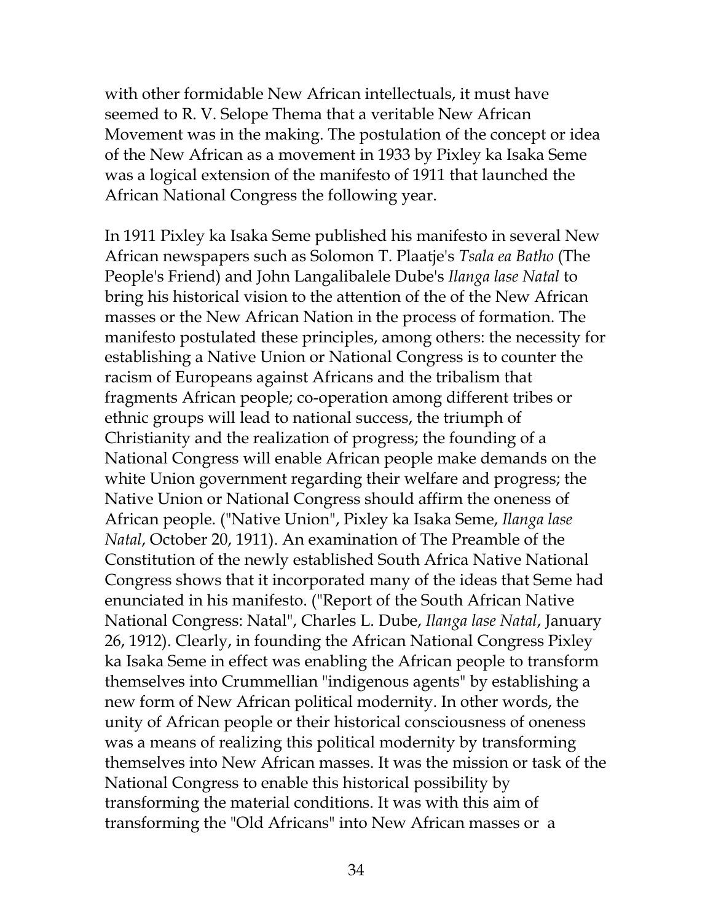with other formidable New African intellectuals, it must have seemed to R. V. Selope Thema that a veritable New African Movement was in the making. The postulation of the concept or idea of the New African as a movement in 1933 by Pixley ka Isaka Seme was a logical extension of the manifesto of 1911 that launched the African National Congress the following year.

In 1911 Pixley ka Isaka Seme published his manifesto in several New African newspapers such as Solomon T. Plaatje's *Tsala ea Batho* (The People's Friend) and John Langalibalele Dube's *Ilanga lase Natal* to bring his historical vision to the attention of the of the New African masses or the New African Nation in the process of formation. The manifesto postulated these principles, among others: the necessity for establishing a Native Union or National Congress is to counter the racism of Europeans against Africans and the tribalism that fragments African people; co-operation among different tribes or ethnic groups will lead to national success, the triumph of Christianity and the realization of progress; the founding of a National Congress will enable African people make demands on the white Union government regarding their welfare and progress; the Native Union or National Congress should affirm the oneness of African people. ("Native Union", Pixley ka Isaka Seme, *Ilanga lase Natal*, October 20, 1911). An examination of The Preamble of the Constitution of the newly established South Africa Native National Congress shows that it incorporated many of the ideas that Seme had enunciated in his manifesto. ("Report of the South African Native National Congress: Natal", Charles L. Dube, *Ilanga lase Natal*, January 26, 1912). Clearly, in founding the African National Congress Pixley ka Isaka Seme in effect was enabling the African people to transform themselves into Crummellian "indigenous agents" by establishing a new form of New African political modernity. In other words, the unity of African people or their historical consciousness of oneness was a means of realizing this political modernity by transforming themselves into New African masses. It was the mission or task of the National Congress to enable this historical possibility by transforming the material conditions. It was with this aim of transforming the "Old Africans" into New African masses or a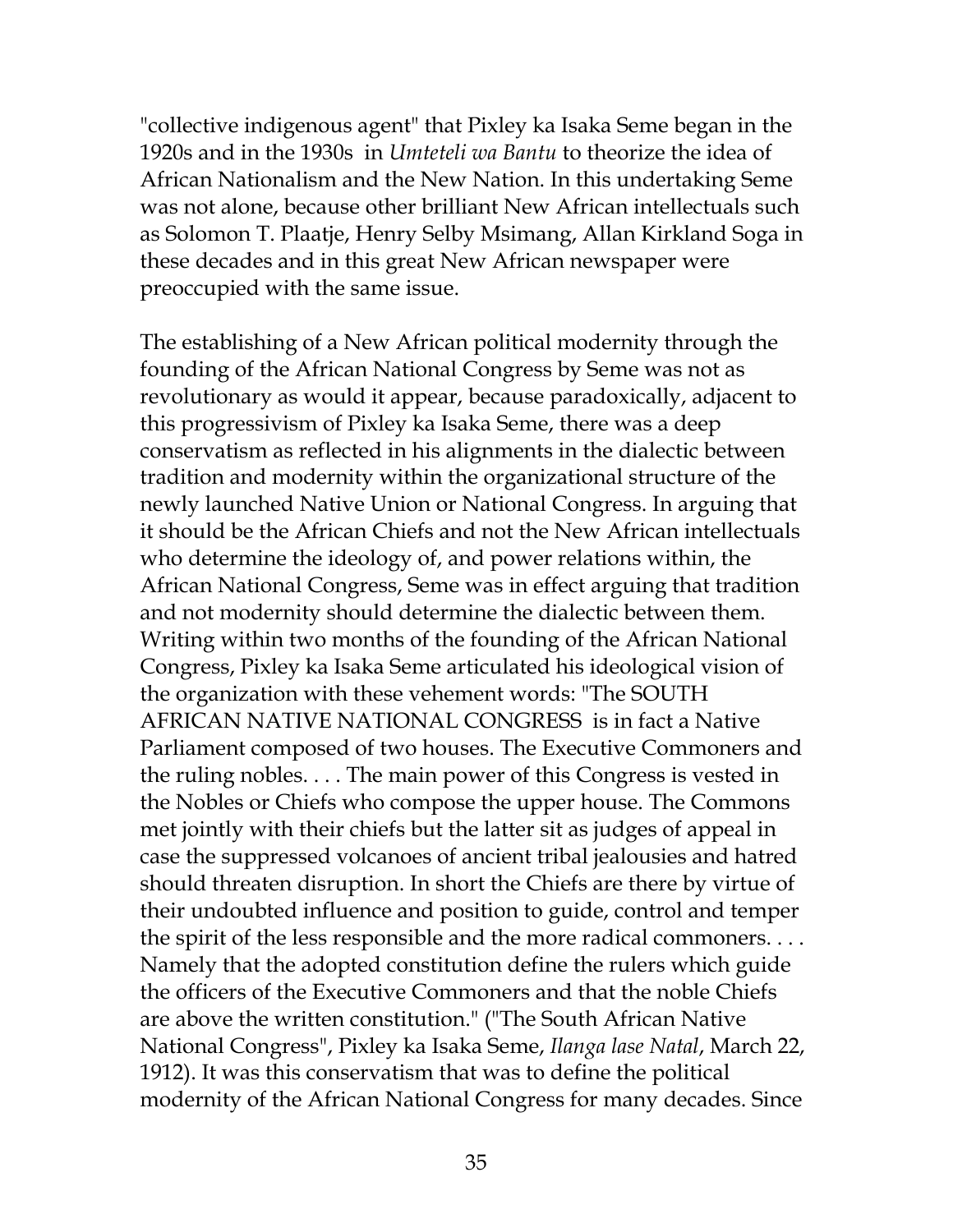"collective indigenous agent" that Pixley ka Isaka Seme began in the 1920s and in the 1930s in *Umteteli wa Bantu* to theorize the idea of African Nationalism and the New Nation. In this undertaking Seme was not alone, because other brilliant New African intellectuals such as Solomon T. Plaatje, Henry Selby Msimang, Allan Kirkland Soga in these decades and in this great New African newspaper were preoccupied with the same issue.

The establishing of a New African political modernity through the founding of the African National Congress by Seme was not as revolutionary as would it appear, because paradoxically, adjacent to this progressivism of Pixley ka Isaka Seme, there was a deep conservatism as reflected in his alignments in the dialectic between tradition and modernity within the organizational structure of the newly launched Native Union or National Congress. In arguing that it should be the African Chiefs and not the New African intellectuals who determine the ideology of, and power relations within, the African National Congress, Seme was in effect arguing that tradition and not modernity should determine the dialectic between them. Writing within two months of the founding of the African National Congress, Pixley ka Isaka Seme articulated his ideological vision of the organization with these vehement words: "The SOUTH AFRICAN NATIVE NATIONAL CONGRESS is in fact a Native Parliament composed of two houses. The Executive Commoners and the ruling nobles. . . . The main power of this Congress is vested in the Nobles or Chiefs who compose the upper house. The Commons met jointly with their chiefs but the latter sit as judges of appeal in case the suppressed volcanoes of ancient tribal jealousies and hatred should threaten disruption. In short the Chiefs are there by virtue of their undoubted influence and position to guide, control and temper the spirit of the less responsible and the more radical commoners. . . . Namely that the adopted constitution define the rulers which guide the officers of the Executive Commoners and that the noble Chiefs are above the written constitution." ("The South African Native National Congress", Pixley ka Isaka Seme, *Ilanga lase Natal*, March 22, 1912). It was this conservatism that was to define the political modernity of the African National Congress for many decades. Since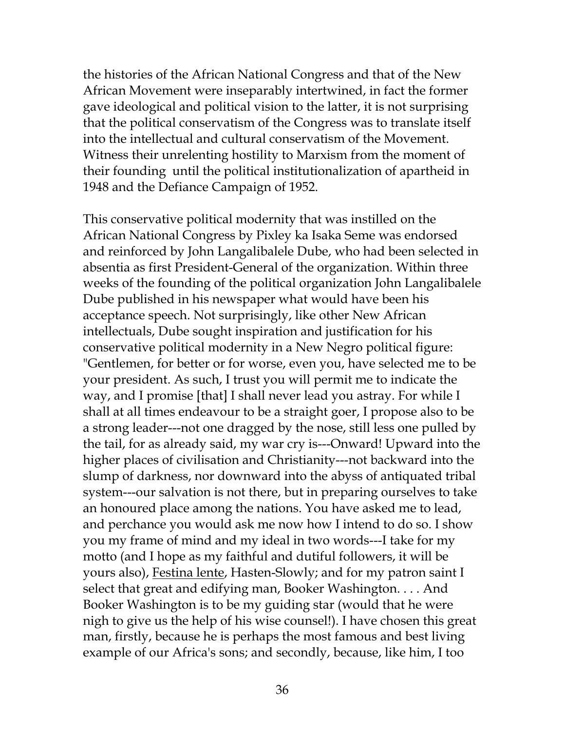the histories of the African National Congress and that of the New African Movement were inseparably intertwined, in fact the former gave ideological and political vision to the latter, it is not surprising that the political conservatism of the Congress was to translate itself into the intellectual and cultural conservatism of the Movement. Witness their unrelenting hostility to Marxism from the moment of their founding until the political institutionalization of apartheid in 1948 and the Defiance Campaign of 1952.

This conservative political modernity that was instilled on the African National Congress by Pixley ka Isaka Seme was endorsed and reinforced by John Langalibalele Dube, who had been selected in absentia as first President-General of the organization. Within three weeks of the founding of the political organization John Langalibalele Dube published in his newspaper what would have been his acceptance speech. Not surprisingly, like other New African intellectuals, Dube sought inspiration and justification for his conservative political modernity in a New Negro political figure: "Gentlemen, for better or for worse, even you, have selected me to be your president. As such, I trust you will permit me to indicate the way, and I promise [that] I shall never lead you astray. For while I shall at all times endeavour to be a straight goer, I propose also to be a strong leader---not one dragged by the nose, still less one pulled by the tail, for as already said, my war cry is---Onward! Upward into the higher places of civilisation and Christianity---not backward into the slump of darkness, nor downward into the abyss of antiquated tribal system---our salvation is not there, but in preparing ourselves to take an honoured place among the nations. You have asked me to lead, and perchance you would ask me now how I intend to do so. I show you my frame of mind and my ideal in two words---I take for my motto (and I hope as my faithful and dutiful followers, it will be yours also), <u>Festina lente</u>, Hasten-Slowly; and for my patron saint I select that great and edifying man, Booker Washington. . . . And Booker Washington is to be my guiding star (would that he were nigh to give us the help of his wise counsel!). I have chosen this great man, firstly, because he is perhaps the most famous and best living example of our Africa's sons; and secondly, because, like him, I too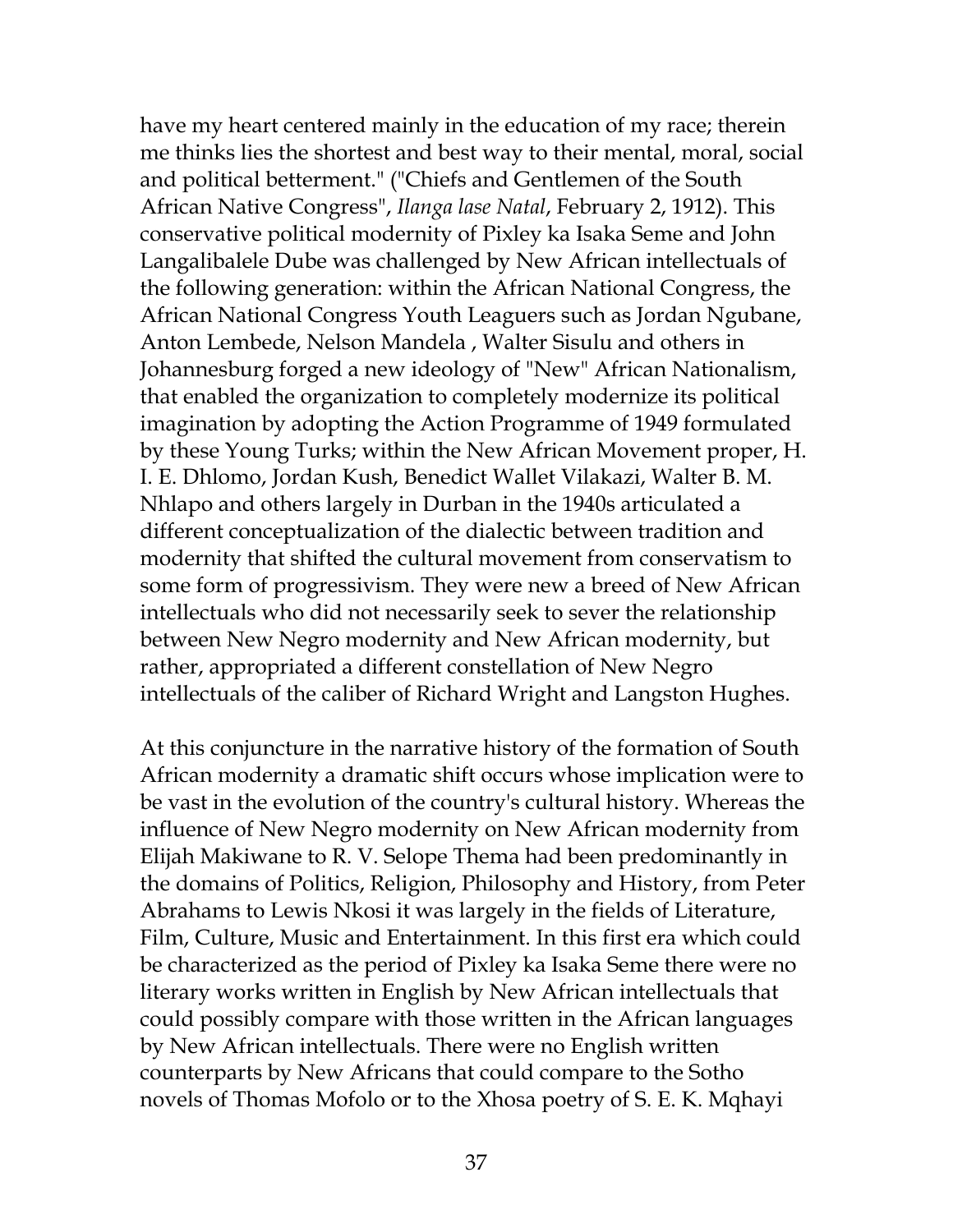have my heart centered mainly in the education of my race; therein me thinks lies the shortest and best way to their mental, moral, social and political betterment." ("Chiefs and Gentlemen of the South African Native Congress", *Ilanga lase Natal*, February 2, 1912). This conservative political modernity of Pixley ka Isaka Seme and John Langalibalele Dube was challenged by New African intellectuals of the following generation: within the African National Congress, the African National Congress Youth Leaguers such as Jordan Ngubane, Anton Lembede, Nelson Mandela , Walter Sisulu and others in Johannesburg forged a new ideology of "New" African Nationalism, that enabled the organization to completely modernize its political imagination by adopting the Action Programme of 1949 formulated by these Young Turks; within the New African Movement proper, H. I. E. Dhlomo, Jordan Kush, Benedict Wallet Vilakazi, Walter B. M. Nhlapo and others largely in Durban in the 1940s articulated a different conceptualization of the dialectic between tradition and modernity that shifted the cultural movement from conservatism to some form of progressivism. They were new a breed of New African intellectuals who did not necessarily seek to sever the relationship between New Negro modernity and New African modernity, but rather, appropriated a different constellation of New Negro intellectuals of the caliber of Richard Wright and Langston Hughes.

At this conjuncture in the narrative history of the formation of South African modernity a dramatic shift occurs whose implication were to be vast in the evolution of the country's cultural history. Whereas the influence of New Negro modernity on New African modernity from Elijah Makiwane to R. V. Selope Thema had been predominantly in the domains of Politics, Religion, Philosophy and History, from Peter Abrahams to Lewis Nkosi it was largely in the fields of Literature, Film, Culture, Music and Entertainment. In this first era which could be characterized as the period of Pixley ka Isaka Seme there were no literary works written in English by New African intellectuals that could possibly compare with those written in the African languages by New African intellectuals. There were no English written counterparts by New Africans that could compare to the Sotho novels of Thomas Mofolo or to the Xhosa poetry of S. E. K. Mqhayi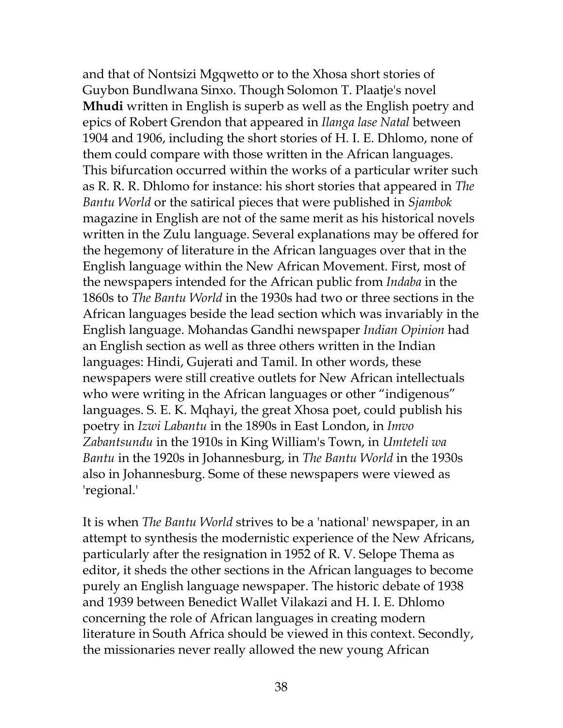and that of Nontsizi Mgqwetto or to the Xhosa short stories of Guybon Bundlwana Sinxo. Though Solomon T. Plaatje's novel **Mhudi** written in English is superb as well as the English poetry and epics of Robert Grendon that appeared in *Ilanga lase Natal* between 1904 and 1906, including the short stories of H. I. E. Dhlomo, none of them could compare with those written in the African languages. This bifurcation occurred within the works of a particular writer such as R. R. R. Dhlomo for instance: his short stories that appeared in *The Bantu World* or the satirical pieces that were published in *Sjambok* magazine in English are not of the same merit as his historical novels written in the Zulu language. Several explanations may be offered for the hegemony of literature in the African languages over that in the English language within the New African Movement. First, most of the newspapers intended for the African public from *Indaba* in the 1860s to *The Bantu World* in the 1930s had two or three sections in the African languages beside the lead section which was invariably in the English language. Mohandas Gandhi newspaper *Indian Opinion* had an English section as well as three others written in the Indian languages: Hindi, Gujerati and Tamil. In other words, these newspapers were still creative outlets for New African intellectuals who were writing in the African languages or other "indigenous" languages. S. E. K. Mqhayi, the great Xhosa poet, could publish his poetry in *Izwi Labantu* in the 1890s in East London, in *Imvo Zabantsundu* in the 1910s in King William's Town, in *Umteteli wa Bantu* in the 1920s in Johannesburg, in *The Bantu World* in the 1930s also in Johannesburg. Some of these newspapers were viewed as 'regional.'

It is when *The Bantu World* strives to be a 'national' newspaper, in an attempt to synthesis the modernistic experience of the New Africans, particularly after the resignation in 1952 of R. V. Selope Thema as editor, it sheds the other sections in the African languages to become purely an English language newspaper. The historic debate of 1938 and 1939 between Benedict Wallet Vilakazi and H. I. E. Dhlomo concerning the role of African languages in creating modern literature in South Africa should be viewed in this context. Secondly, the missionaries never really allowed the new young African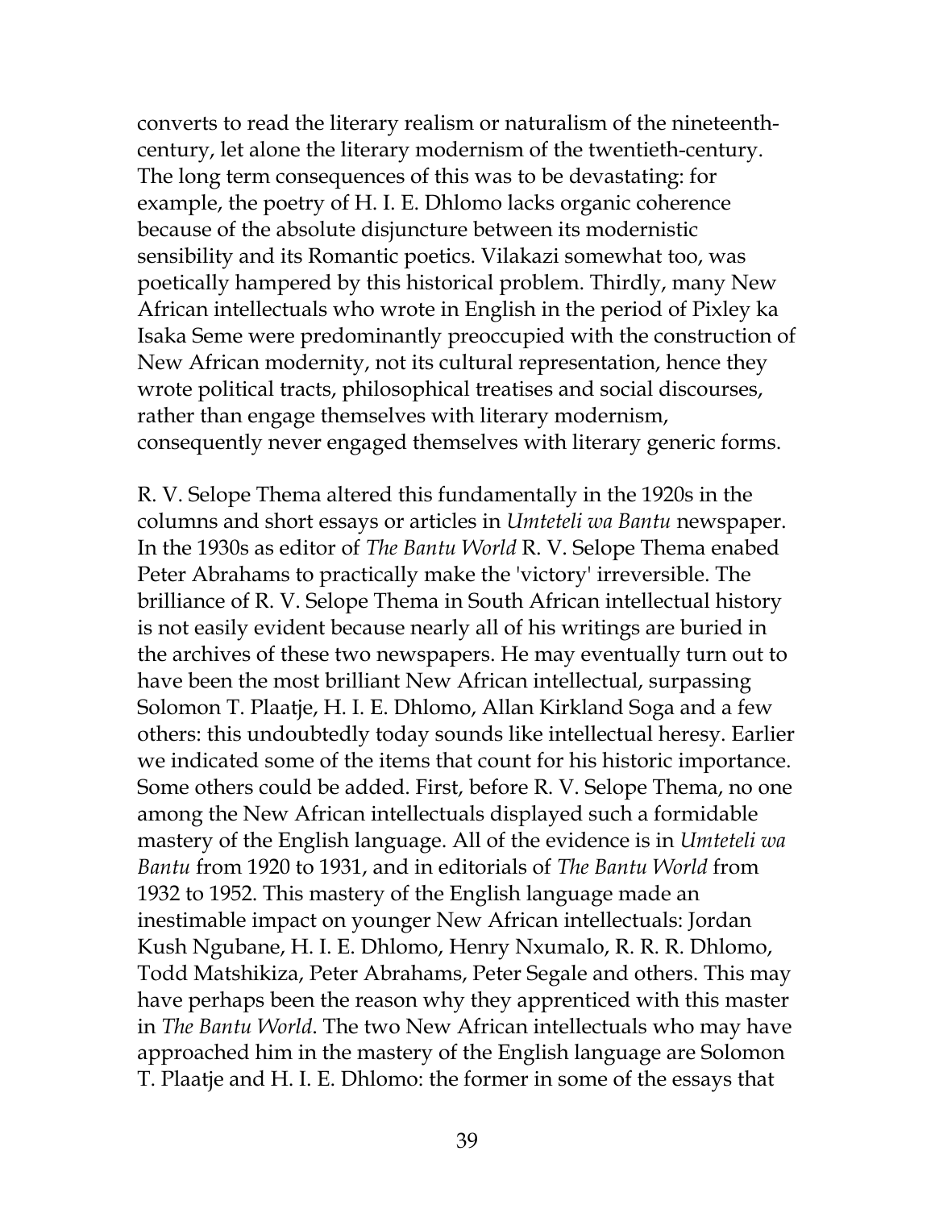converts to read the literary realism or naturalism of the nineteenth-century, let alone the literary modernism of the twentieth-century. The long term consequences of this was to be devastating: for example, the poetry of H. I. E. Dhlomo lacks organic coherence because of the absolute disjuncture between its modernistic sensibility and its Romantic poetics. Vilakazi somewhat too, was poetically hampered by this historical problem. Thirdly, many New African intellectuals who wrote in English in the period of Pixley ka Isaka Seme were predominantly preoccupied with the construction of New African modernity, not its cultural representation, hence they wrote political tracts, philosophical treatises and social discourses, rather than engage themselves with literary modernism, consequently never engaged themselves with literary generic forms.

R. V. Selope Thema altered this fundamentally in the 1920s in the columns and short essays or articles in *Umteteli wa Bantu* newspaper. In the 1930s as editor of *The Bantu World* R. V. Selope Thema enabed Peter Abrahams to practically make the 'victory' irreversible. The brilliance of R. V. Selope Thema in South African intellectual history is not easily evident because nearly all of his writings are buried in the archives of these two newspapers. He may eventually turn out to have been the most brilliant New African intellectual, surpassing Solomon T. Plaatje, H. I. E. Dhlomo, Allan Kirkland Soga and a few others: this undoubtedly today sounds like intellectual heresy. Earlier we indicated some of the items that count for his historic importance. Some others could be added. First, before R. V. Selope Thema, no one among the New African intellectuals displayed such a formidable mastery of the English language. All of the evidence is in *Umteteli wa Bantu* from 1920 to 1931, and in editorials of *The Bantu World* from 1932 to 1952. This mastery of the English language made an inestimable impact on younger New African intellectuals: Jordan Kush Ngubane, H. I. E. Dhlomo, Henry Nxumalo, R. R. R. Dhlomo, Todd Matshikiza, Peter Abrahams, Peter Segale and others. This may have perhaps been the reason why they apprenticed with this master in *The Bantu World*. The two New African intellectuals who may have approached him in the mastery of the English language are Solomon T. Plaatje and H. I. E. Dhlomo: the former in some of the essays that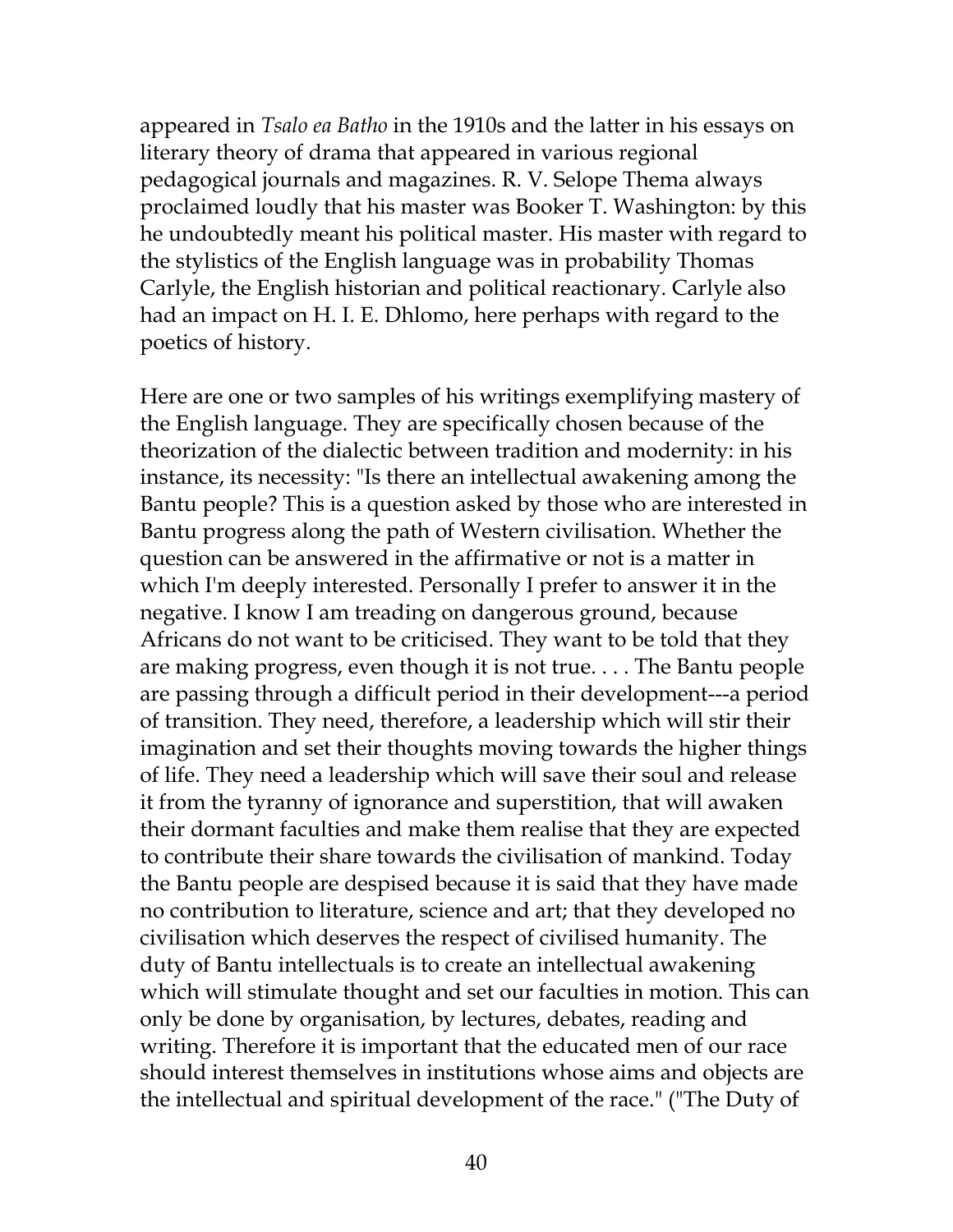appeared in *Tsalo ea Batho* in the 1910s and the latter in his essays on literary theory of drama that appeared in various regional pedagogical journals and magazines. R. V. Selope Thema always proclaimed loudly that his master was Booker T. Washington: by this he undoubtedly meant his political master. His master with regard to the stylistics of the English language was in probability Thomas Carlyle, the English historian and political reactionary. Carlyle also had an impact on H. I. E. Dhlomo, here perhaps with regard to the poetics of history.

Here are one or two samples of his writings exemplifying mastery of the English language. They are specifically chosen because of the theorization of the dialectic between tradition and modernity: in his instance, its necessity: "Is there an intellectual awakening among the Bantu people? This is a question asked by those who are interested in Bantu progress along the path of Western civilisation. Whether the question can be answered in the affirmative or not is a matter in which I'm deeply interested. Personally I prefer to answer it in the negative. I know I am treading on dangerous ground, because Africans do not want to be criticised. They want to be told that they are making progress, even though it is not true. . . . The Bantu people are passing through a difficult period in their development---a period of transition. They need, therefore, a leadership which will stir their imagination and set their thoughts moving towards the higher things of life. They need a leadership which will save their soul and release it from the tyranny of ignorance and superstition, that will awaken their dormant faculties and make them realise that they are expected to contribute their share towards the civilisation of mankind. Today the Bantu people are despised because it is said that they have made no contribution to literature, science and art; that they developed no civilisation which deserves the respect of civilised humanity. The duty of Bantu intellectuals is to create an intellectual awakening which will stimulate thought and set our faculties in motion. This can only be done by organisation, by lectures, debates, reading and writing. Therefore it is important that the educated men of our race should interest themselves in institutions whose aims and objects are the intellectual and spiritual development of the race." ("The Duty of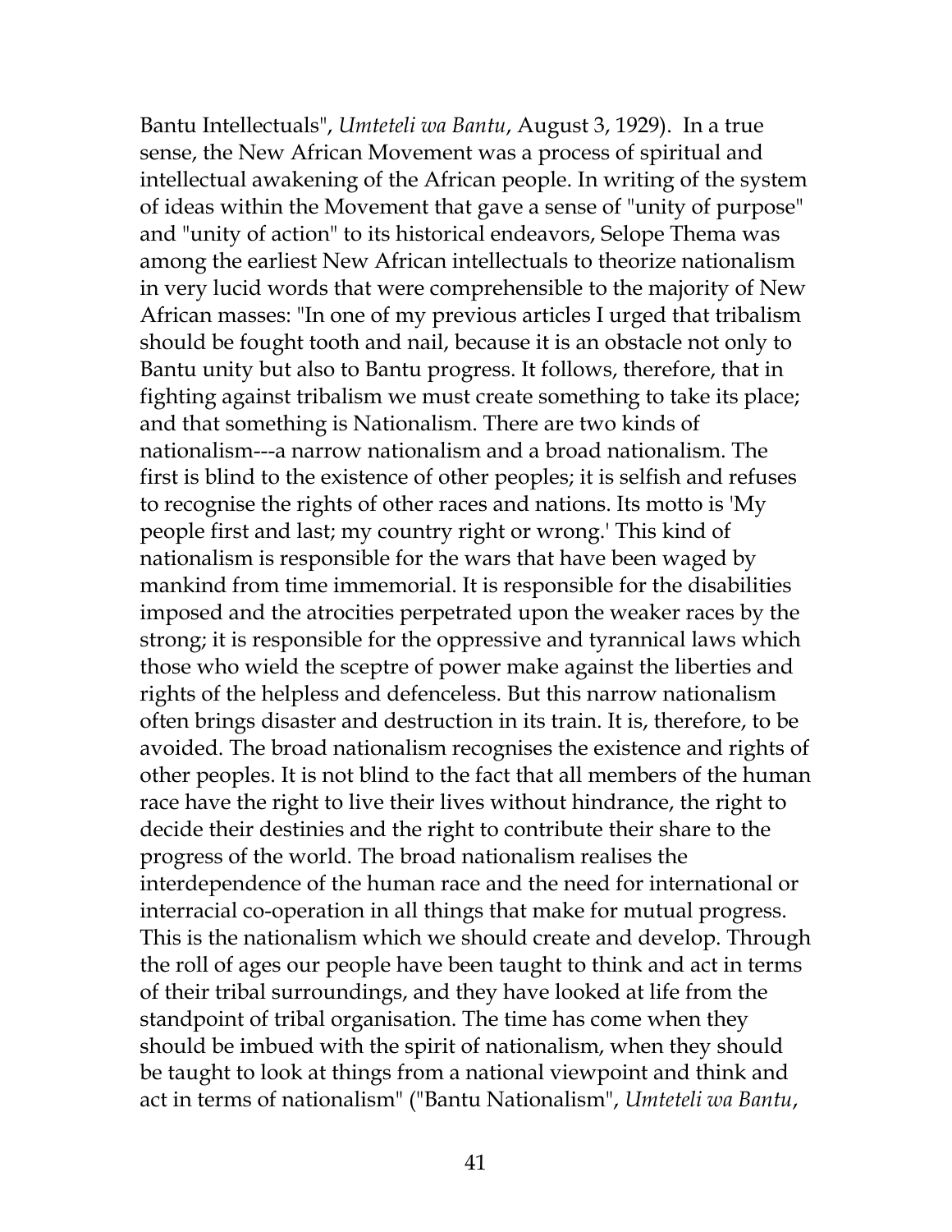Bantu Intellectuals", *Umteteli wa Bantu*, August 3, 1929). In a true sense, the New African Movement was a process of spiritual and intellectual awakening of the African people. In writing of the system of ideas within the Movement that gave a sense of "unity of purpose" and "unity of action" to its historical endeavors, Selope Thema was among the earliest New African intellectuals to theorize nationalism in very lucid words that were comprehensible to the majority of New African masses: "In one of my previous articles I urged that tribalism should be fought tooth and nail, because it is an obstacle not only to Bantu unity but also to Bantu progress. It follows, therefore, that in fighting against tribalism we must create something to take its place; and that something is Nationalism. There are two kinds of nationalism---a narrow nationalism and a broad nationalism. The first is blind to the existence of other peoples; it is selfish and refuses to recognise the rights of other races and nations. Its motto is 'My people first and last; my country right or wrong.' This kind of nationalism is responsible for the wars that have been waged by mankind from time immemorial. It is responsible for the disabilities imposed and the atrocities perpetrated upon the weaker races by the strong; it is responsible for the oppressive and tyrannical laws which those who wield the sceptre of power make against the liberties and rights of the helpless and defenceless. But this narrow nationalism often brings disaster and destruction in its train. It is, therefore, to be avoided. The broad nationalism recognises the existence and rights of other peoples. It is not blind to the fact that all members of the human race have the right to live their lives without hindrance, the right to decide their destinies and the right to contribute their share to the progress of the world. The broad nationalism realises the interdependence of the human race and the need for international or interracial co-operation in all things that make for mutual progress. This is the nationalism which we should create and develop. Through the roll of ages our people have been taught to think and act in terms of their tribal surroundings, and they have looked at life from the standpoint of tribal organisation. The time has come when they should be imbued with the spirit of nationalism, when they should be taught to look at things from a national viewpoint and think and act in terms of nationalism" ("Bantu Nationalism", *Umteteli wa Bantu*,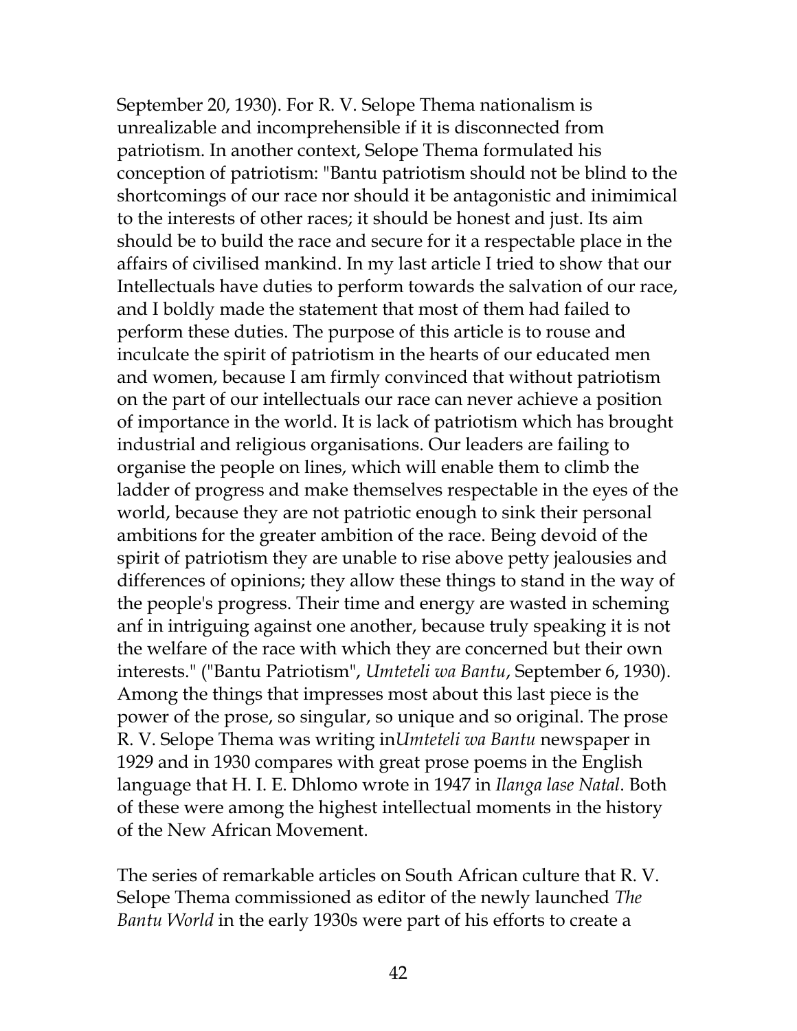September 20, 1930). For R. V. Selope Thema nationalism is unrealizable and incomprehensible if it is disconnected from patriotism. In another context, Selope Thema formulated his conception of patriotism: "Bantu patriotism should not be blind to the shortcomings of our race nor should it be antagonistic and inimimical to the interests of other races; it should be honest and just. Its aim should be to build the race and secure for it a respectable place in the affairs of civilised mankind. In my last article I tried to show that our Intellectuals have duties to perform towards the salvation of our race, and I boldly made the statement that most of them had failed to perform these duties. The purpose of this article is to rouse and inculcate the spirit of patriotism in the hearts of our educated men and women, because I am firmly convinced that without patriotism on the part of our intellectuals our race can never achieve a position of importance in the world. It is lack of patriotism which has brought industrial and religious organisations. Our leaders are failing to organise the people on lines, which will enable them to climb the ladder of progress and make themselves respectable in the eyes of the world, because they are not patriotic enough to sink their personal ambitions for the greater ambition of the race. Being devoid of the spirit of patriotism they are unable to rise above petty jealousies and differences of opinions; they allow these things to stand in the way of the people's progress. Their time and energy are wasted in scheming anf in intriguing against one another, because truly speaking it is not the welfare of the race with which they are concerned but their own interests." ("Bantu Patriotism", *Umteteli wa Bantu*, September 6, 1930). Among the things that impresses most about this last piece is the power of the prose, so singular, so unique and so original. The prose R. V. Selope Thema was writing in*Umteteli wa Bantu* newspaper in 1929 and in 1930 compares with great prose poems in the English language that H. I. E. Dhlomo wrote in 1947 in *Ilanga lase Natal*. Both of these were among the highest intellectual moments in the history of the New African Movement.

The series of remarkable articles on South African culture that R. V. Selope Thema commissioned as editor of the newly launched *The Bantu World* in the early 1930s were part of his efforts to create a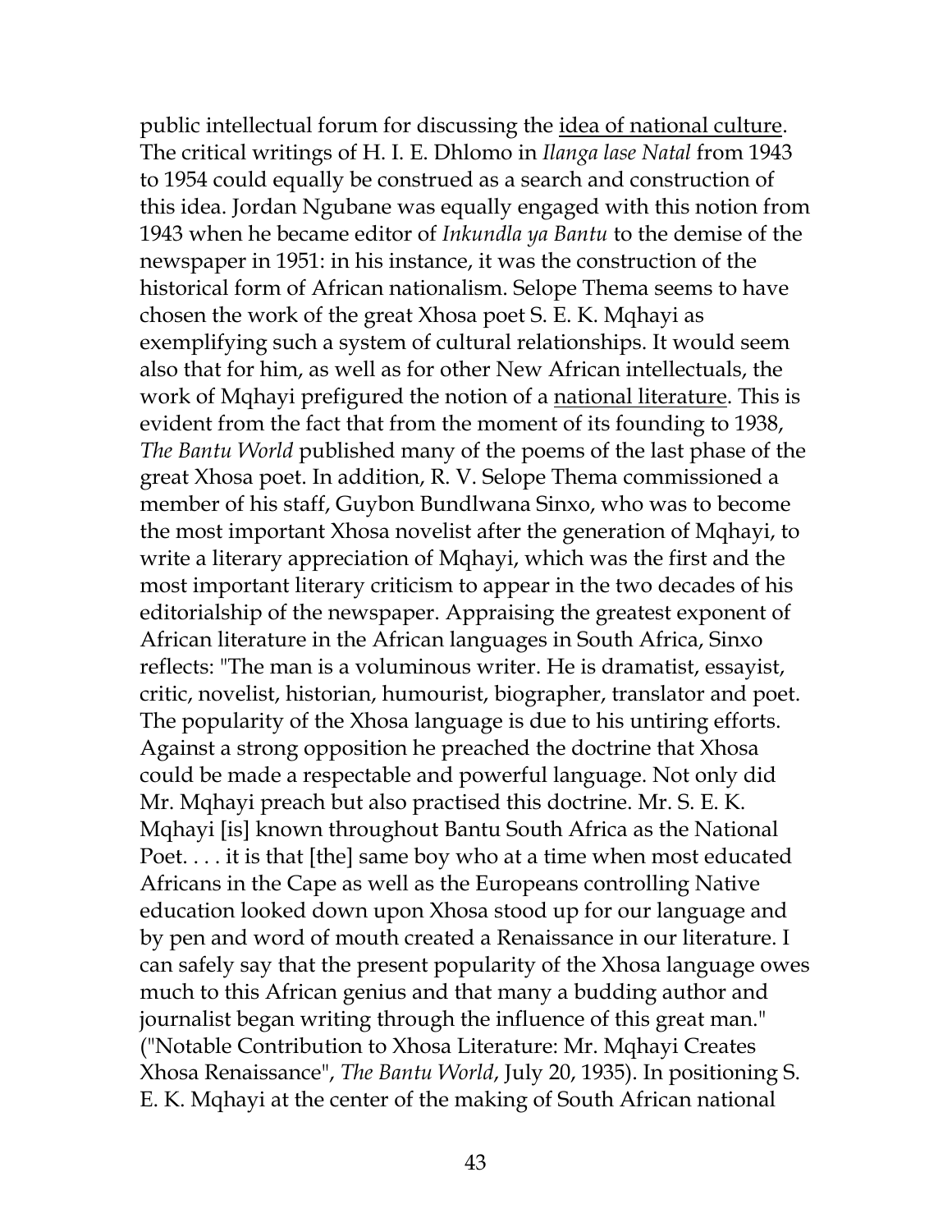public intellectual forum for discussing the <u>idea of national culture</u>. The critical writings of H. I. E. Dhlomo in *Ilanga lase Natal* from 1943 to 1954 could equally be construed as a search and construction of this idea. Jordan Ngubane was equally engaged with this notion from 1943 when he became editor of *Inkundla ya Bantu* to the demise of the newspaper in 1951: in his instance, it was the construction of the historical form of African nationalism. Selope Thema seems to have chosen the work of the great Xhosa poet S. E. K. Mqhayi as exemplifying such a system of cultural relationships. It would seem also that for him, as well as for other New African intellectuals, the work of Mqhayi prefigured the notion of a <u>national literature</u>. This is evident from the fact that from the moment of its founding to 1938, *The Bantu World* published many of the poems of the last phase of the great Xhosa poet. In addition, R. V. Selope Thema commissioned a member of his staff, Guybon Bundlwana Sinxo, who was to become the most important Xhosa novelist after the generation of Mqhayi, to write a literary appreciation of Mqhayi, which was the first and the most important literary criticism to appear in the two decades of his editorialship of the newspaper. Appraising the greatest exponent of African literature in the African languages in South Africa, Sinxo reflects: "The man is a voluminous writer. He is dramatist, essayist, critic, novelist, historian, humourist, biographer, translator and poet. The popularity of the Xhosa language is due to his untiring efforts. Against a strong opposition he preached the doctrine that Xhosa could be made a respectable and powerful language. Not only did Mr. Mqhayi preach but also practised this doctrine. Mr. S. E. K. Mqhayi [is] known throughout Bantu South Africa as the National Poet. . . . it is that [the] same boy who at a time when most educated Africans in the Cape as well as the Europeans controlling Native education looked down upon Xhosa stood up for our language and by pen and word of mouth created a Renaissance in our literature. I can safely say that the present popularity of the Xhosa language owes much to this African genius and that many a budding author and journalist began writing through the influence of this great man." ("Notable Contribution to Xhosa Literature: Mr. Mqhayi Creates Xhosa Renaissance", *The Bantu World*, July 20, 1935). In positioning S. E. K. Mqhayi at the center of the making of South African national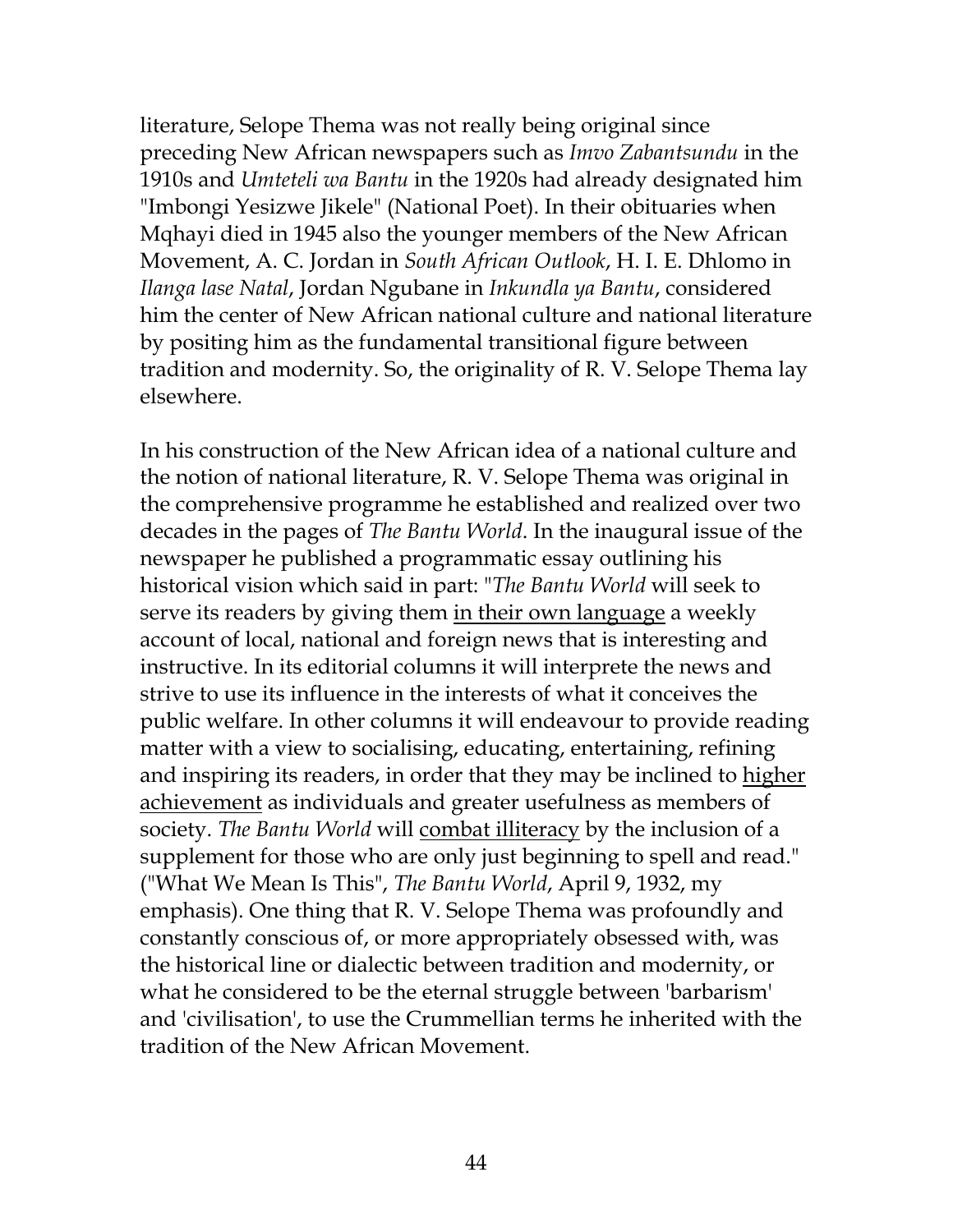literature, Selope Thema was not really being original since preceding New African newspapers such as *Imvo Zabantsundu* in the 1910s and *Umteteli wa Bantu* in the 1920s had already designated him "Imbongi Yesizwe Jikele" (National Poet). In their obituaries when Mqhayi died in 1945 also the younger members of the New African Movement, A. C. Jordan in *South African Outlook*, H. I. E. Dhlomo in *Ilanga lase Natal*, Jordan Ngubane in *Inkundla ya Bantu*, considered him the center of New African national culture and national literature by positing him as the fundamental transitional figure between tradition and modernity. So, the originality of R. V. Selope Thema lay elsewhere.

In his construction of the New African idea of a national culture and the notion of national literature, R. V. Selope Thema was original in the comprehensive programme he established and realized over two decades in the pages of *The Bantu World*. In the inaugural issue of the newspaper he published a programmatic essay outlining his historical vision which said in part: "*The Bantu World* will seek to serve its readers by giving them <u>in their own language</u> a weekly account of local, national and foreign news that is interesting and instructive. In its editorial columns it will interprete the news and strive to use its influence in the interests of what it conceives the public welfare. In other columns it will endeavour to provide reading matter with a view to socialising, educating, entertaining, refining and inspiring its readers, in order that they may be inclined to <u>higher achievement</u> as individuals and greater usefulness as members of society. *The Bantu World* will <u>combat illiteracy</u> by the inclusion of a supplement for those who are only just beginning to spell and read." ("What We Mean Is This", *The Bantu World*, April 9, 1932, my emphasis). One thing that R. V. Selope Thema was profoundly and constantly conscious of, or more appropriately obsessed with, was the historical line or dialectic between tradition and modernity, or what he considered to be the eternal struggle between 'barbarism' and 'civilisation', to use the Crummellian terms he inherited with the tradition of the New African Movement.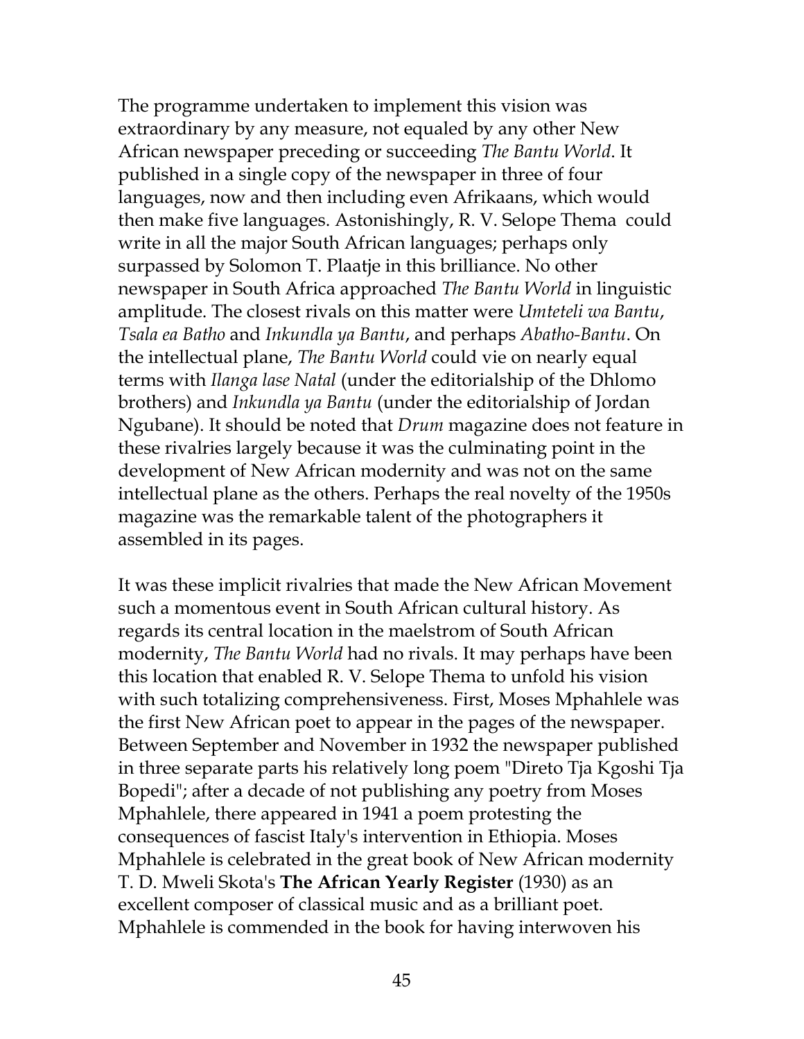The programme undertaken to implement this vision was extraordinary by any measure, not equaled by any other New African newspaper preceding or succeeding *The Bantu World*. It published in a single copy of the newspaper in three of four languages, now and then including even Afrikaans, which would then make five languages. Astonishingly, R. V. Selope Thema could write in all the major South African languages; perhaps only surpassed by Solomon T. Plaatje in this brilliance. No other newspaper in South Africa approached *The Bantu World* in linguistic amplitude. The closest rivals on this matter were *Umteteli wa Bantu*, *Tsala ea Batho* and *Inkundla ya Bantu*, and perhaps *Abatho-Bantu*. On the intellectual plane, *The Bantu World* could vie on nearly equal terms with *Ilanga lase Natal* (under the editorialship of the Dhlomo brothers) and *Inkundla ya Bantu* (under the editorialship of Jordan Ngubane). It should be noted that *Drum* magazine does not feature in these rivalries largely because it was the culminating point in the development of New African modernity and was not on the same intellectual plane as the others. Perhaps the real novelty of the 1950s magazine was the remarkable talent of the photographers it assembled in its pages.

It was these implicit rivalries that made the New African Movement such a momentous event in South African cultural history. As regards its central location in the maelstrom of South African modernity, *The Bantu World* had no rivals. It may perhaps have been this location that enabled R. V. Selope Thema to unfold his vision with such totalizing comprehensiveness. First, Moses Mphahlele was the first New African poet to appear in the pages of the newspaper. Between September and November in 1932 the newspaper published in three separate parts his relatively long poem "Direto Tja Kgoshi Tja Bopedi"; after a decade of not publishing any poetry from Moses Mphahlele, there appeared in 1941 a poem protesting the consequences of fascist Italy's intervention in Ethiopia. Moses Mphahlele is celebrated in the great book of New African modernity T. D. Mweli Skota's **The African Yearly Register** (1930) as an excellent composer of classical music and as a brilliant poet. Mphahlele is commended in the book for having interwoven his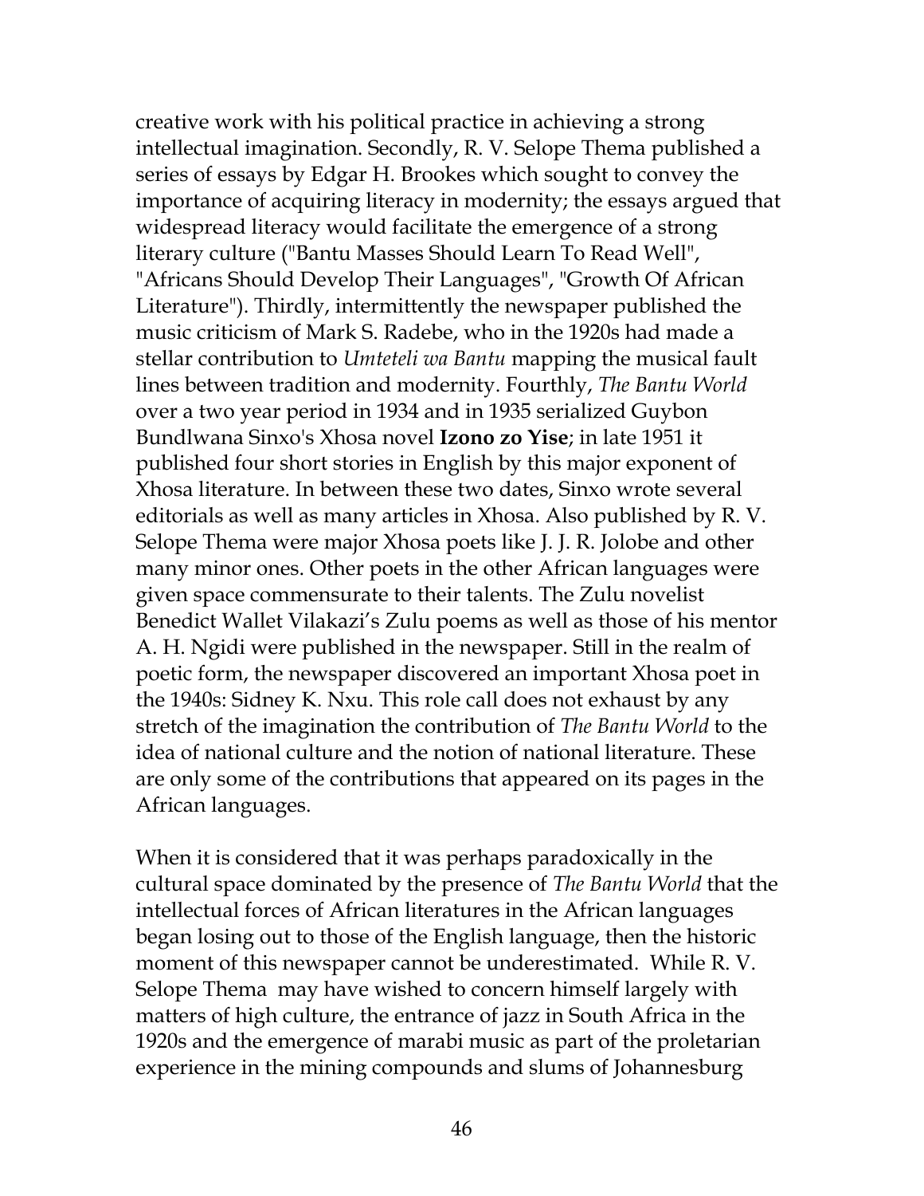creative work with his political practice in achieving a strong intellectual imagination. Secondly, R. V. Selope Thema published a series of essays by Edgar H. Brookes which sought to convey the importance of acquiring literacy in modernity; the essays argued that widespread literacy would facilitate the emergence of a strong literary culture ("Bantu Masses Should Learn To Read Well", "Africans Should Develop Their Languages", "Growth Of African Literature"). Thirdly, intermittently the newspaper published the music criticism of Mark S. Radebe, who in the 1920s had made a stellar contribution to *Umteteli wa Bantu* mapping the musical fault lines between tradition and modernity. Fourthly, *The Bantu World* over a two year period in 1934 and in 1935 serialized Guybon Bundlwana Sinxo's Xhosa novel **Izono zo Yise**; in late 1951 it published four short stories in English by this major exponent of Xhosa literature. In between these two dates, Sinxo wrote several editorials as well as many articles in Xhosa. Also published by R. V. Selope Thema were major Xhosa poets like J. J. R. Jolobe and other many minor ones. Other poets in the other African languages were given space commensurate to their talents. The Zulu novelist Benedict Wallet Vilakazi's Zulu poems as well as those of his mentor A. H. Ngidi were published in the newspaper. Still in the realm of poetic form, the newspaper discovered an important Xhosa poet in the 1940s: Sidney K. Nxu. This role call does not exhaust by any stretch of the imagination the contribution of *The Bantu World* to the idea of national culture and the notion of national literature. These are only some of the contributions that appeared on its pages in the African languages.

When it is considered that it was perhaps paradoxically in the cultural space dominated by the presence of *The Bantu World* that the intellectual forces of African literatures in the African languages began losing out to those of the English language, then the historic moment of this newspaper cannot be underestimated. While R. V. Selope Thema may have wished to concern himself largely with matters of high culture, the entrance of jazz in South Africa in the 1920s and the emergence of marabi music as part of the proletarian experience in the mining compounds and slums of Johannesburg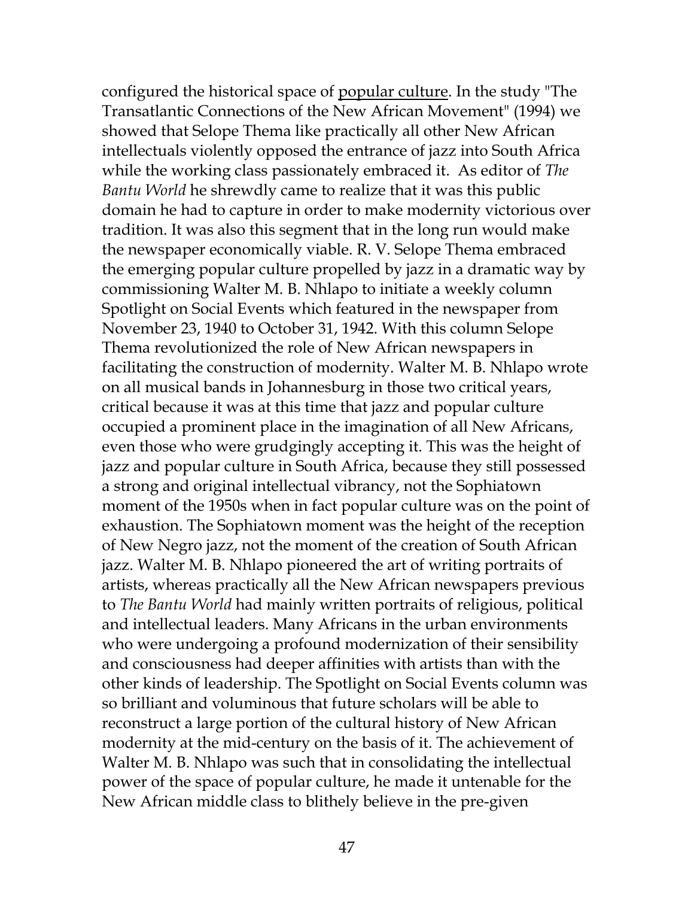configured the historical space of popular culture. In the study "The Transatlantic Connections of the New African Movement" (1994) we showed that Selope Thema like practically all other New African intellectuals violently opposed the entrance of jazz into South Africa while the working class passionately embraced it. As editor of *The Bantu World* he shrewdly came to realize that it was this public domain he had to capture in order to make modernity victorious over tradition. It was also this segment that in the long run would make the newspaper economically viable. R. V. Selope Thema embraced the emerging popular culture propelled by jazz in a dramatic way by commissioning Walter M. B. Nhlapo to initiate a weekly column Spotlight on Social Events which featured in the newspaper from November 23, 1940 to October 31, 1942. With this column Selope Thema revolutionized the role of New African newspapers in facilitating the construction of modernity. Walter M. B. Nhlapo wrote on all musical bands in Johannesburg in those two critical years, critical because it was at this time that jazz and popular culture occupied a prominent place in the imagination of all New Africans, even those who were grudgingly accepting it. This was the height of jazz and popular culture in South Africa, because they still possessed a strong and original intellectual vibrancy, not the Sophiatown moment of the 1950s when in fact popular culture was on the point of exhaustion. The Sophiatown moment was the height of the reception of New Negro jazz, not the moment of the creation of South African jazz. Walter M. B. Nhlapo pioneered the art of writing portraits of artists, whereas practically all the New African newspapers previous to *The Bantu World* had mainly written portraits of religious, political and intellectual leaders. Many Africans in the urban environments who were undergoing a profound modernization of their sensibility and consciousness had deeper affinities with artists than with the other kinds of leadership. The Spotlight on Social Events column was so brilliant and voluminous that future scholars will be able to reconstruct a large portion of the cultural history of New African modernity at the mid-century on the basis of it. The achievement of Walter M. B. Nhlapo was such that in consolidating the intellectual power of the space of popular culture, he made it untenable for the New African middle class to blithely believe in the pre-given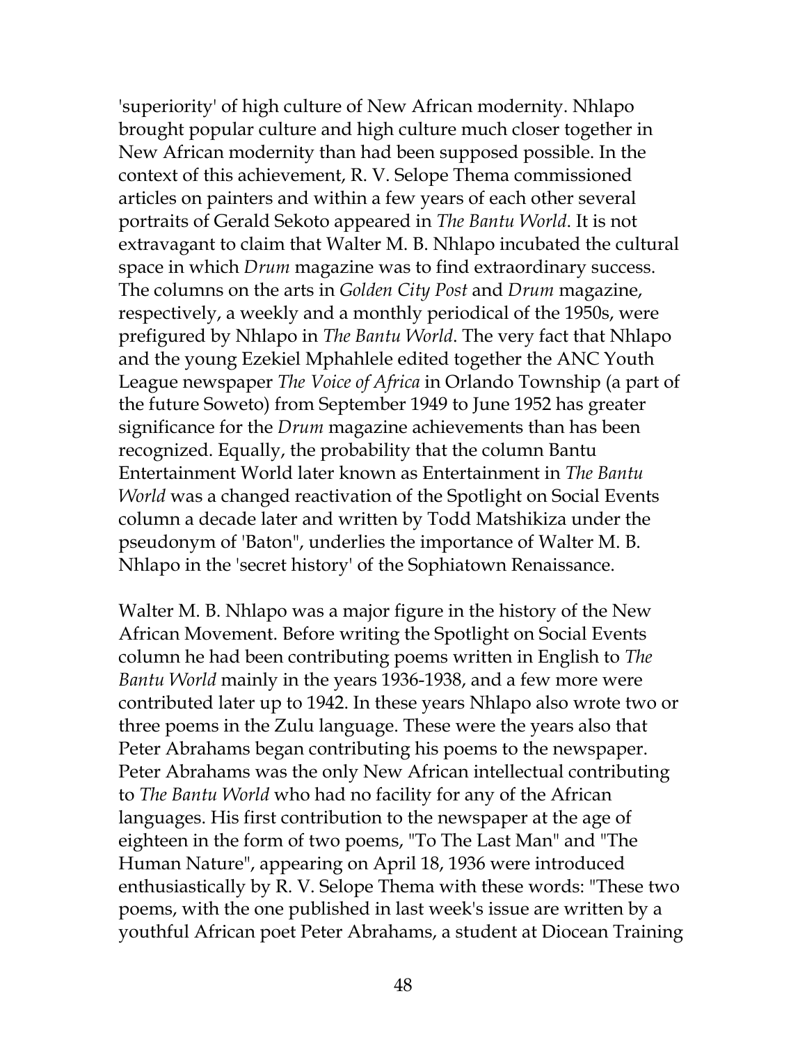'superiority' of high culture of New African modernity. Nhlapo brought popular culture and high culture much closer together in New African modernity than had been supposed possible. In the context of this achievement, R. V. Selope Thema commissioned articles on painters and within a few years of each other several portraits of Gerald Sekoto appeared in *The Bantu World*. It is not extravagant to claim that Walter M. B. Nhlapo incubated the cultural space in which *Drum* magazine was to find extraordinary success. The columns on the arts in *Golden City Post* and *Drum* magazine, respectively, a weekly and a monthly periodical of the 1950s, were prefigured by Nhlapo in *The Bantu World*. The very fact that Nhlapo and the young Ezekiel Mphahlele edited together the ANC Youth League newspaper *The Voice of Africa* in Orlando Township (a part of the future Soweto) from September 1949 to June 1952 has greater significance for the *Drum* magazine achievements than has been recognized. Equally, the probability that the column Bantu Entertainment World later known as Entertainment in *The Bantu World* was a changed reactivation of the Spotlight on Social Events column a decade later and written by Todd Matshikiza under the pseudonym of 'Baton", underlies the importance of Walter M. B. Nhlapo in the 'secret history' of the Sophiatown Renaissance.

Walter M. B. Nhlapo was a major figure in the history of the New African Movement. Before writing the Spotlight on Social Events column he had been contributing poems written in English to *The Bantu World* mainly in the years 1936-1938, and a few more were contributed later up to 1942. In these years Nhlapo also wrote two or three poems in the Zulu language. These were the years also that Peter Abrahams began contributing his poems to the newspaper. Peter Abrahams was the only New African intellectual contributing to *The Bantu World* who had no facility for any of the African languages. His first contribution to the newspaper at the age of eighteen in the form of two poems, "To The Last Man" and "The Human Nature", appearing on April 18, 1936 were introduced enthusiastically by R. V. Selope Thema with these words: "These two poems, with the one published in last week's issue are written by a youthful African poet Peter Abrahams, a student at Diocean Training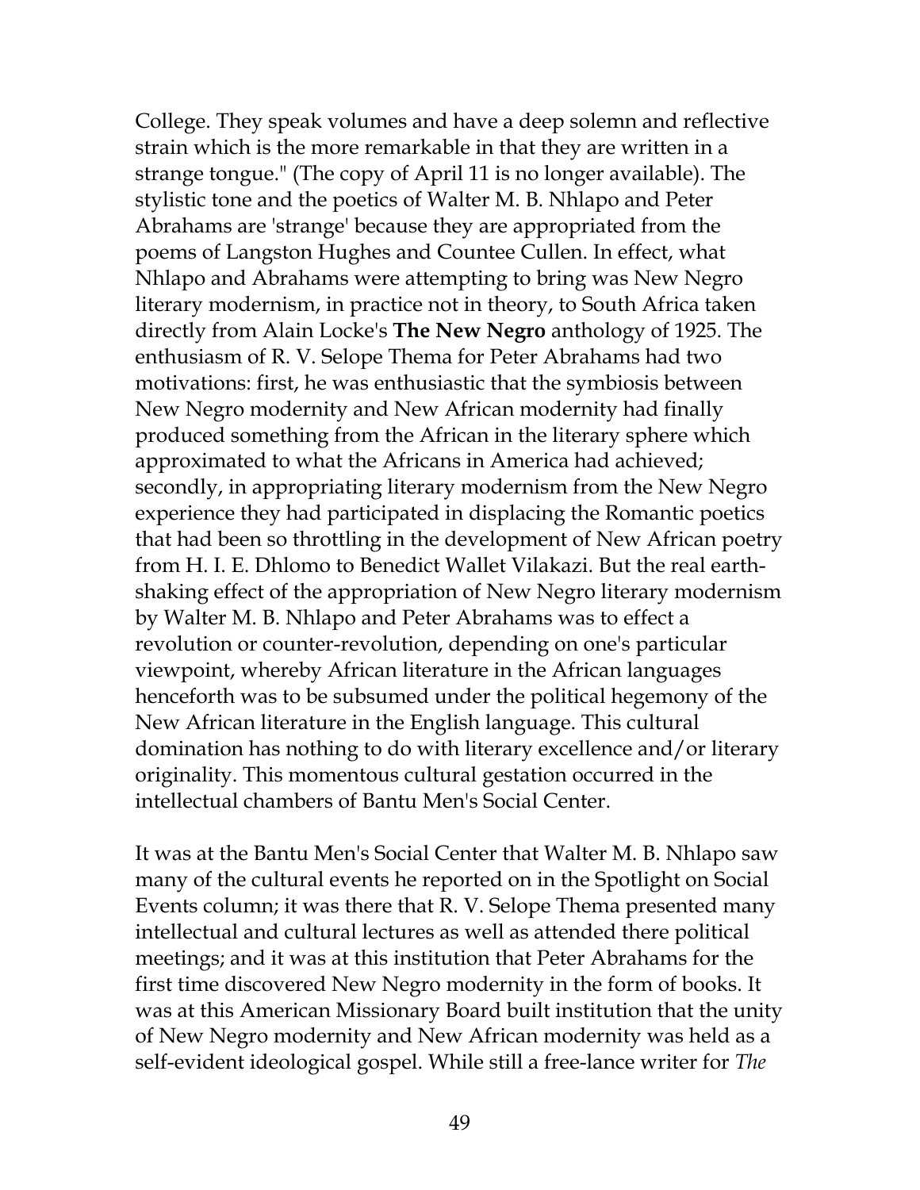College. They speak volumes and have a deep solemn and reflective strain which is the more remarkable in that they are written in a strange tongue." (The copy of April 11 is no longer available). The stylistic tone and the poetics of Walter M. B. Nhlapo and Peter Abrahams are 'strange' because they are appropriated from the poems of Langston Hughes and Countee Cullen. In effect, what Nhlapo and Abrahams were attempting to bring was New Negro literary modernism, in practice not in theory, to South Africa taken directly from Alain Locke's **The New Negro** anthology of 1925. The enthusiasm of R. V. Selope Thema for Peter Abrahams had two motivations: first, he was enthusiastic that the symbiosis between New Negro modernity and New African modernity had finally produced something from the African in the literary sphere which approximated to what the Africans in America had achieved; secondly, in appropriating literary modernism from the New Negro experience they had participated in displacing the Romantic poetics that had been so throttling in the development of New African poetry from H. I. E. Dhlomo to Benedict Wallet Vilakazi. But the real earth-shaking effect of the appropriation of New Negro literary modernism by Walter M. B. Nhlapo and Peter Abrahams was to effect a revolution or counter-revolution, depending on one's particular viewpoint, whereby African literature in the African languages henceforth was to be subsumed under the political hegemony of the New African literature in the English language. This cultural domination has nothing to do with literary excellence and/or literary originality. This momentous cultural gestation occurred in the intellectual chambers of Bantu Men's Social Center.

It was at the Bantu Men's Social Center that Walter M. B. Nhlapo saw many of the cultural events he reported on in the Spotlight on Social Events column; it was there that R. V. Selope Thema presented many intellectual and cultural lectures as well as attended there political meetings; and it was at this institution that Peter Abrahams for the first time discovered New Negro modernity in the form of books. It was at this American Missionary Board built institution that the unity of New Negro modernity and New African modernity was held as a self-evident ideological gospel. While still a free-lance writer for *The*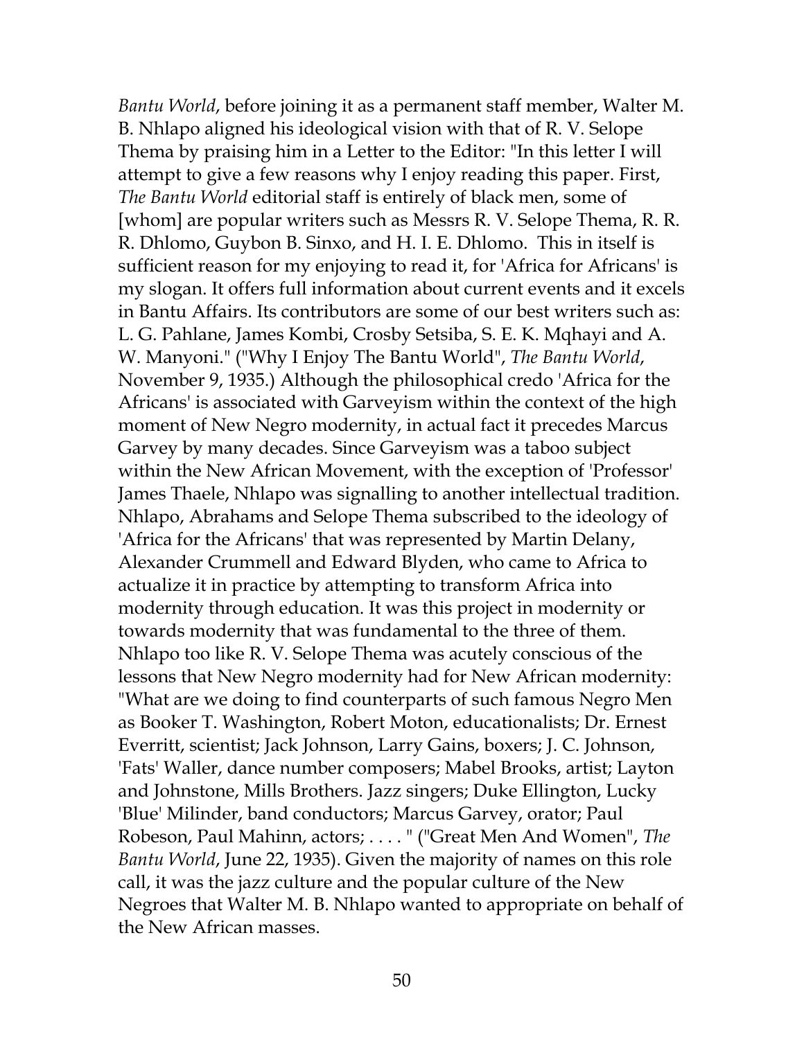*Bantu World*, before joining it as a permanent staff member, Walter M. B. Nhlapo aligned his ideological vision with that of R. V. Selope Thema by praising him in a Letter to the Editor: "In this letter I will attempt to give a few reasons why I enjoy reading this paper. First, *The Bantu World* editorial staff is entirely of black men, some of [whom] are popular writers such as Messrs R. V. Selope Thema, R. R. R. Dhlomo, Guybon B. Sinxo, and H. I. E. Dhlomo. This in itself is sufficient reason for my enjoying to read it, for 'Africa for Africans' is my slogan. It offers full information about current events and it excels in Bantu Affairs. Its contributors are some of our best writers such as: L. G. Pahlane, James Kombi, Crosby Setsiba, S. E. K. Mqhayi and A. W. Manyoni." ("Why I Enjoy The Bantu World", *The Bantu World*, November 9, 1935.) Although the philosophical credo 'Africa for the Africans' is associated with Garveyism within the context of the high moment of New Negro modernity, in actual fact it precedes Marcus Garvey by many decades. Since Garveyism was a taboo subject within the New African Movement, with the exception of 'Professor' James Thaele, Nhlapo was signalling to another intellectual tradition. Nhlapo, Abrahams and Selope Thema subscribed to the ideology of 'Africa for the Africans' that was represented by Martin Delany, Alexander Crummell and Edward Blyden, who came to Africa to actualize it in practice by attempting to transform Africa into modernity through education. It was this project in modernity or towards modernity that was fundamental to the three of them. Nhlapo too like R. V. Selope Thema was acutely conscious of the lessons that New Negro modernity had for New African modernity: "What are we doing to find counterparts of such famous Negro Men as Booker T. Washington, Robert Moton, educationalists; Dr. Ernest Everritt, scientist; Jack Johnson, Larry Gains, boxers; J. C. Johnson, 'Fats' Waller, dance number composers; Mabel Brooks, artist; Layton and Johnstone, Mills Brothers. Jazz singers; Duke Ellington, Lucky 'Blue' Milinder, band conductors; Marcus Garvey, orator; Paul Robeson, Paul Mahinn, actors; . . . . " ("Great Men And Women", *The Bantu World*, June 22, 1935). Given the majority of names on this role call, it was the jazz culture and the popular culture of the New Negroes that Walter M. B. Nhlapo wanted to appropriate on behalf of the New African masses.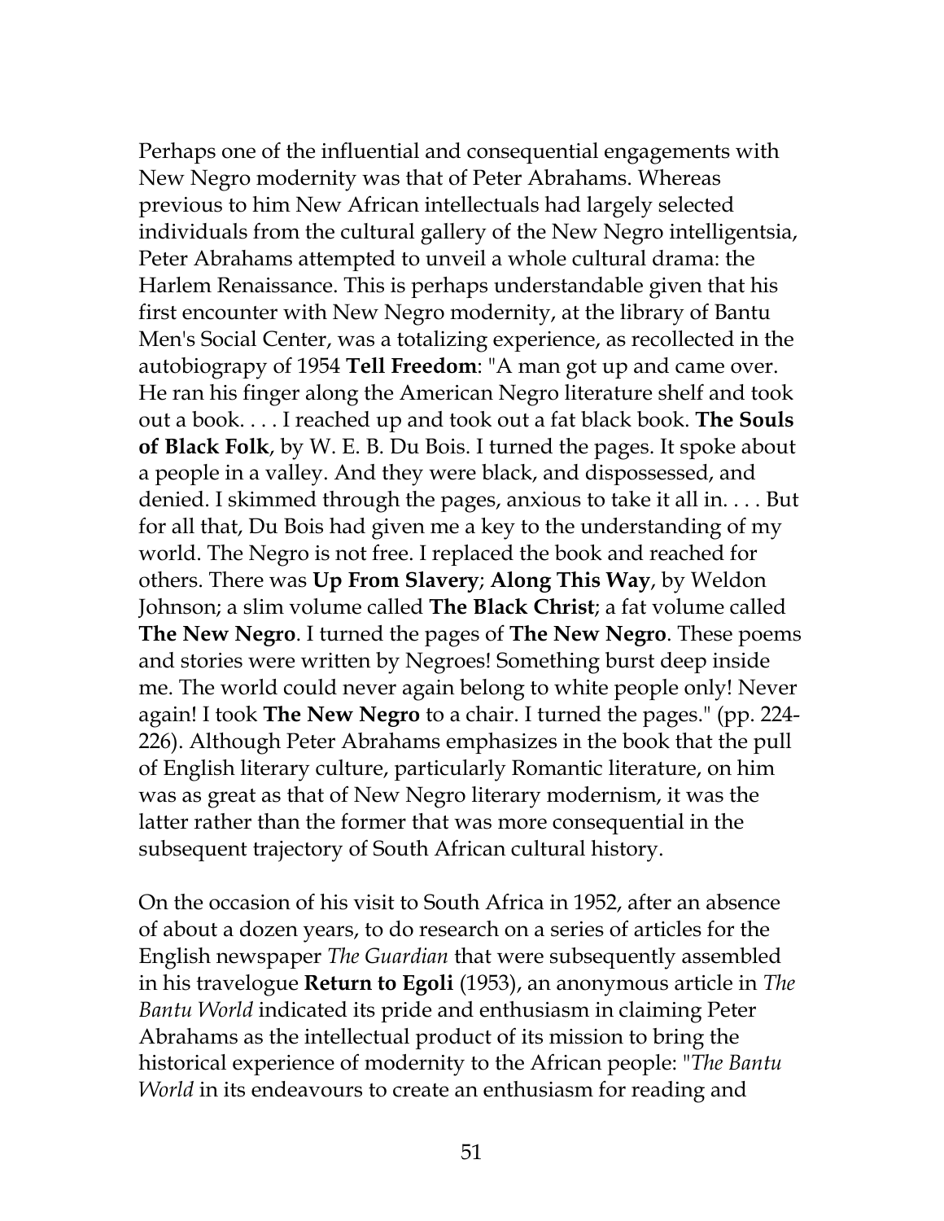Perhaps one of the influential and consequential engagements with New Negro modernity was that of Peter Abrahams. Whereas previous to him New African intellectuals had largely selected individuals from the cultural gallery of the New Negro intelligentsia, Peter Abrahams attempted to unveil a whole cultural drama: the Harlem Renaissance. This is perhaps understandable given that his first encounter with New Negro modernity, at the library of Bantu Men's Social Center, was a totalizing experience, as recollected in the autobiograpy of 1954 **Tell Freedom**: "A man got up and came over. He ran his finger along the American Negro literature shelf and took out a book. . . . I reached up and took out a fat black book. **The Souls of Black Folk**, by W. E. B. Du Bois. I turned the pages. It spoke about a people in a valley. And they were black, and dispossessed, and denied. I skimmed through the pages, anxious to take it all in. . . . But for all that, Du Bois had given me a key to the understanding of my world. The Negro is not free. I replaced the book and reached for others. There was **Up From Slavery**; **Along This Way**, by Weldon Johnson; a slim volume called **The Black Christ**; a fat volume called **The New Negro**. I turned the pages of **The New Negro**. These poems and stories were written by Negroes! Something burst deep inside me. The world could never again belong to white people only! Never again! I took **The New Negro** to a chair. I turned the pages." (pp. 224-226). Although Peter Abrahams emphasizes in the book that the pull of English literary culture, particularly Romantic literature, on him was as great as that of New Negro literary modernism, it was the latter rather than the former that was more consequential in the subsequent trajectory of South African cultural history.

On the occasion of his visit to South Africa in 1952, after an absence of about a dozen years, to do research on a series of articles for the English newspaper *The Guardian* that were subsequently assembled in his travelogue **Return to Egoli** (1953), an anonymous article in *The Bantu World* indicated its pride and enthusiasm in claiming Peter Abrahams as the intellectual product of its mission to bring the historical experience of modernity to the African people: "*The Bantu World* in its endeavours to create an enthusiasm for reading and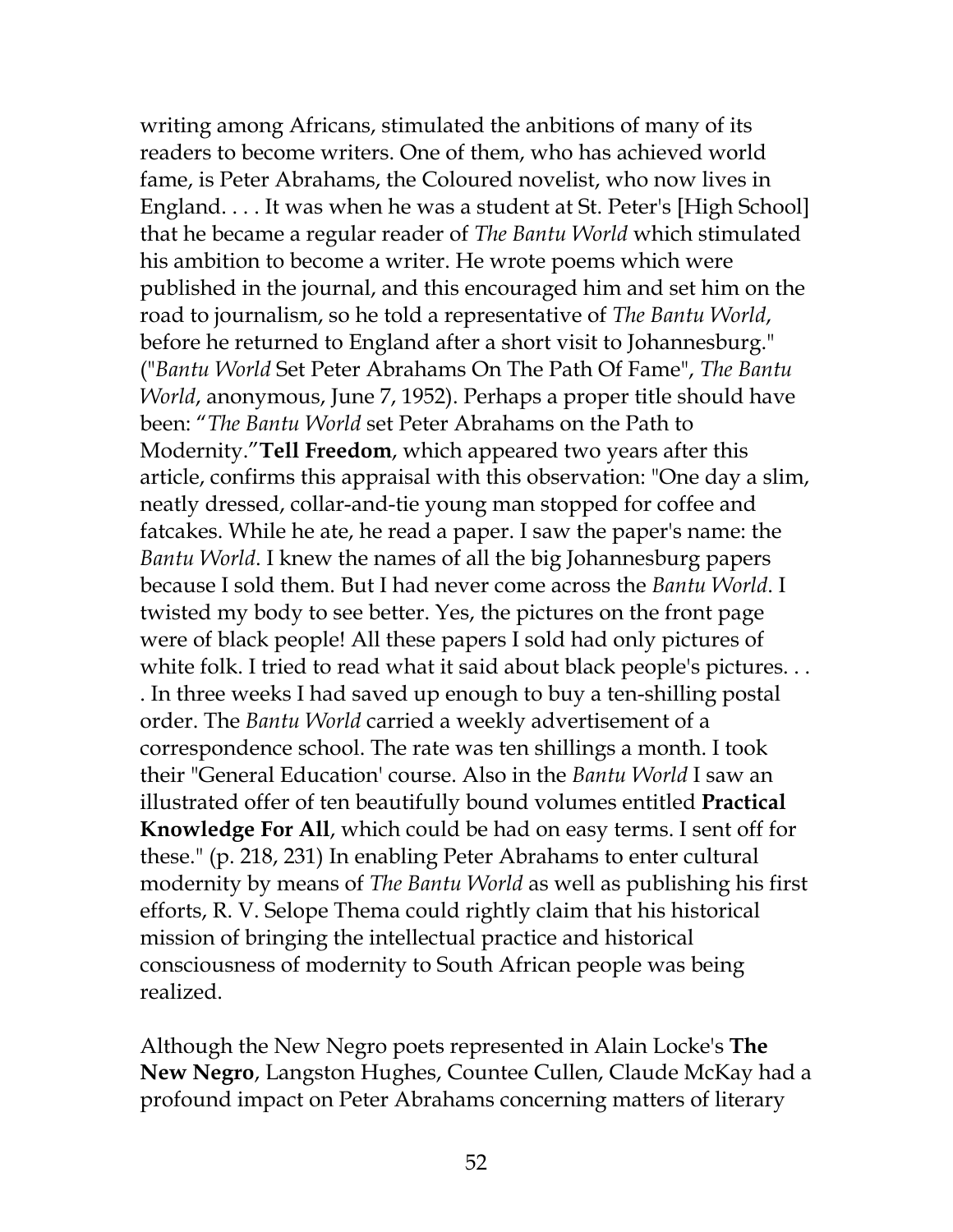writing among Africans, stimulated the anbitions of many of its readers to become writers. One of them, who has achieved world fame, is Peter Abrahams, the Coloured novelist, who now lives in England. . . . It was when he was a student at St. Peter's [High School] that he became a regular reader of *The Bantu World* which stimulated his ambition to become a writer. He wrote poems which were published in the journal, and this encouraged him and set him on the road to journalism, so he told a representative of *The Bantu World*, before he returned to England after a short visit to Johannesburg." ("*Bantu World* Set Peter Abrahams On The Path Of Fame", *The Bantu World*, anonymous, June 7, 1952). Perhaps a proper title should have been: "*The Bantu World* set Peter Abrahams on the Path to Modernity."**Tell Freedom**, which appeared two years after this article, confirms this appraisal with this observation: "One day a slim, neatly dressed, collar-and-tie young man stopped for coffee and fatcakes. While he ate, he read a paper. I saw the paper's name: the *Bantu World*. I knew the names of all the big Johannesburg papers because I sold them. But I had never come across the *Bantu World*. I twisted my body to see better. Yes, the pictures on the front page were of black people! All these papers I sold had only pictures of white folk. I tried to read what it said about black people's pictures. . . . In three weeks I had saved up enough to buy a ten-shilling postal order. The *Bantu World* carried a weekly advertisement of a correspondence school. The rate was ten shillings a month. I took their "General Education' course. Also in the *Bantu World* I saw an illustrated offer of ten beautifully bound volumes entitled **Practical Knowledge For All**, which could be had on easy terms. I sent off for these." (p. 218, 231) In enabling Peter Abrahams to enter cultural modernity by means of *The Bantu World* as well as publishing his first efforts, R. V. Selope Thema could rightly claim that his historical mission of bringing the intellectual practice and historical consciousness of modernity to South African people was being realized.

Although the New Negro poets represented in Alain Locke's **The New Negro**, Langston Hughes, Countee Cullen, Claude McKay had a profound impact on Peter Abrahams concerning matters of literary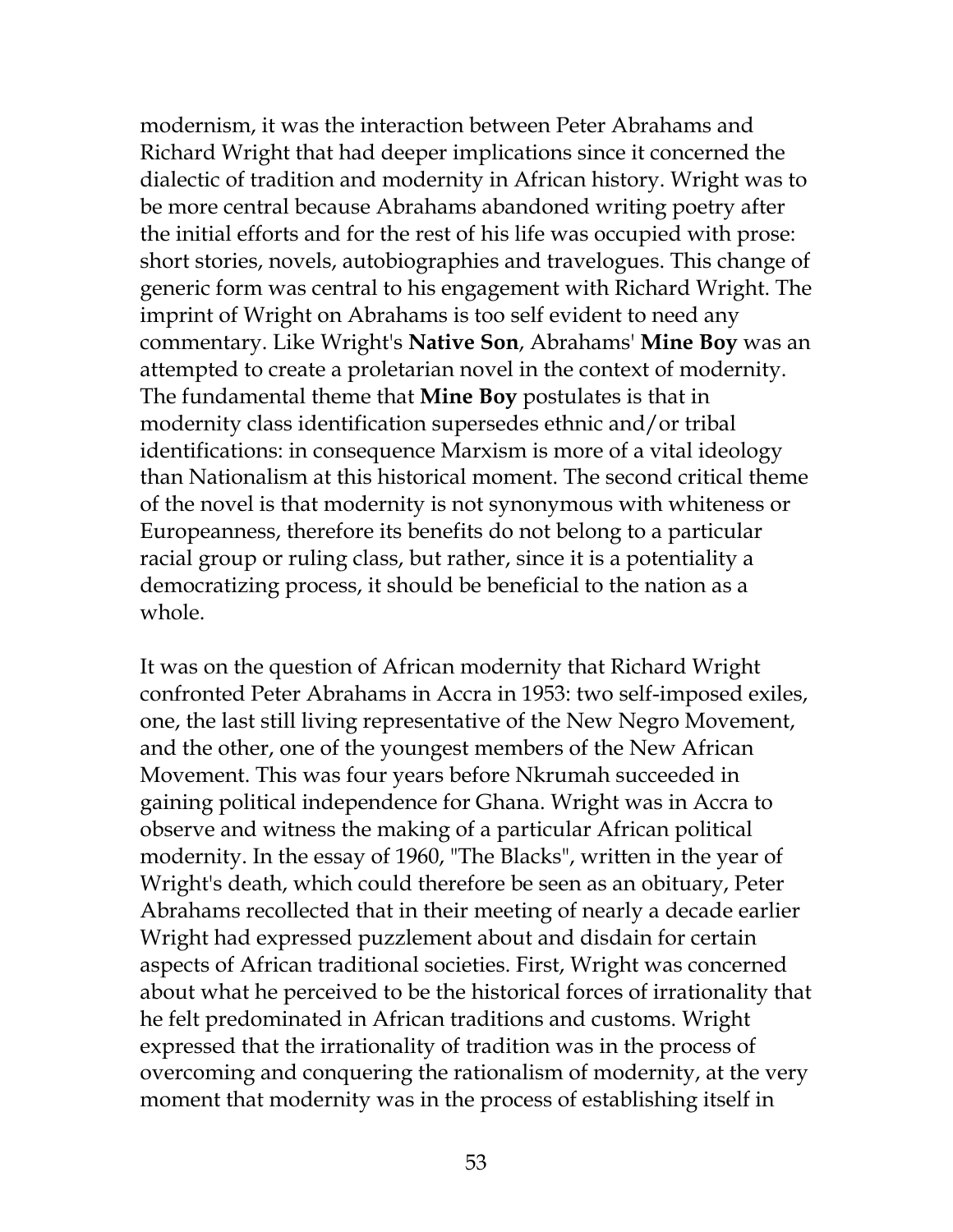modernism, it was the interaction between Peter Abrahams and Richard Wright that had deeper implications since it concerned the dialectic of tradition and modernity in African history. Wright was to be more central because Abrahams abandoned writing poetry after the initial efforts and for the rest of his life was occupied with prose: short stories, novels, autobiographies and travelogues. This change of generic form was central to his engagement with Richard Wright. The imprint of Wright on Abrahams is too self evident to need any commentary. Like Wright's **Native Son**, Abrahams' **Mine Boy** was an attempted to create a proletarian novel in the context of modernity. The fundamental theme that **Mine Boy** postulates is that in modernity class identification supersedes ethnic and/or tribal identifications: in consequence Marxism is more of a vital ideology than Nationalism at this historical moment. The second critical theme of the novel is that modernity is not synonymous with whiteness or Europeanness, therefore its benefits do not belong to a particular racial group or ruling class, but rather, since it is a potentiality a democratizing process, it should be beneficial to the nation as a whole.

It was on the question of African modernity that Richard Wright confronted Peter Abrahams in Accra in 1953: two self-imposed exiles, one, the last still living representative of the New Negro Movement, and the other, one of the youngest members of the New African Movement. This was four years before Nkrumah succeeded in gaining political independence for Ghana. Wright was in Accra to observe and witness the making of a particular African political modernity. In the essay of 1960, "The Blacks", written in the year of Wright's death, which could therefore be seen as an obituary, Peter Abrahams recollected that in their meeting of nearly a decade earlier Wright had expressed puzzlement about and disdain for certain aspects of African traditional societies. First, Wright was concerned about what he perceived to be the historical forces of irrationality that he felt predominated in African traditions and customs. Wright expressed that the irrationality of tradition was in the process of overcoming and conquering the rationalism of modernity, at the very moment that modernity was in the process of establishing itself in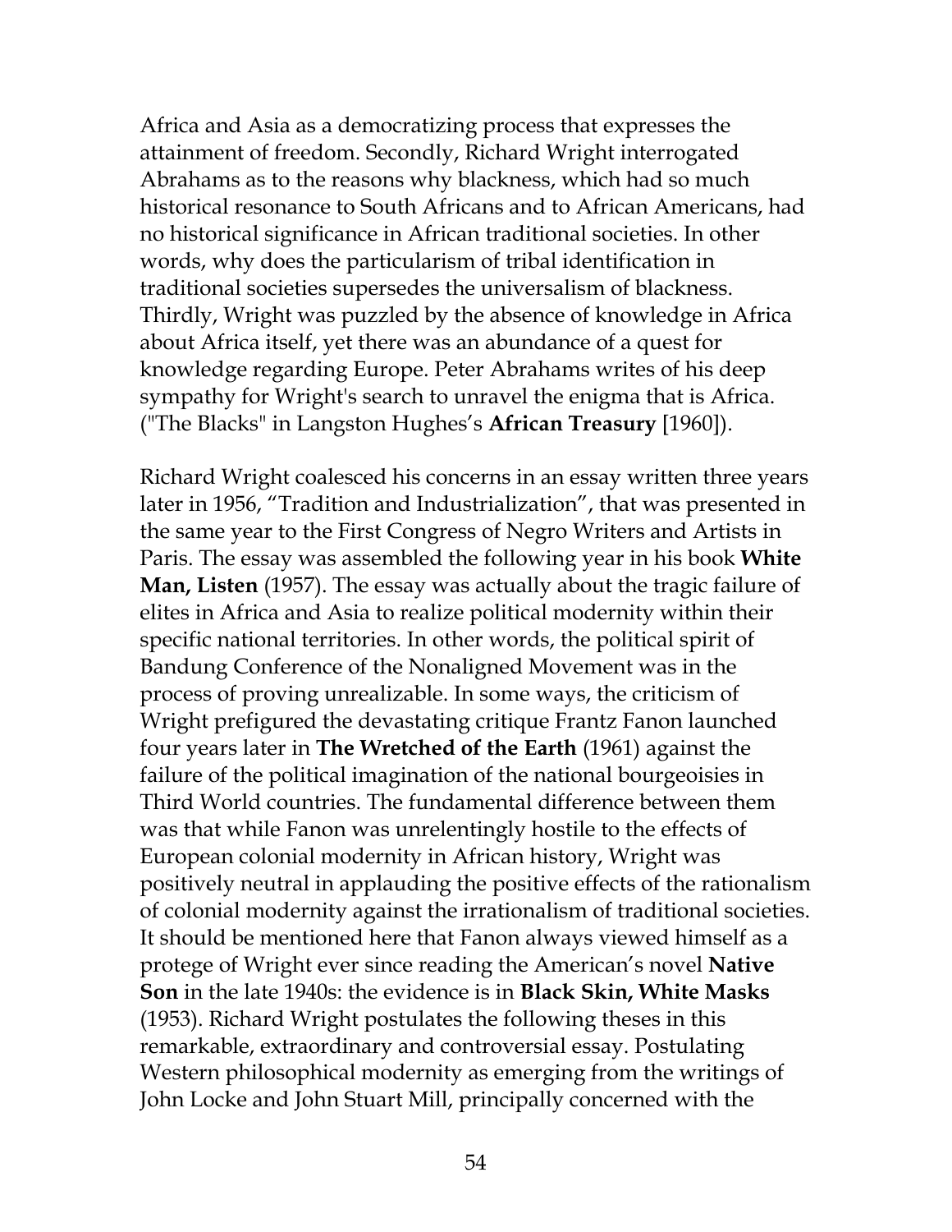Africa and Asia as a democratizing process that expresses the attainment of freedom. Secondly, Richard Wright interrogated Abrahams as to the reasons why blackness, which had so much historical resonance to South Africans and to African Americans, had no historical significance in African traditional societies. In other words, why does the particularism of tribal identification in traditional societies supersedes the universalism of blackness. Thirdly, Wright was puzzled by the absence of knowledge in Africa about Africa itself, yet there was an abundance of a quest for knowledge regarding Europe. Peter Abrahams writes of his deep sympathy for Wright's search to unravel the enigma that is Africa. ("The Blacks" in Langston Hughes's **African Treasury** [1960]).

Richard Wright coalesced his concerns in an essay written three years later in 1956, "Tradition and Industrialization", that was presented in the same year to the First Congress of Negro Writers and Artists in Paris. The essay was assembled the following year in his book **White Man, Listen** (1957). The essay was actually about the tragic failure of elites in Africa and Asia to realize political modernity within their specific national territories. In other words, the political spirit of Bandung Conference of the Nonaligned Movement was in the process of proving unrealizable. In some ways, the criticism of Wright prefigured the devastating critique Frantz Fanon launched four years later in **The Wretched of the Earth** (1961) against the failure of the political imagination of the national bourgeoisies in Third World countries. The fundamental difference between them was that while Fanon was unrelentingly hostile to the effects of European colonial modernity in African history, Wright was positively neutral in applauding the positive effects of the rationalism of colonial modernity against the irrationalism of traditional societies. It should be mentioned here that Fanon always viewed himself as a protege of Wright ever since reading the American's novel **Native Son** in the late 1940s: the evidence is in **Black Skin, White Masks** (1953). Richard Wright postulates the following theses in this remarkable, extraordinary and controversial essay. Postulating Western philosophical modernity as emerging from the writings of John Locke and John Stuart Mill, principally concerned with the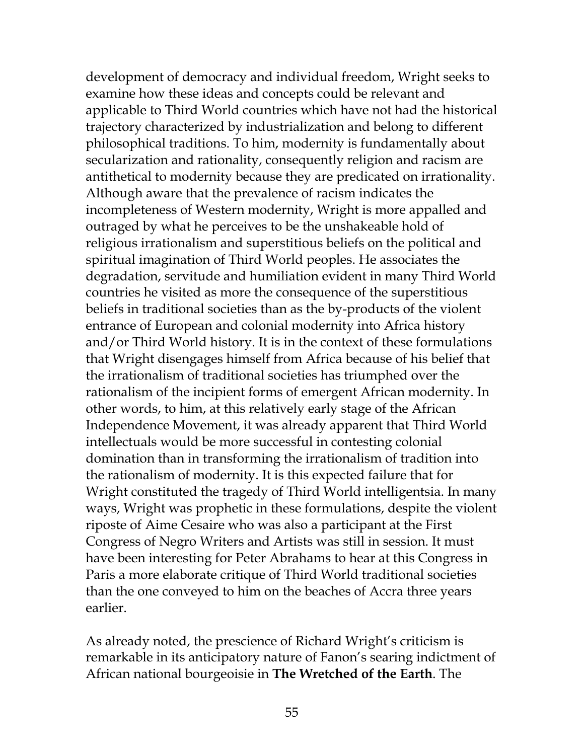development of democracy and individual freedom, Wright seeks to examine how these ideas and concepts could be relevant and applicable to Third World countries which have not had the historical trajectory characterized by industrialization and belong to different philosophical traditions. To him, modernity is fundamentally about secularization and rationality, consequently religion and racism are antithetical to modernity because they are predicated on irrationality. Although aware that the prevalence of racism indicates the incompleteness of Western modernity, Wright is more appalled and outraged by what he perceives to be the unshakeable hold of religious irrationalism and superstitious beliefs on the political and spiritual imagination of Third World peoples. He associates the degradation, servitude and humiliation evident in many Third World countries he visited as more the consequence of the superstitious beliefs in traditional societies than as the by-products of the violent entrance of European and colonial modernity into Africa history and/or Third World history. It is in the context of these formulations that Wright disengages himself from Africa because of his belief that the irrationalism of traditional societies has triumphed over the rationalism of the incipient forms of emergent African modernity. In other words, to him, at this relatively early stage of the African Independence Movement, it was already apparent that Third World intellectuals would be more successful in contesting colonial domination than in transforming the irrationalism of tradition into the rationalism of modernity. It is this expected failure that for Wright constituted the tragedy of Third World intelligentsia. In many ways, Wright was prophetic in these formulations, despite the violent riposte of Aime Cesaire who was also a participant at the First Congress of Negro Writers and Artists was still in session. It must have been interesting for Peter Abrahams to hear at this Congress in Paris a more elaborate critique of Third World traditional societies than the one conveyed to him on the beaches of Accra three years earlier.

As already noted, the prescience of Richard Wright's criticism is remarkable in its anticipatory nature of Fanon's searing indictment of African national bourgeoisie in **The Wretched of the Earth**. The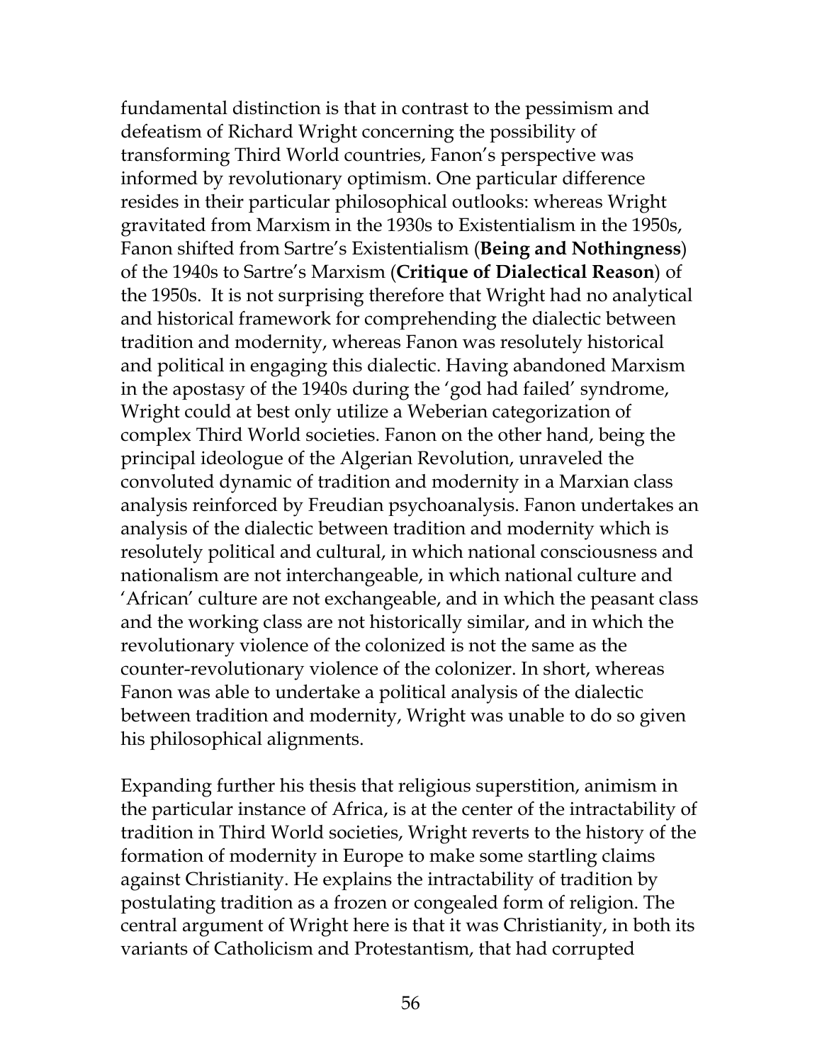fundamental distinction is that in contrast to the pessimism and defeatism of Richard Wright concerning the possibility of transforming Third World countries, Fanon's perspective was informed by revolutionary optimism. One particular difference resides in their particular philosophical outlooks: whereas Wright gravitated from Marxism in the 1930s to Existentialism in the 1950s, Fanon shifted from Sartre's Existentialism (**Being and Nothingness**) of the 1940s to Sartre's Marxism (**Critique of Dialectical Reason**) of the 1950s. It is not surprising therefore that Wright had no analytical and historical framework for comprehending the dialectic between tradition and modernity, whereas Fanon was resolutely historical and political in engaging this dialectic. Having abandoned Marxism in the apostasy of the 1940s during the 'god had failed' syndrome, Wright could at best only utilize a Weberian categorization of complex Third World societies. Fanon on the other hand, being the principal ideologue of the Algerian Revolution, unraveled the convoluted dynamic of tradition and modernity in a Marxian class analysis reinforced by Freudian psychoanalysis. Fanon undertakes an analysis of the dialectic between tradition and modernity which is resolutely political and cultural, in which national consciousness and nationalism are not interchangeable, in which national culture and 'African' culture are not exchangeable, and in which the peasant class and the working class are not historically similar, and in which the revolutionary violence of the colonized is not the same as the counter-revolutionary violence of the colonizer. In short, whereas Fanon was able to undertake a political analysis of the dialectic between tradition and modernity, Wright was unable to do so given his philosophical alignments.

Expanding further his thesis that religious superstition, animism in the particular instance of Africa, is at the center of the intractability of tradition in Third World societies, Wright reverts to the history of the formation of modernity in Europe to make some startling claims against Christianity. He explains the intractability of tradition by postulating tradition as a frozen or congealed form of religion. The central argument of Wright here is that it was Christianity, in both its variants of Catholicism and Protestantism, that had corrupted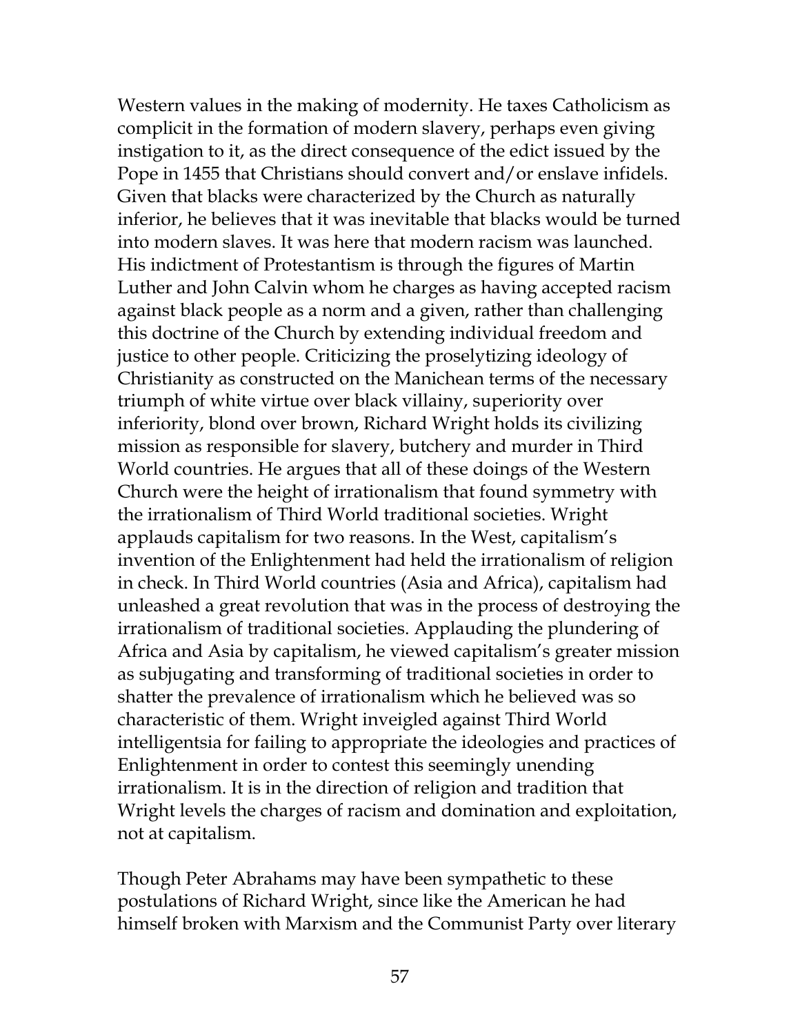Western values in the making of modernity. He taxes Catholicism as complicit in the formation of modern slavery, perhaps even giving instigation to it, as the direct consequence of the edict issued by the Pope in 1455 that Christians should convert and/or enslave infidels. Given that blacks were characterized by the Church as naturally inferior, he believes that it was inevitable that blacks would be turned into modern slaves. It was here that modern racism was launched. His indictment of Protestantism is through the figures of Martin Luther and John Calvin whom he charges as having accepted racism against black people as a norm and a given, rather than challenging this doctrine of the Church by extending individual freedom and justice to other people. Criticizing the proselytizing ideology of Christianity as constructed on the Manichean terms of the necessary triumph of white virtue over black villainy, superiority over inferiority, blond over brown, Richard Wright holds its civilizing mission as responsible for slavery, butchery and murder in Third World countries. He argues that all of these doings of the Western Church were the height of irrationalism that found symmetry with the irrationalism of Third World traditional societies. Wright applauds capitalism for two reasons. In the West, capitalism's invention of the Enlightenment had held the irrationalism of religion in check. In Third World countries (Asia and Africa), capitalism had unleashed a great revolution that was in the process of destroying the irrationalism of traditional societies. Applauding the plundering of Africa and Asia by capitalism, he viewed capitalism's greater mission as subjugating and transforming of traditional societies in order to shatter the prevalence of irrationalism which he believed was so characteristic of them. Wright inveigled against Third World intelligentsia for failing to appropriate the ideologies and practices of Enlightenment in order to contest this seemingly unending irrationalism. It is in the direction of religion and tradition that Wright levels the charges of racism and domination and exploitation, not at capitalism.

Though Peter Abrahams may have been sympathetic to these postulations of Richard Wright, since like the American he had himself broken with Marxism and the Communist Party over literary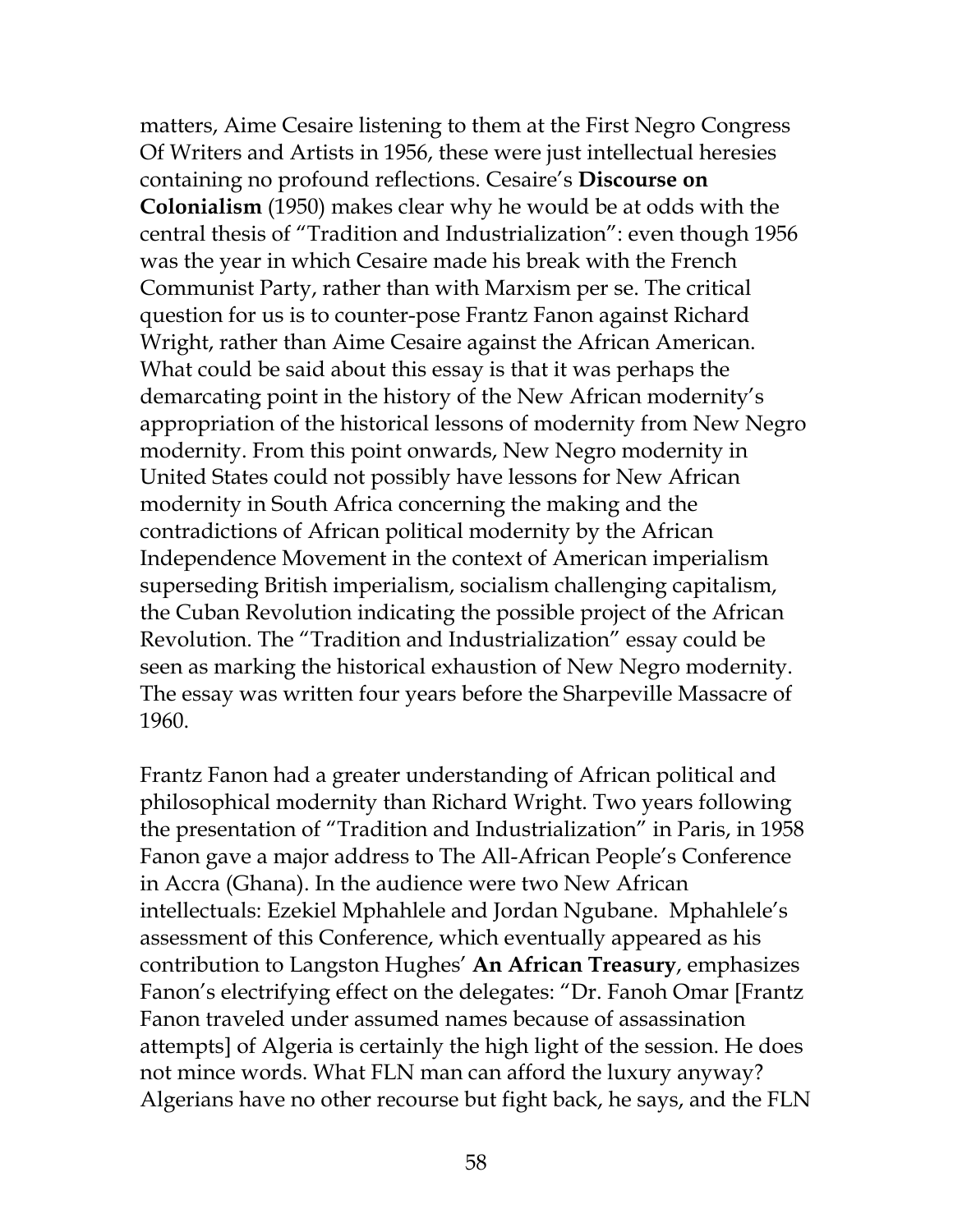matters, Aime Cesaire listening to them at the First Negro Congress Of Writers and Artists in 1956, these were just intellectual heresies containing no profound reflections. Cesaire's **Discourse on Colonialism** (1950) makes clear why he would be at odds with the central thesis of "Tradition and Industrialization": even though 1956 was the year in which Cesaire made his break with the French Communist Party, rather than with Marxism per se. The critical question for us is to counter-pose Frantz Fanon against Richard Wright, rather than Aime Cesaire against the African American. What could be said about this essay is that it was perhaps the demarcating point in the history of the New African modernity's appropriation of the historical lessons of modernity from New Negro modernity. From this point onwards, New Negro modernity in United States could not possibly have lessons for New African modernity in South Africa concerning the making and the contradictions of African political modernity by the African Independence Movement in the context of American imperialism superseding British imperialism, socialism challenging capitalism, the Cuban Revolution indicating the possible project of the African Revolution. The "Tradition and Industrialization" essay could be seen as marking the historical exhaustion of New Negro modernity. The essay was written four years before the Sharpeville Massacre of 1960.

Frantz Fanon had a greater understanding of African political and philosophical modernity than Richard Wright. Two years following the presentation of "Tradition and Industrialization" in Paris, in 1958 Fanon gave a major address to The All-African People's Conference in Accra (Ghana). In the audience were two New African intellectuals: Ezekiel Mphahlele and Jordan Ngubane. Mphahlele's assessment of this Conference, which eventually appeared as his contribution to Langston Hughes' **An African Treasury**, emphasizes Fanon's electrifying effect on the delegates: "Dr. Fanoh Omar [Frantz Fanon traveled under assumed names because of assassination attempts] of Algeria is certainly the high light of the session. He does not mince words. What FLN man can afford the luxury anyway? Algerians have no other recourse but fight back, he says, and the FLN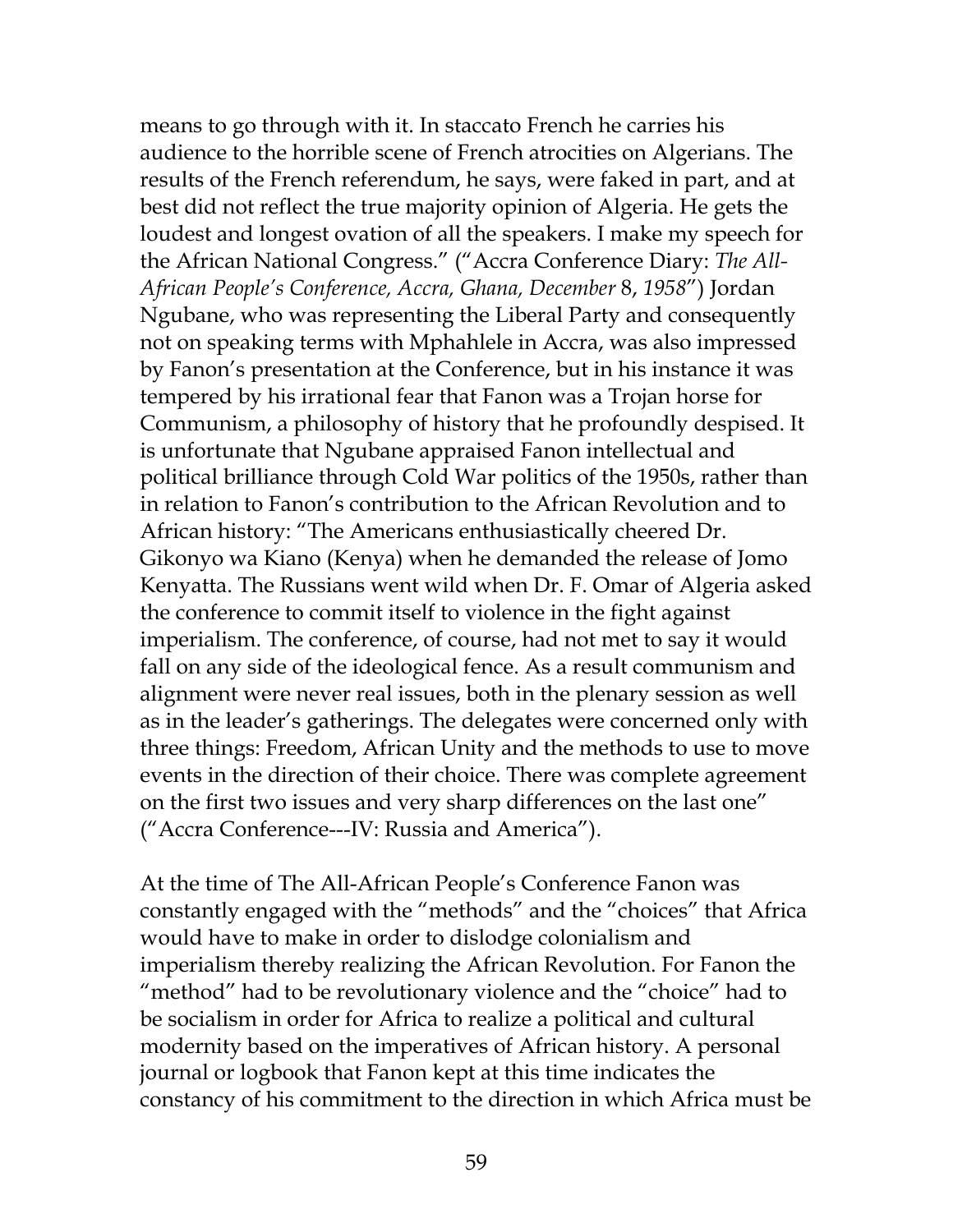means to go through with it. In staccato French he carries his audience to the horrible scene of French atrocities on Algerians. The results of the French referendum, he says, were faked in part, and at best did not reflect the true majority opinion of Algeria. He gets the loudest and longest ovation of all the speakers. I make my speech for the African National Congress." ("Accra Conference Diary: *The All-African People's Conference, Accra, Ghana, December* 8, *1958*") Jordan Ngubane, who was representing the Liberal Party and consequently not on speaking terms with Mphahlele in Accra, was also impressed by Fanon's presentation at the Conference, but in his instance it was tempered by his irrational fear that Fanon was a Trojan horse for Communism, a philosophy of history that he profoundly despised. It is unfortunate that Ngubane appraised Fanon intellectual and political brilliance through Cold War politics of the 1950s, rather than in relation to Fanon's contribution to the African Revolution and to African history: "The Americans enthusiastically cheered Dr. Gikonyo wa Kiano (Kenya) when he demanded the release of Jomo Kenyatta. The Russians went wild when Dr. F. Omar of Algeria asked the conference to commit itself to violence in the fight against imperialism. The conference, of course, had not met to say it would fall on any side of the ideological fence. As a result communism and alignment were never real issues, both in the plenary session as well as in the leader's gatherings. The delegates were concerned only with three things: Freedom, African Unity and the methods to use to move events in the direction of their choice. There was complete agreement on the first two issues and very sharp differences on the last one" ("Accra Conference---IV: Russia and America").

At the time of The All-African People's Conference Fanon was constantly engaged with the "methods" and the "choices" that Africa would have to make in order to dislodge colonialism and imperialism thereby realizing the African Revolution. For Fanon the "method" had to be revolutionary violence and the "choice" had to be socialism in order for Africa to realize a political and cultural modernity based on the imperatives of African history. A personal journal or logbook that Fanon kept at this time indicates the constancy of his commitment to the direction in which Africa must be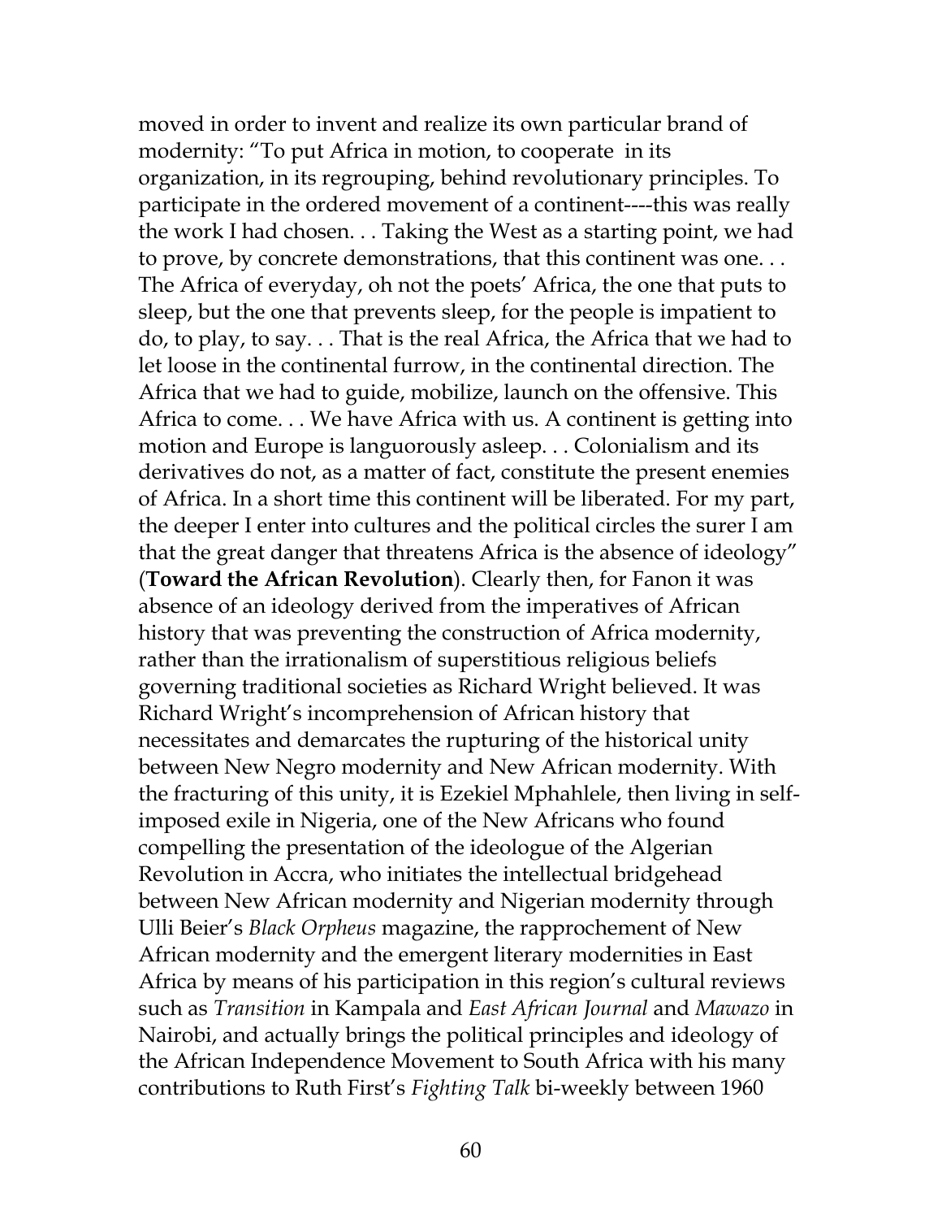moved in order to invent and realize its own particular brand of modernity: "To put Africa in motion, to cooperate in its organization, in its regrouping, behind revolutionary principles. To participate in the ordered movement of a continent----this was really the work I had chosen. . . Taking the West as a starting point, we had to prove, by concrete demonstrations, that this continent was one. . . The Africa of everyday, oh not the poets' Africa, the one that puts to sleep, but the one that prevents sleep, for the people is impatient to do, to play, to say. . . That is the real Africa, the Africa that we had to let loose in the continental furrow, in the continental direction. The Africa that we had to guide, mobilize, launch on the offensive. This Africa to come. . . We have Africa with us. A continent is getting into motion and Europe is languorously asleep. . . Colonialism and its derivatives do not, as a matter of fact, constitute the present enemies of Africa. In a short time this continent will be liberated. For my part, the deeper I enter into cultures and the political circles the surer I am that the great danger that threatens Africa is the absence of ideology" (**Toward the African Revolution**). Clearly then, for Fanon it was absence of an ideology derived from the imperatives of African history that was preventing the construction of Africa modernity, rather than the irrationalism of superstitious religious beliefs governing traditional societies as Richard Wright believed. It was Richard Wright's incomprehension of African history that necessitates and demarcates the rupturing of the historical unity between New Negro modernity and New African modernity. With the fracturing of this unity, it is Ezekiel Mphahlele, then living in self-imposed exile in Nigeria, one of the New Africans who found compelling the presentation of the ideologue of the Algerian Revolution in Accra, who initiates the intellectual bridgehead between New African modernity and Nigerian modernity through Ulli Beier's *Black Orpheus* magazine, the rapprochement of New African modernity and the emergent literary modernities in East Africa by means of his participation in this region's cultural reviews such as *Transition* in Kampala and *East African Journal* and *Mawazo* in Nairobi, and actually brings the political principles and ideology of the African Independence Movement to South Africa with his many contributions to Ruth First's *Fighting Talk* bi-weekly between 1960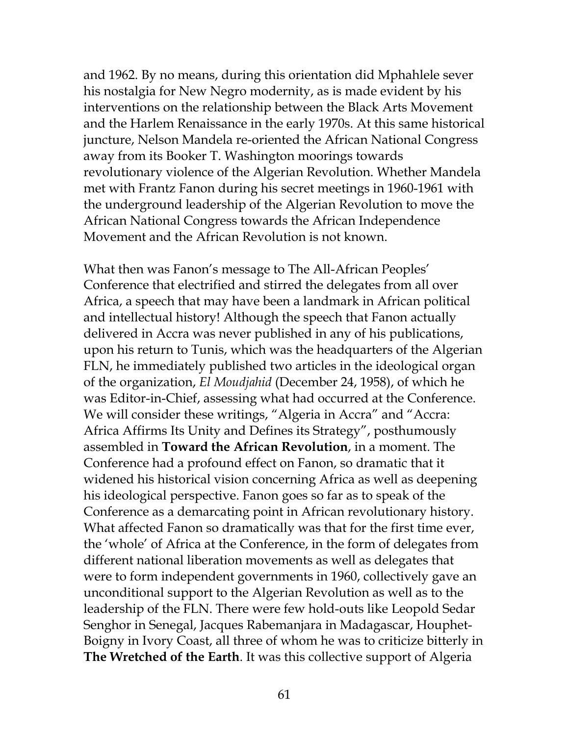and 1962. By no means, during this orientation did Mphahlele sever his nostalgia for New Negro modernity, as is made evident by his interventions on the relationship between the Black Arts Movement and the Harlem Renaissance in the early 1970s. At this same historical juncture, Nelson Mandela re-oriented the African National Congress away from its Booker T. Washington moorings towards revolutionary violence of the Algerian Revolution. Whether Mandela met with Frantz Fanon during his secret meetings in 1960-1961 with the underground leadership of the Algerian Revolution to move the African National Congress towards the African Independence Movement and the African Revolution is not known.

What then was Fanon's message to The All-African Peoples' Conference that electrified and stirred the delegates from all over Africa, a speech that may have been a landmark in African political and intellectual history! Although the speech that Fanon actually delivered in Accra was never published in any of his publications, upon his return to Tunis, which was the headquarters of the Algerian FLN, he immediately published two articles in the ideological organ of the organization, *El Moudjahid* (December 24, 1958), of which he was Editor-in-Chief, assessing what had occurred at the Conference. We will consider these writings, "Algeria in Accra" and "Accra: Africa Affirms Its Unity and Defines its Strategy", posthumously assembled in **Toward the African Revolution**, in a moment. The Conference had a profound effect on Fanon, so dramatic that it widened his historical vision concerning Africa as well as deepening his ideological perspective. Fanon goes so far as to speak of the Conference as a demarcating point in African revolutionary history. What affected Fanon so dramatically was that for the first time ever, the 'whole' of Africa at the Conference, in the form of delegates from different national liberation movements as well as delegates that were to form independent governments in 1960, collectively gave an unconditional support to the Algerian Revolution as well as to the leadership of the FLN. There were few hold-outs like Leopold Sedar Senghor in Senegal, Jacques Rabemanjara in Madagascar, Houphet-Boigny in Ivory Coast, all three of whom he was to criticize bitterly in **The Wretched of the Earth**. It was this collective support of Algeria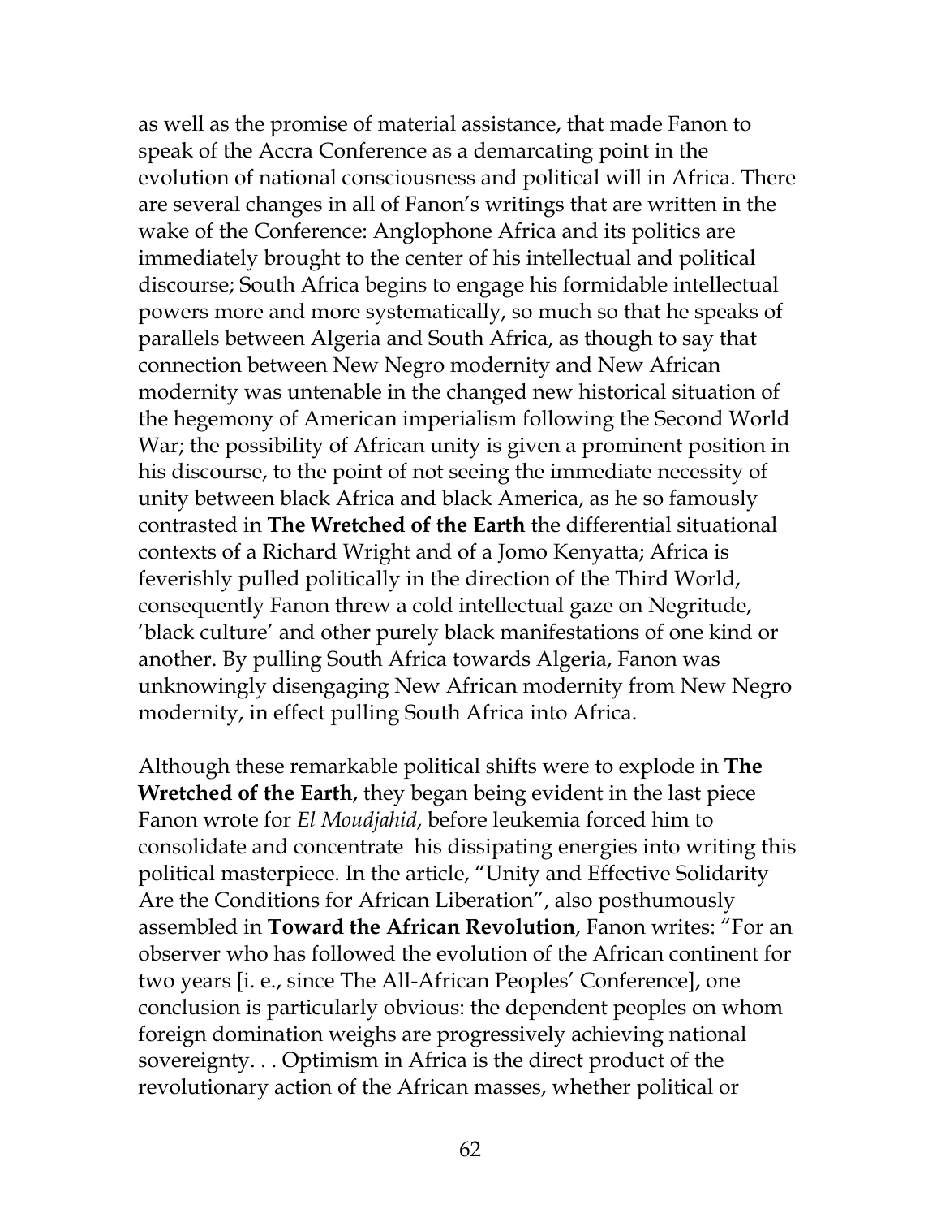as well as the promise of material assistance, that made Fanon to speak of the Accra Conference as a demarcating point in the evolution of national consciousness and political will in Africa. There are several changes in all of Fanon's writings that are written in the wake of the Conference: Anglophone Africa and its politics are immediately brought to the center of his intellectual and political discourse; South Africa begins to engage his formidable intellectual powers more and more systematically, so much so that he speaks of parallels between Algeria and South Africa, as though to say that connection between New Negro modernity and New African modernity was untenable in the changed new historical situation of the hegemony of American imperialism following the Second World War; the possibility of African unity is given a prominent position in his discourse, to the point of not seeing the immediate necessity of unity between black Africa and black America, as he so famously contrasted in **The Wretched of the Earth** the differential situational contexts of a Richard Wright and of a Jomo Kenyatta; Africa is feverishly pulled politically in the direction of the Third World, consequently Fanon threw a cold intellectual gaze on Negritude, 'black culture' and other purely black manifestations of one kind or another. By pulling South Africa towards Algeria, Fanon was unknowingly disengaging New African modernity from New Negro modernity, in effect pulling South Africa into Africa.

Although these remarkable political shifts were to explode in **The Wretched of the Earth**, they began being evident in the last piece Fanon wrote for *El Moudjahid*, before leukemia forced him to consolidate and concentrate his dissipating energies into writing this political masterpiece. In the article, "Unity and Effective Solidarity Are the Conditions for African Liberation", also posthumously assembled in **Toward the African Revolution**, Fanon writes: "For an observer who has followed the evolution of the African continent for two years [i. e., since The All-African Peoples' Conference], one conclusion is particularly obvious: the dependent peoples on whom foreign domination weighs are progressively achieving national sovereignty. . . Optimism in Africa is the direct product of the revolutionary action of the African masses, whether political or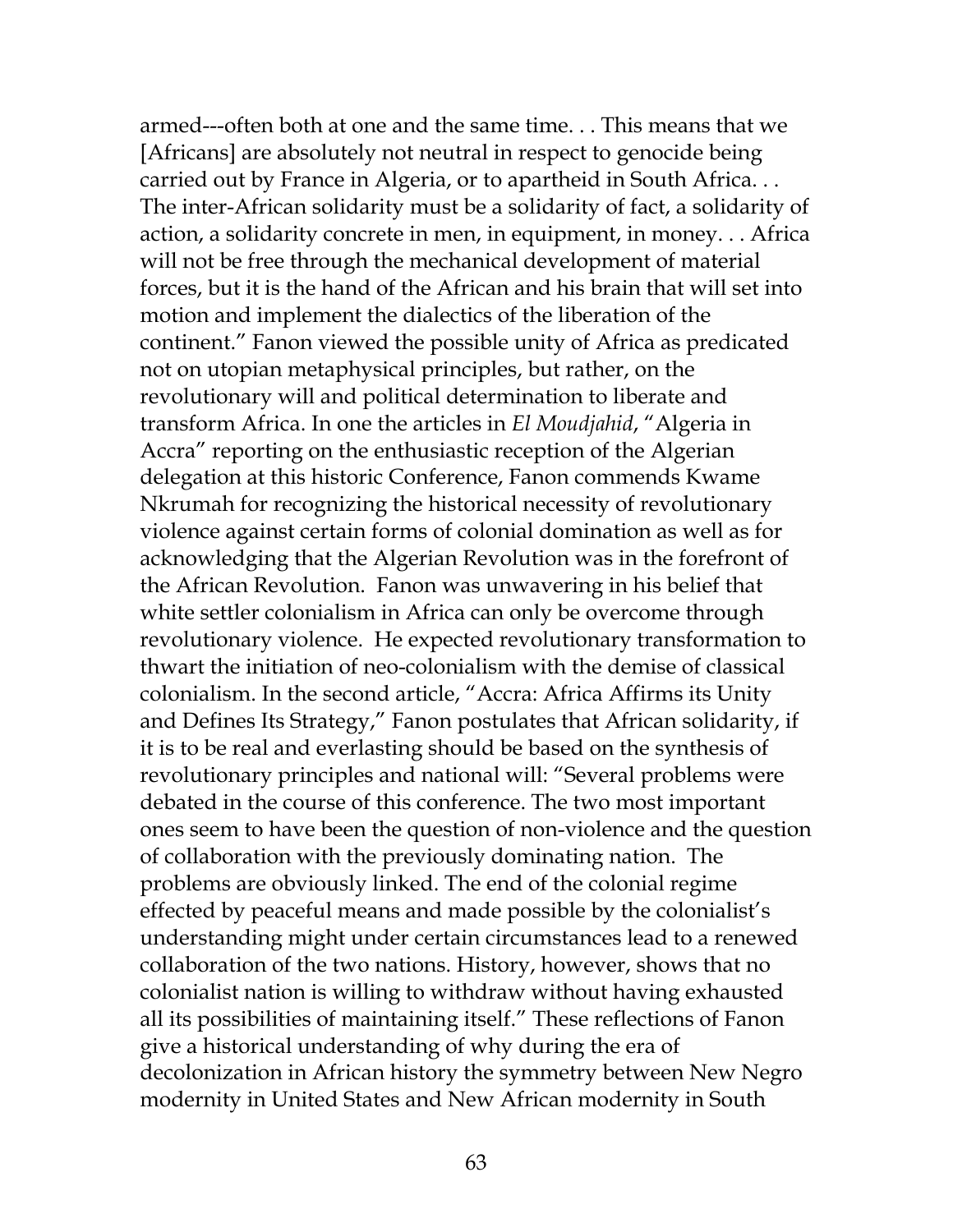armed---often both at one and the same time. . . This means that we [Africans] are absolutely not neutral in respect to genocide being carried out by France in Algeria, or to apartheid in South Africa. . . The inter-African solidarity must be a solidarity of fact, a solidarity of action, a solidarity concrete in men, in equipment, in money. . . Africa will not be free through the mechanical development of material forces, but it is the hand of the African and his brain that will set into motion and implement the dialectics of the liberation of the continent." Fanon viewed the possible unity of Africa as predicated not on utopian metaphysical principles, but rather, on the revolutionary will and political determination to liberate and transform Africa. In one the articles in *El Moudjahid*, "Algeria in Accra" reporting on the enthusiastic reception of the Algerian delegation at this historic Conference, Fanon commends Kwame Nkrumah for recognizing the historical necessity of revolutionary violence against certain forms of colonial domination as well as for acknowledging that the Algerian Revolution was in the forefront of the African Revolution. Fanon was unwavering in his belief that white settler colonialism in Africa can only be overcome through revolutionary violence. He expected revolutionary transformation to thwart the initiation of neo-colonialism with the demise of classical colonialism. In the second article, "Accra: Africa Affirms its Unity and Defines Its Strategy," Fanon postulates that African solidarity, if it is to be real and everlasting should be based on the synthesis of revolutionary principles and national will: "Several problems were debated in the course of this conference. The two most important ones seem to have been the question of non-violence and the question of collaboration with the previously dominating nation. The problems are obviously linked. The end of the colonial regime effected by peaceful means and made possible by the colonialist's understanding might under certain circumstances lead to a renewed collaboration of the two nations. History, however, shows that no colonialist nation is willing to withdraw without having exhausted all its possibilities of maintaining itself." These reflections of Fanon give a historical understanding of why during the era of decolonization in African history the symmetry between New Negro modernity in United States and New African modernity in South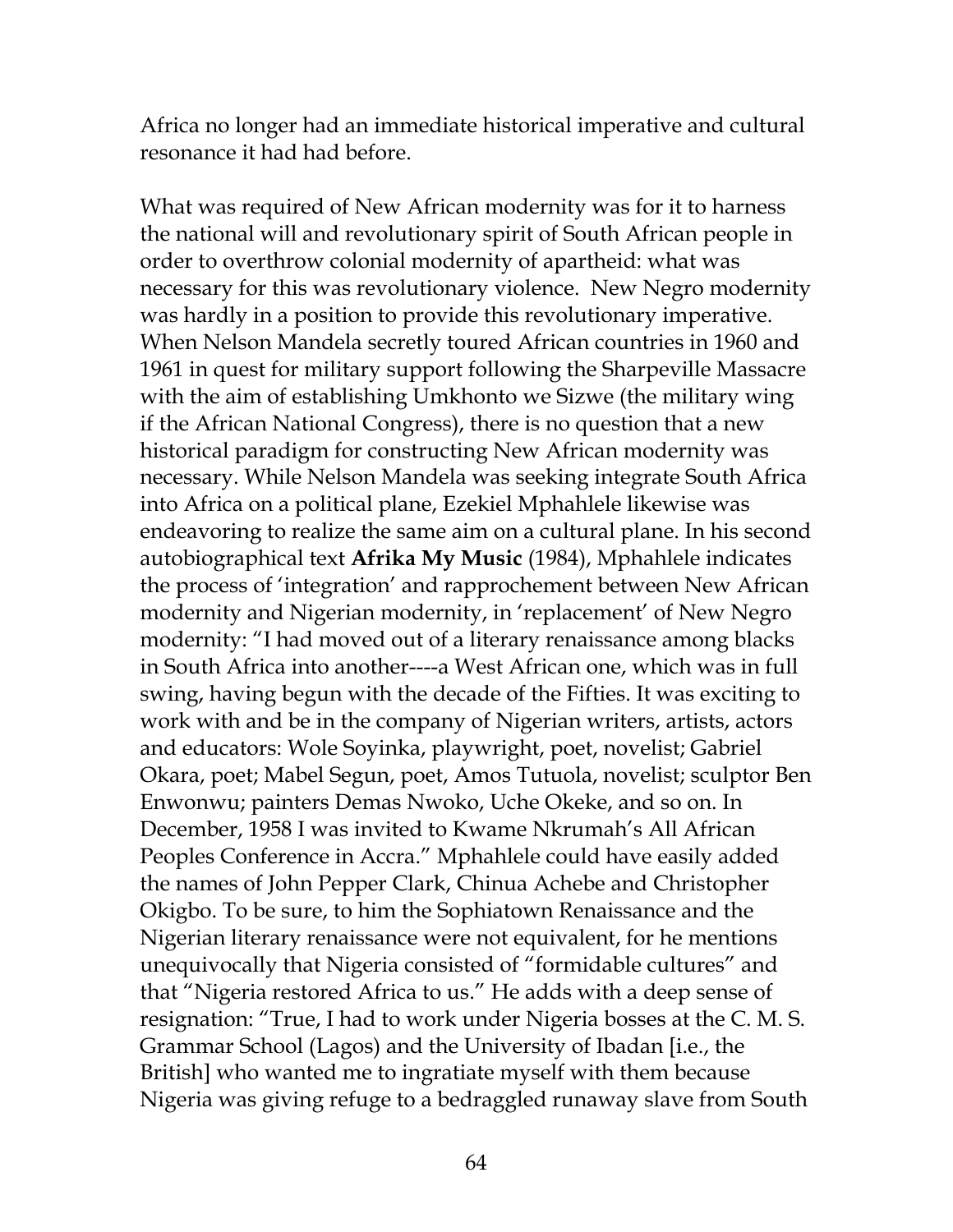Africa no longer had an immediate historical imperative and cultural resonance it had had before.

What was required of New African modernity was for it to harness the national will and revolutionary spirit of South African people in order to overthrow colonial modernity of apartheid: what was necessary for this was revolutionary violence. New Negro modernity was hardly in a position to provide this revolutionary imperative. When Nelson Mandela secretly toured African countries in 1960 and 1961 in quest for military support following the Sharpeville Massacre with the aim of establishing Umkhonto we Sizwe (the military wing if the African National Congress), there is no question that a new historical paradigm for constructing New African modernity was necessary. While Nelson Mandela was seeking integrate South Africa into Africa on a political plane, Ezekiel Mphahlele likewise was endeavoring to realize the same aim on a cultural plane. In his second autobiographical text **Afrika My Music** (1984), Mphahlele indicates the process of 'integration' and rapprochement between New African modernity and Nigerian modernity, in 'replacement' of New Negro modernity: "I had moved out of a literary renaissance among blacks in South Africa into another----a West African one, which was in full swing, having begun with the decade of the Fifties. It was exciting to work with and be in the company of Nigerian writers, artists, actors and educators: Wole Soyinka, playwright, poet, novelist; Gabriel Okara, poet; Mabel Segun, poet, Amos Tutuola, novelist; sculptor Ben Enwonwu; painters Demas Nwoko, Uche Okeke, and so on. In December, 1958 I was invited to Kwame Nkrumah's All African Peoples Conference in Accra." Mphahlele could have easily added the names of John Pepper Clark, Chinua Achebe and Christopher Okigbo. To be sure, to him the Sophiatown Renaissance and the Nigerian literary renaissance were not equivalent, for he mentions unequivocally that Nigeria consisted of "formidable cultures" and that "Nigeria restored Africa to us." He adds with a deep sense of resignation: "True, I had to work under Nigeria bosses at the C. M. S. Grammar School (Lagos) and the University of Ibadan [i.e., the British] who wanted me to ingratiate myself with them because Nigeria was giving refuge to a bedraggled runaway slave from South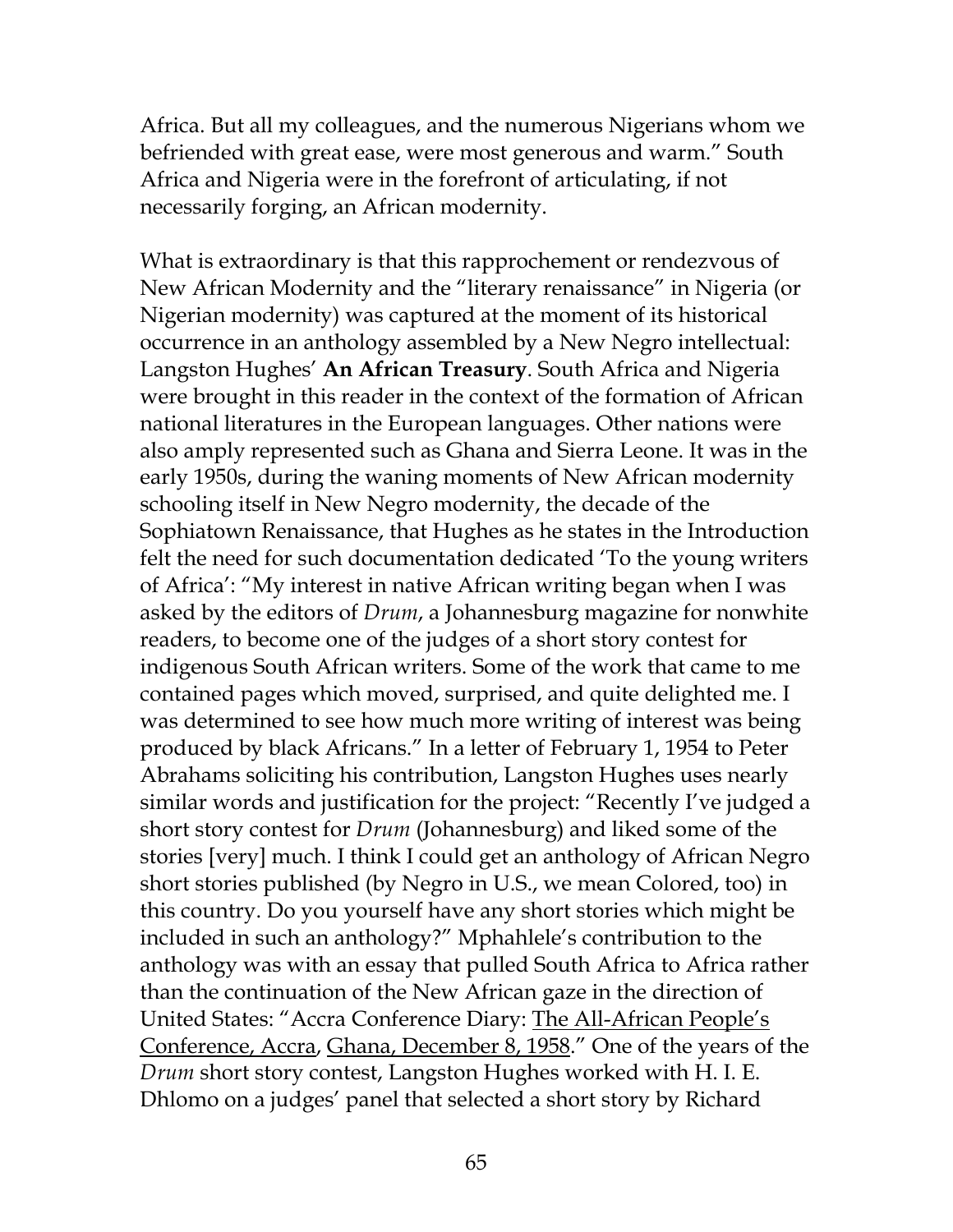Africa. But all my colleagues, and the numerous Nigerians whom we befriended with great ease, were most generous and warm." South Africa and Nigeria were in the forefront of articulating, if not necessarily forging, an African modernity.

What is extraordinary is that this rapprochement or rendezvous of New African Modernity and the "literary renaissance" in Nigeria (or Nigerian modernity) was captured at the moment of its historical occurrence in an anthology assembled by a New Negro intellectual: Langston Hughes' **An African Treasury**. South Africa and Nigeria were brought in this reader in the context of the formation of African national literatures in the European languages. Other nations were also amply represented such as Ghana and Sierra Leone. It was in the early 1950s, during the waning moments of New African modernity schooling itself in New Negro modernity, the decade of the Sophiatown Renaissance, that Hughes as he states in the Introduction felt the need for such documentation dedicated 'To the young writers of Africa': "My interest in native African writing began when I was asked by the editors of *Drum*, a Johannesburg magazine for nonwhite readers, to become one of the judges of a short story contest for indigenous South African writers. Some of the work that came to me contained pages which moved, surprised, and quite delighted me. I was determined to see how much more writing of interest was being produced by black Africans." In a letter of February 1, 1954 to Peter Abrahams soliciting his contribution, Langston Hughes uses nearly similar words and justification for the project: "Recently I've judged a short story contest for *Drum* (Johannesburg) and liked some of the stories [very] much. I think I could get an anthology of African Negro short stories published (by Negro in U.S., we mean Colored, too) in this country. Do you yourself have any short stories which might be included in such an anthology?" Mphahlele's contribution to the anthology was with an essay that pulled South Africa to Africa rather than the continuation of the New African gaze in the direction of United States: "Accra Conference Diary: <u>The All-African People's Conference, Accra</u>, <u>Ghana, December 8, 1958</u>." One of the years of the *Drum* short story contest, Langston Hughes worked with H. I. E. Dhlomo on a judges' panel that selected a short story by Richard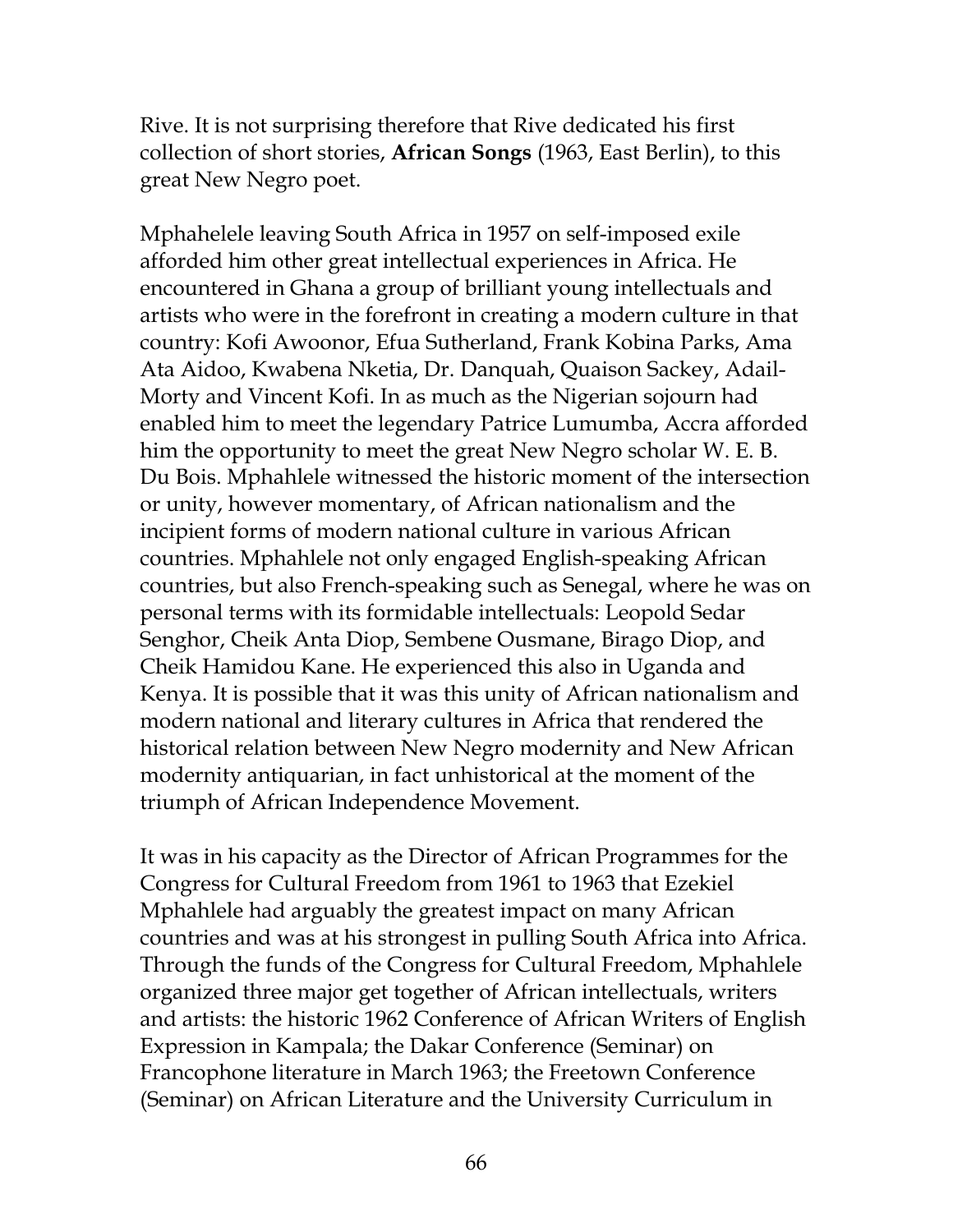Rive. It is not surprising therefore that Rive dedicated his first collection of short stories, **African Songs** (1963, East Berlin), to this great New Negro poet.

Mphahelele leaving South Africa in 1957 on self-imposed exile afforded him other great intellectual experiences in Africa. He encountered in Ghana a group of brilliant young intellectuals and artists who were in the forefront in creating a modern culture in that country: Kofi Awoonor, Efua Sutherland, Frank Kobina Parks, Ama Ata Aidoo, Kwabena Nketia, Dr. Danquah, Quaison Sackey, Adail-Morty and Vincent Kofi. In as much as the Nigerian sojourn had enabled him to meet the legendary Patrice Lumumba, Accra afforded him the opportunity to meet the great New Negro scholar W. E. B. Du Bois. Mphahlele witnessed the historic moment of the intersection or unity, however momentary, of African nationalism and the incipient forms of modern national culture in various African countries. Mphahlele not only engaged English-speaking African countries, but also French-speaking such as Senegal, where he was on personal terms with its formidable intellectuals: Leopold Sedar Senghor, Cheik Anta Diop, Sembene Ousmane, Birago Diop, and Cheik Hamidou Kane. He experienced this also in Uganda and Kenya. It is possible that it was this unity of African nationalism and modern national and literary cultures in Africa that rendered the historical relation between New Negro modernity and New African modernity antiquarian, in fact unhistorical at the moment of the triumph of African Independence Movement.

It was in his capacity as the Director of African Programmes for the Congress for Cultural Freedom from 1961 to 1963 that Ezekiel Mphahlele had arguably the greatest impact on many African countries and was at his strongest in pulling South Africa into Africa. Through the funds of the Congress for Cultural Freedom, Mphahlele organized three major get together of African intellectuals, writers and artists: the historic 1962 Conference of African Writers of English Expression in Kampala; the Dakar Conference (Seminar) on Francophone literature in March 1963; the Freetown Conference (Seminar) on African Literature and the University Curriculum in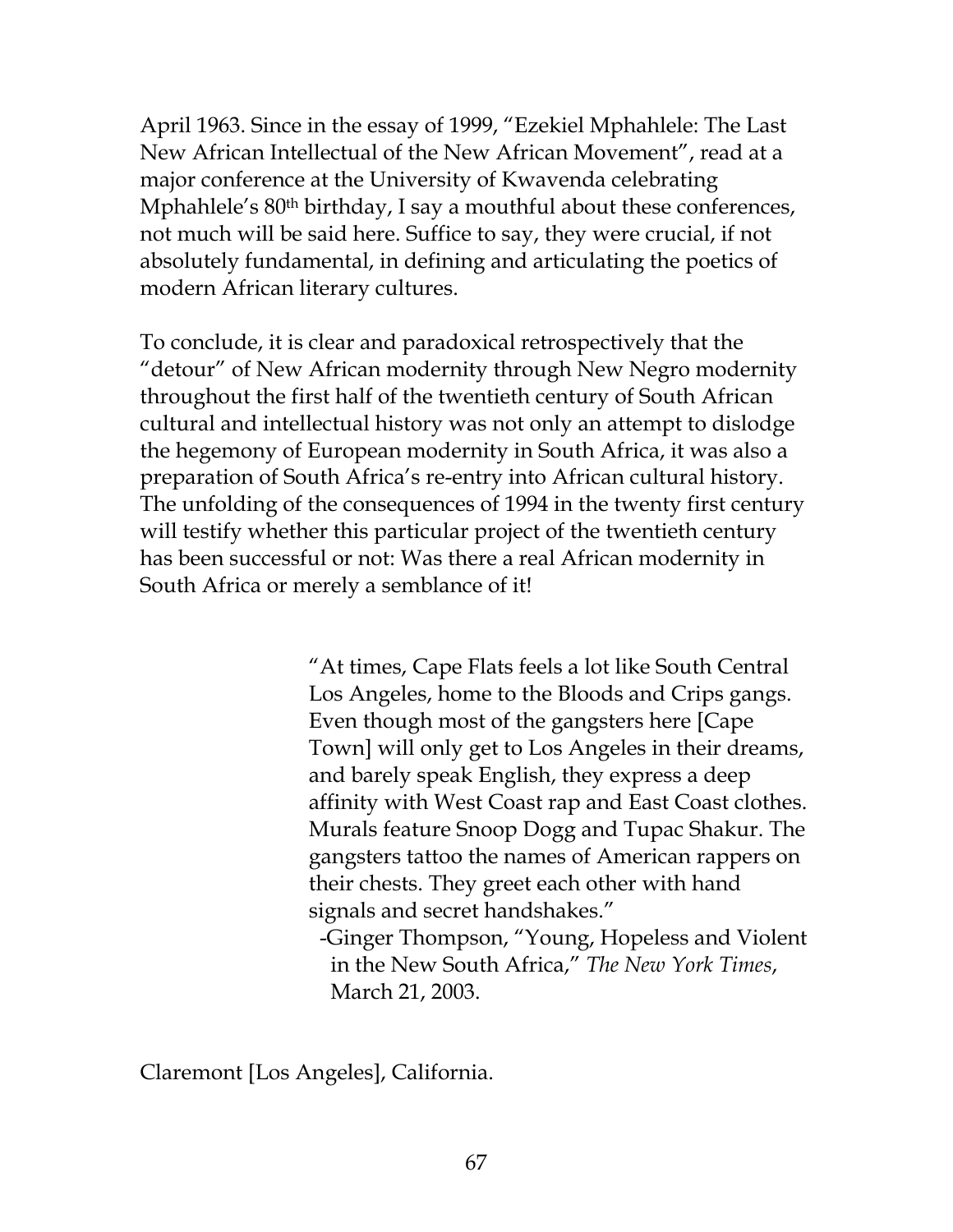April 1963. Since in the essay of 1999, "Ezekiel Mphahlele: The Last New African Intellectual of the New African Movement", read at a major conference at the University of Kwavenda celebrating Mphahlele's 80th birthday, I say a mouthful about these conferences, not much will be said here. Suffice to say, they were crucial, if not absolutely fundamental, in defining and articulating the poetics of modern African literary cultures.

To conclude, it is clear and paradoxical retrospectively that the "detour" of New African modernity through New Negro modernity throughout the first half of the twentieth century of South African cultural and intellectual history was not only an attempt to dislodge the hegemony of European modernity in South Africa, it was also a preparation of South Africa's re-entry into African cultural history. The unfolding of the consequences of 1994 in the twenty first century will testify whether this particular project of the twentieth century has been successful or not: Was there a real African modernity in South Africa or merely a semblance of it!

> "At times, Cape Flats feels a lot like South Central Los Angeles, home to the Bloods and Crips gangs. Even though most of the gangsters here [Cape Town] will only get to Los Angeles in their dreams, and barely speak English, they express a deep affinity with West Coast rap and East Coast clothes. Murals feature Snoop Dogg and Tupac Shakur. The gangsters tattoo the names of American rappers on their chests. They greet each other with hand signals and secret handshakes."
>
> -Ginger Thompson, "Young, Hopeless and Violent in the New South Africa," *The New York Times*, March 21, 2003.

Claremont [Los Angeles], California.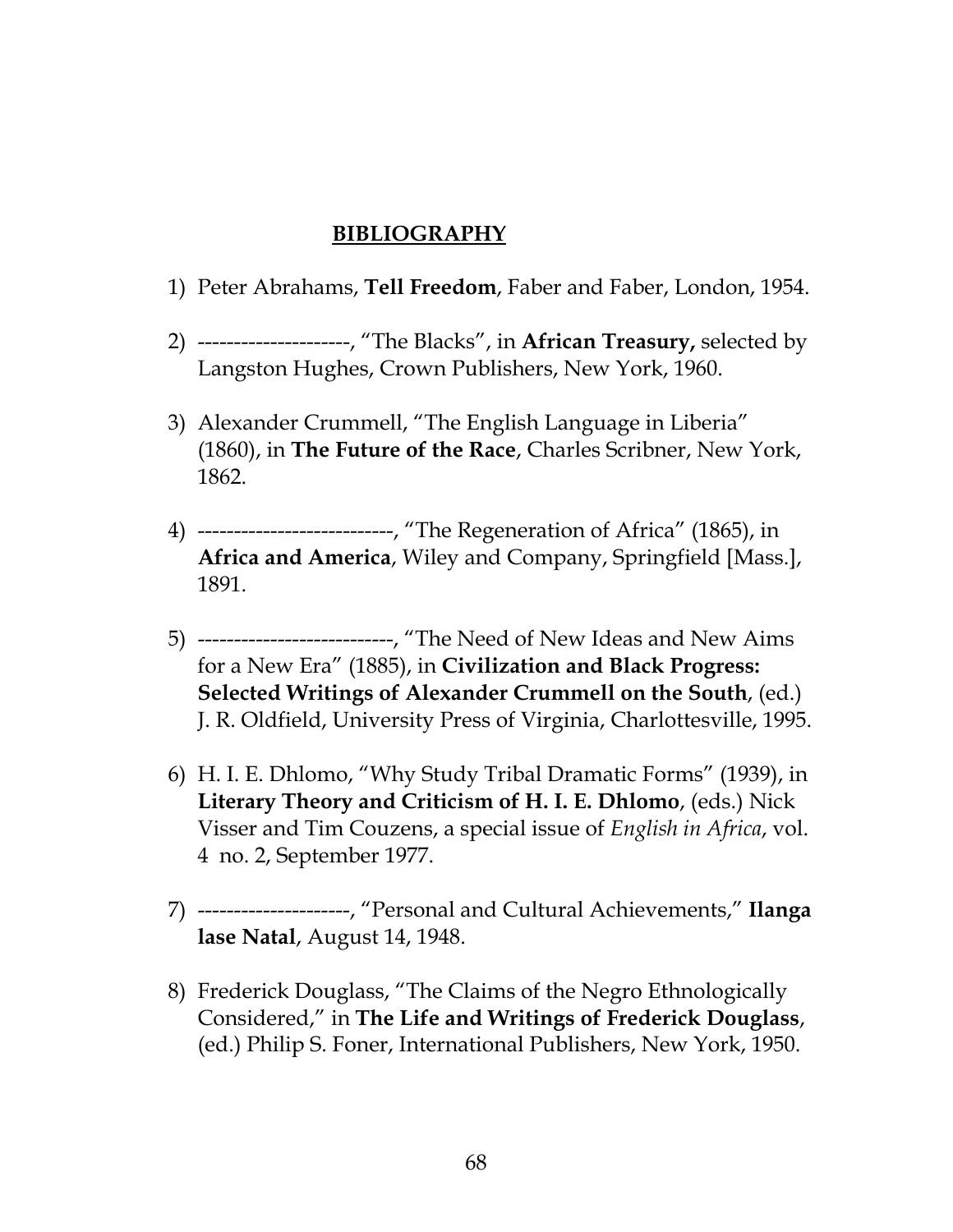## **BIBLIOGRAPHY**

1) Peter Abrahams, **Tell Freedom**, Faber and Faber, London, 1954.

2) ---------------------, "The Blacks", in **African Treasury,** selected by Langston Hughes, Crown Publishers, New York, 1960.

3) Alexander Crummell, "The English Language in Liberia" (1860), in **The Future of the Race**, Charles Scribner, New York, 1862.

4) ---------------------------, "The Regeneration of Africa" (1865), in **Africa and America**, Wiley and Company, Springfield [Mass.], 1891.

5) ---------------------------, "The Need of New Ideas and New Aims for a New Era" (1885), in **Civilization and Black Progress: Selected Writings of Alexander Crummell on the South**, (ed.) J. R. Oldfield, University Press of Virginia, Charlottesville, 1995.

6) H. I. E. Dhlomo, "Why Study Tribal Dramatic Forms" (1939), in **Literary Theory and Criticism of H. I. E. Dhlomo**, (eds.) Nick Visser and Tim Couzens, a special issue of *English in Africa*, vol. 4 no. 2, September 1977.

7) ---------------------, "Personal and Cultural Achievements," **Ilanga lase Natal**, August 14, 1948.

8) Frederick Douglass, "The Claims of the Negro Ethnologically Considered," in **The Life and Writings of Frederick Douglass**, (ed.) Philip S. Foner, International Publishers, New York, 1950.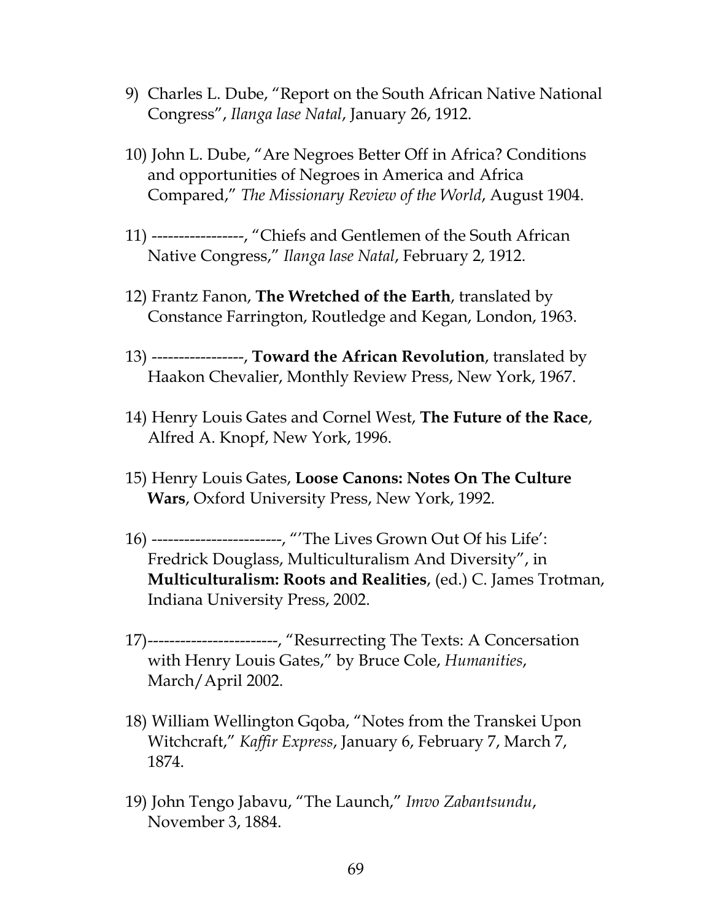9) Charles L. Dube, "Report on the South African Native National Congress", *Ilanga lase Natal*, January 26, 1912.

10) John L. Dube, "Are Negroes Better Off in Africa? Conditions and opportunities of Negroes in America and Africa Compared," *The Missionary Review of the World*, August 1904.

11) -----------------, "Chiefs and Gentlemen of the South African Native Congress," *Ilanga lase Natal*, February 2, 1912.

12) Frantz Fanon, **The Wretched of the Earth**, translated by Constance Farrington, Routledge and Kegan, London, 1963.

13) -----------------, **Toward the African Revolution**, translated by Haakon Chevalier, Monthly Review Press, New York, 1967.

14) Henry Louis Gates and Cornel West, **The Future of the Race**, Alfred A. Knopf, New York, 1996.

15) Henry Louis Gates, **Loose Canons: Notes On The Culture Wars**, Oxford University Press, New York, 1992.

16) ------------------------, "'The Lives Grown Out Of his Life': Fredrick Douglass, Multiculturalism And Diversity", in **Multiculturalism: Roots and Realities**, (ed.) C. James Trotman, Indiana University Press, 2002.

17)------------------------, "Resurrecting The Texts: A Concersation with Henry Louis Gates," by Bruce Cole, *Humanities*, March/April 2002.

18) William Wellington Gqoba, "Notes from the Transkei Upon Witchcraft," *Kaffir Express*, January 6, February 7, March 7, 1874.

19) John Tengo Jabavu, "The Launch," *Imvo Zabantsundu*, November 3, 1884.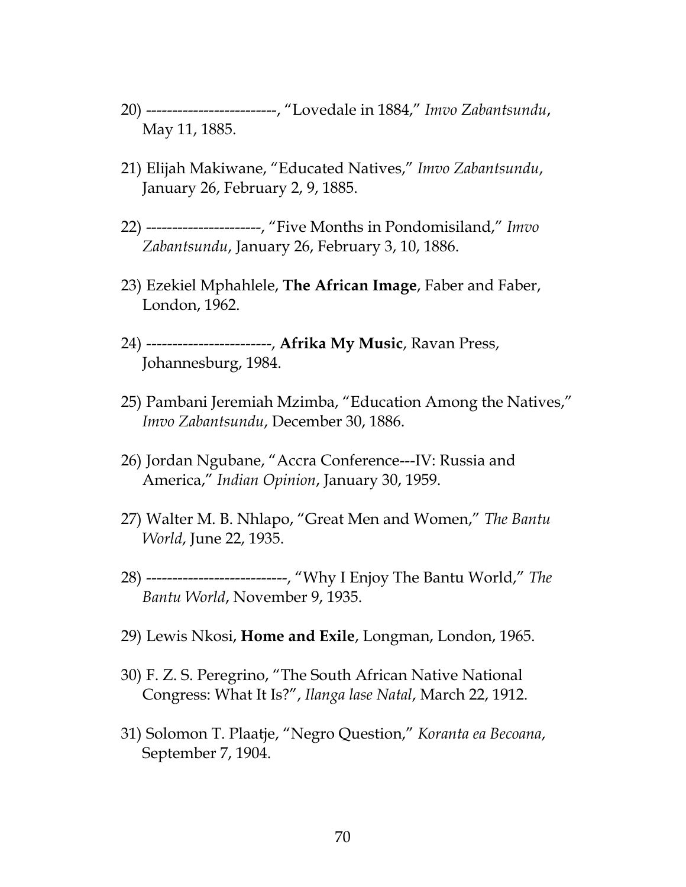20) -------------------------, "Lovedale in 1884," *Imvo Zabantsundu*, May 11, 1885.

21) Elijah Makiwane, "Educated Natives," *Imvo Zabantsundu*, January 26, February 2, 9, 1885.

22) ----------------------, "Five Months in Pondomisiland," *Imvo Zabantsundu*, January 26, February 3, 10, 1886.

23) Ezekiel Mphahlele, **The African Image**, Faber and Faber, London, 1962.

24) ------------------------, **Afrika My Music**, Ravan Press, Johannesburg, 1984.

25) Pambani Jeremiah Mzimba, "Education Among the Natives," *Imvo Zabantsundu*, December 30, 1886.

26) Jordan Ngubane, "Accra Conference---IV: Russia and America," *Indian Opinion*, January 30, 1959.

27) Walter M. B. Nhlapo, "Great Men and Women," *The Bantu World*, June 22, 1935.

28) ---------------------------, "Why I Enjoy The Bantu World," *The Bantu World*, November 9, 1935.

29) Lewis Nkosi, **Home and Exile**, Longman, London, 1965.

30) F. Z. S. Peregrino, "The South African Native National Congress: What It Is?", *Ilanga lase Natal*, March 22, 1912.

31) Solomon T. Plaatje, "Negro Question," *Koranta ea Becoana*, September 7, 1904.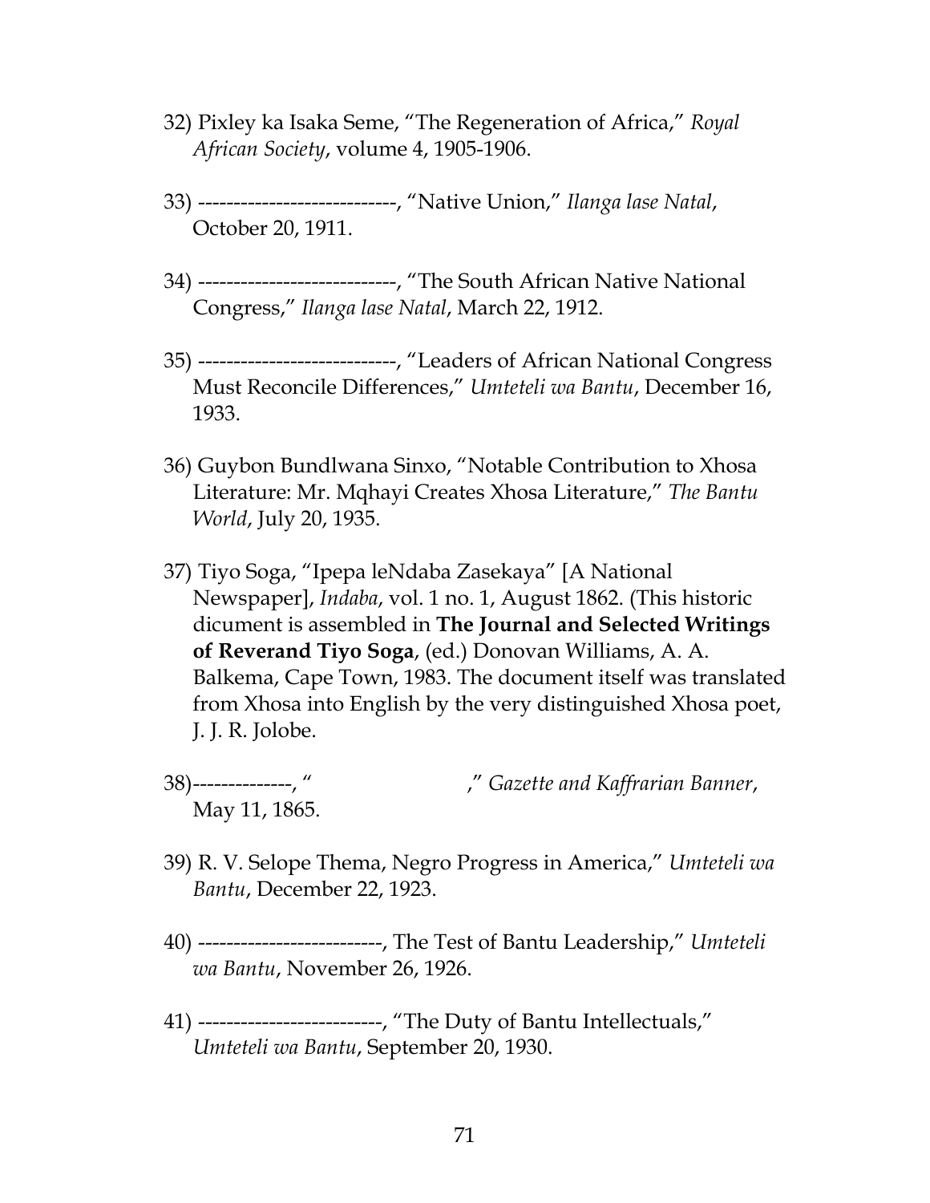32) Pixley ka Isaka Seme, “The Regeneration of Africa,” *Royal African Society*, volume 4, 1905-1906.

33) ----------------------------, “Native Union,” *Ilanga lase Natal*, October 20, 1911.

34) ----------------------------, “The South African Native National Congress,” *Ilanga lase Natal*, March 22, 1912.

35) ----------------------------, “Leaders of African National Congress Must Reconcile Differences,” *Umteteli wa Bantu*, December 16, 1933.

36) Guybon Bundlwana Sinxo, “Notable Contribution to Xhosa Literature: Mr. Mqhayi Creates Xhosa Literature,” *The Bantu World*, July 20, 1935.

37) Tiyo Soga, “Ipepa leNdaba Zasekaya” [A National Newspaper], *Indaba*, vol. 1 no. 1, August 1862. (This historic dicument is assembled in **The Journal and Selected Writings of Reverand Tiyo Soga**, (ed.) Donovan Williams, A. A. Balkema, Cape Town, 1983. The document itself was translated from Xhosa into English by the very distinguished Xhosa poet, J. J. R. Jolobe.

38)--------------, “                              ,” *Gazette and Kaffrarian Banner*, May 11, 1865.

39) R. V. Selope Thema, Negro Progress in America,” *Umteteli wa Bantu*, December 22, 1923.

40) --------------------------, The Test of Bantu Leadership,” *Umteteli wa Bantu*, November 26, 1926.

41) --------------------------, “The Duty of Bantu Intellectuals,” *Umteteli wa Bantu*, September 20, 1930.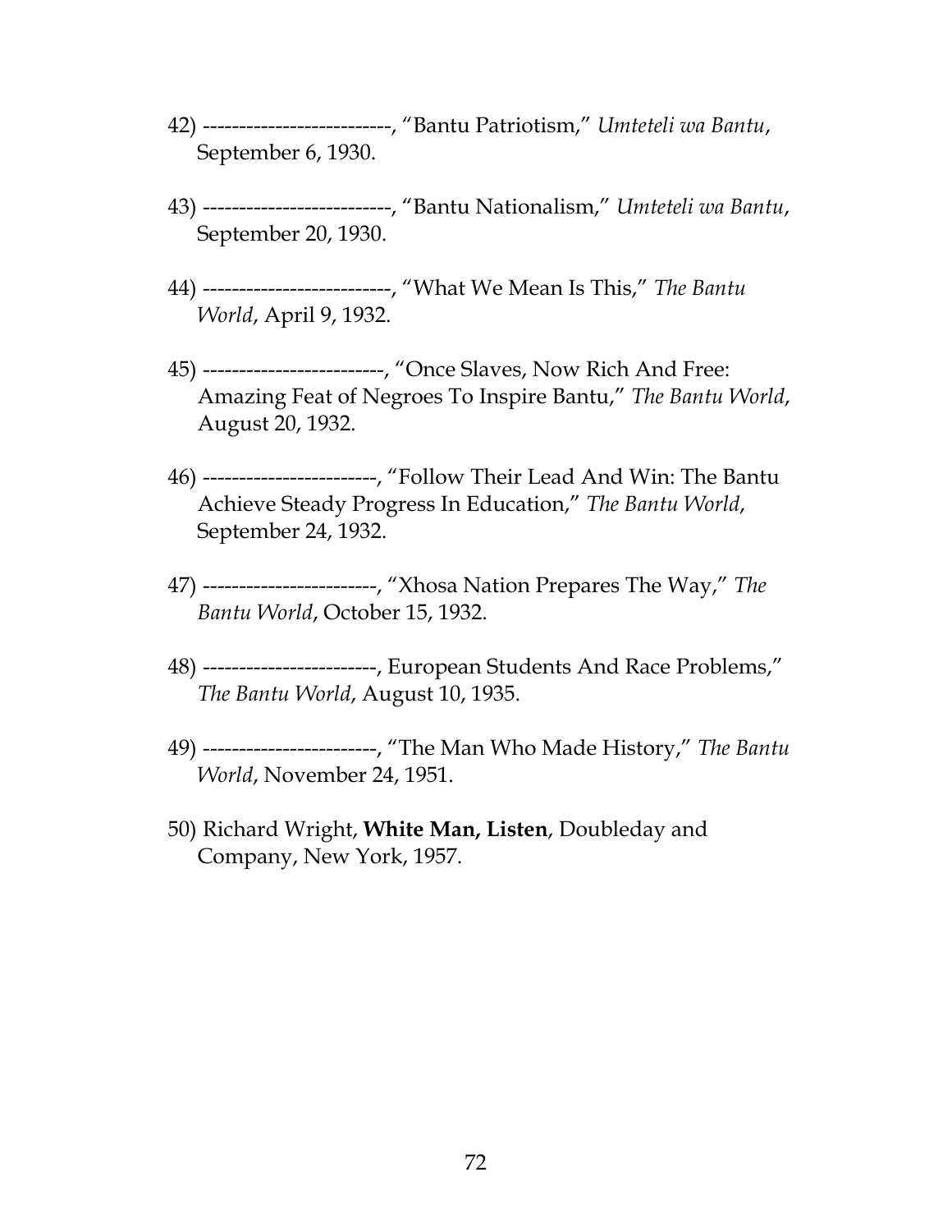42) --------------------------, "Bantu Patriotism," *Umteteli wa Bantu*, September 6, 1930.

43) --------------------------, "Bantu Nationalism," *Umteteli wa Bantu*, September 20, 1930.

44) --------------------------, "What We Mean Is This," *The Bantu World*, April 9, 1932.

45) -------------------------, "Once Slaves, Now Rich And Free: Amazing Feat of Negroes To Inspire Bantu," *The Bantu World*, August 20, 1932.

46) ------------------------, "Follow Their Lead And Win: The Bantu Achieve Steady Progress In Education," *The Bantu World*, September 24, 1932.

47) ------------------------, "Xhosa Nation Prepares The Way," *The Bantu World*, October 15, 1932.

48) ------------------------, European Students And Race Problems," *The Bantu World*, August 10, 1935.

49) ------------------------, "The Man Who Made History," *The Bantu World*, November 24, 1951.

50) Richard Wright, **White Man, Listen**, Doubleday and Company, New York, 1957.